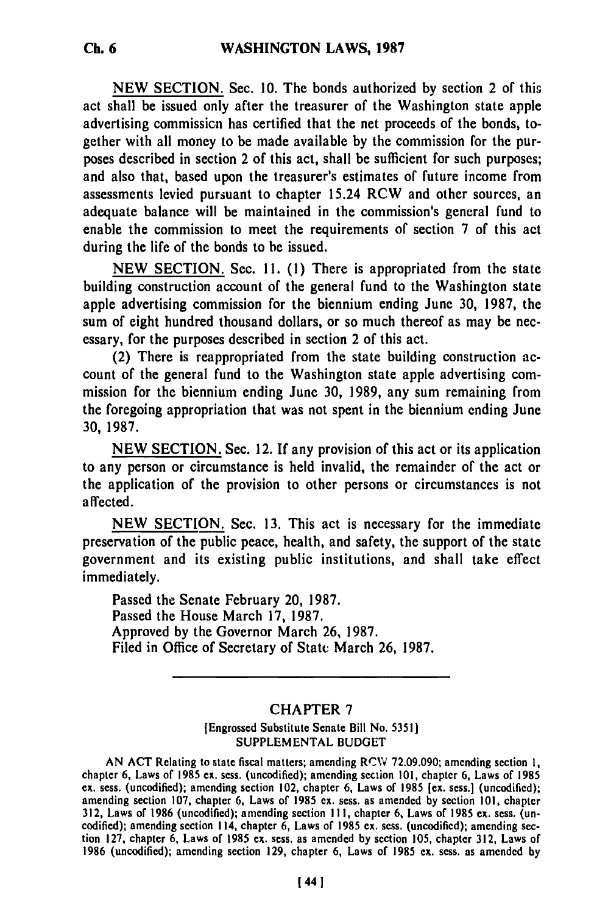NEW SECTION. Sec. 10. The bonds authorized by section 2 of this act shall be issued only after the treasurer of the Washington state apple advertising commission has certified that the net proceeds of the bonds, together with all money to be made available by the commission for the purposes described in section 2 of this act, shall be sufficient for such purposes; and also that, based upon the treasurer's estimates of future income from assessments levied pursuant to chapter 15.24 RCW and other sources, an adequate balance will be maintained in the commission's general fund to enable the commission to meet the requirements of section 7 of this act during the life of the bonds to be issued.

NEW SECTION. Sec. 11. (1) There is appropriated from the state building construction account of the general fund to the Washington state apple advertising commission for the biennium ending June 30, 1987, the sum of eight hundred thousand dollars, or so much thereof as may be necessary, for the purposes described in section 2 of this act.

(2) There is reappropriated from the state building construction account of the general fund to the Washington state apple advertising commission for the biennium ending June 30, 1989, any sum remaining from the foregoing appropriation that was not spent in the biennium ending June 30, 1987.

NEW SECTION. Sec. 12. If any provision of this act or its application to any person or circumstance is held invalid, the remainder of the act or the application of the provision to other persons or circumstances is not affected.

NEW SECTION. Sec. 13. This act is necessary for the immediate preservation of the public peace, health, and safety, the support of the state government and its existing public institutions, and shall take effect immediately.

Passed the Senate February 20, 1987.
Passed the House March 17, 1987.
Approved by the Governor March 26, 1987.
Filed in Office of Secretary of State March 26, 1987.

---

## CHAPTER 7

[Engrossed Substitute Senate Bill No. 5351]
SUPPLEMENTAL BUDGET

AN ACT Relating to state fiscal matters; amending RCW 72.09.090; amending section 1, chapter 6, Laws of 1985 ex. sess. (uncodified); amending section 101, chapter 6, Laws of 1985 ex. sess. (uncodified); amending section 102, chapter 6, Laws of 1985 [ex. sess.] (uncodified); amending section 107, chapter 6, Laws of 1985 ex. sess. as amended by section 101, chapter 312, Laws of 1986 (uncodified); amending section 111, chapter 6, Laws of 1985 ex. sess. (uncodified); amending section 114, chapter 6, Laws of 1985 ex. sess. (uncodified); amending section 127, chapter 6, Laws of 1985 ex. sess. as amended by section 105, chapter 312, Laws of 1986 (uncodified); amending section 129, chapter 6, Laws of 1985 ex. sess. as amended by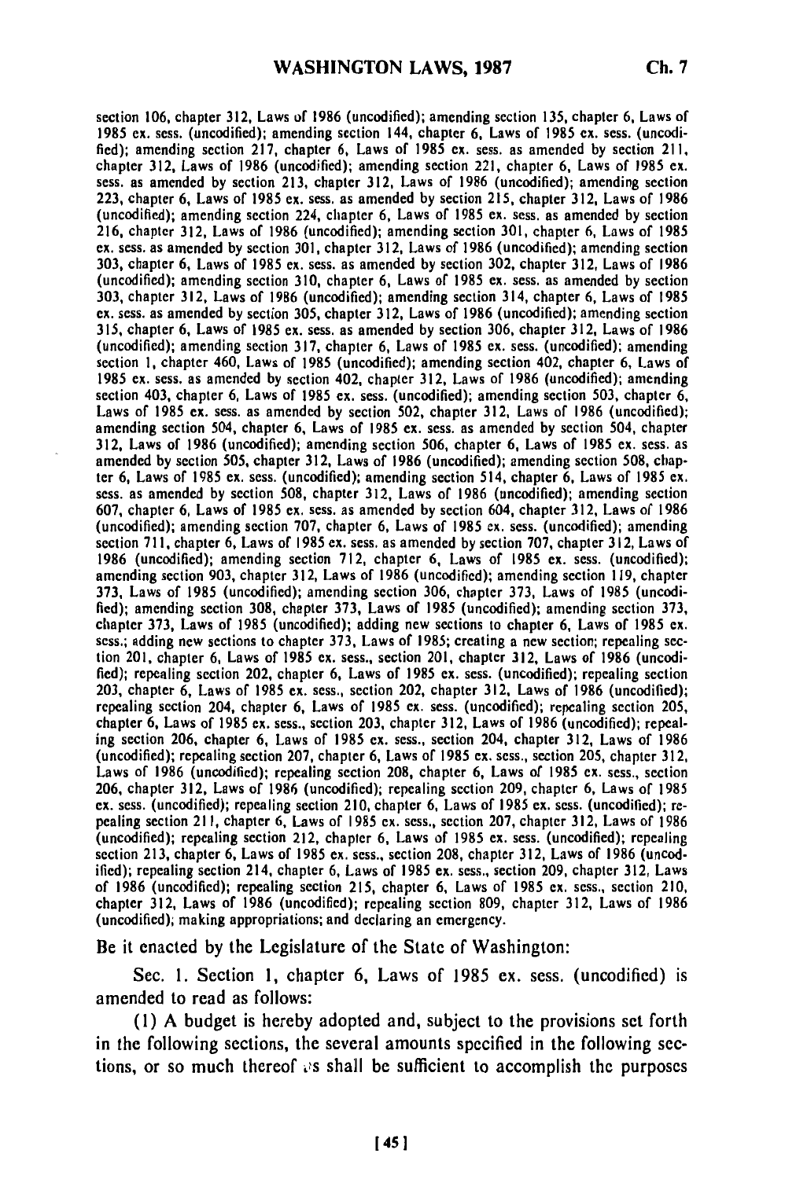section 106, chapter 312, Laws of 1986 (uncodified); amending section 135, chapter 6, Laws of 1985 ex. sess. (uncodified); amending section 144, chapter 6, Laws of 1985 ex. sess. (uncodified); amending section 217, chapter 6, Laws of 1985 ex. sess. as amended by section 211, chapter 312, Laws of 1986 (uncodified); amending section 221, chapter 6, Laws of 1985 ex. sess. as amended by section 213, chapter 312, Laws of 1986 (uncodified); amending section 223, chapter 6, Laws of 1985 ex. sess. as amended by section 215, chapter 312, Laws of 1986 (uncodified); amending section 224, chapter 6, Laws of 1985 ex. sess. as amended by section 216, chapter 312, Laws of 1986 (uncodified); amending section 301, chapter 6, Laws of 1985 ex. sess. as amended by section 301, chapter 312, Laws of 1986 (uncodified); amending section 303, chapter 6, Laws of 1985 ex. sess. as amended by section 302, chapter 312, Laws of 1986 (uncodified); amending section 310, chapter 6, Laws of 1985 ex. sess. as amended by section 303, chapter 312, Laws of 1986 (uncodified); amending section 314, chapter 6, Laws of 1985 ex. sess. as amended by section 305, chapter 312, Laws of 1986 (uncodified); amending section 315, chapter 6, Laws of 1985 ex. sess. as amended by section 306, chapter 312, Laws of 1986 (uncodified); amending section 317, chapter 6, Laws of 1985 ex. sess. (uncodified); amending section 1, chapter 460, Laws of 1985 (uncodified); amending section 402, chapter 6, Laws of 1985 ex. sess. as amended by section 402, chapter 312, Laws of 1986 (uncodified); amending section 403, chapter 6, Laws of 1985 ex. sess. (uncodified); amending section 503, chapter 6, Laws of 1985 ex. sess. as amended by section 502, chapter 312, Laws of 1986 (uncodified); amending section 504, chapter 6, Laws of 1985 ex. sess. as amended by section 504, chapter 312, Laws of 1986 (uncodified); amending section 506, chapter 6, Laws of 1985 ex. sess. as amended by section 505, chapter 312, Laws of 1986 (uncodified); amending section 508, chapter 6, Laws of 1985 ex. sess. (uncodified); amending section 514, chapter 6, Laws of 1985 ex. sess. as amended by section 508, chapter 312, Laws of 1986 (uncodified); amending section 607, chapter 6, Laws of 1985 ex. sess. as amended by section 604, chapter 312, Laws of 1986 (uncodified); amending section 707, chapter 6, Laws of 1985 ex. sess. (uncodified); amending section 711, chapter 6, Laws of 1985 ex. sess. as amended by section 707, chapter 312, Laws of 1986 (uncodified); amending section 712, chapter 6, Laws of 1985 ex. sess. (uncodified); amending section 903, chapter 312, Laws of 1986 (uncodified); amending section 119, chapter 373, Laws of 1985 (uncodified); amending section 306, chapter 373, Laws of 1985 (uncodified); amending section 308, chapter 373, Laws of 1985 (uncodified); amending section 373, chapter 373, Laws of 1985 (uncodified); adding new sections to chapter 6, Laws of 1985 ex. sess.; adding new sections to chapter 373, Laws of 1985; creating a new section; repealing section 201, chapter 6, Laws of 1985 ex. sess., section 201, chapter 312, Laws of 1986 (uncodified); repealing section 202, chapter 6, Laws of 1985 ex. sess. (uncodified); repealing section 203, chapter 6, Laws of 1985 ex. sess., section 202, chapter 312, Laws of 1986 (uncodified); repealing section 204, chapter 6, Laws of 1985 ex. sess. (uncodified); repealing section 205, chapter 6, Laws of 1985 ex. sess., section 203, chapter 312, Laws of 1986 (uncodified); repealing section 206, chapter 6, Laws of 1985 ex. sess., section 204, chapter 312, Laws of 1986 (uncodified); repealing section 207, chapter 6, Laws of 1985 ex. sess., section 205, chapter 312, Laws of 1986 (uncodified); repealing section 208, chapter 6, Laws of 1985 ex. sess., section 206, chapter 312, Laws of 1986 (uncodified); repealing section 209, chapter 6, Laws of 1985 ex. sess. (uncodified); repealing section 210, chapter 6, Laws of 1985 ex. sess. (uncodified); repealing section 211, chapter 6, Laws of 1985 ex. sess., section 207, chapter 312, Laws of 1986 (uncodified); repealing section 212, chapter 6, Laws of 1985 ex. sess. (uncodified); repealing section 213, chapter 6, Laws of 1985 ex. sess., section 208, chapter 312, Laws of 1986 (uncodified); repealing section 214, chapter 6, Laws of 1985 ex. sess., section 209, chapter 312, Laws of 1986 (uncodified); repealing section 215, chapter 6, Laws of 1985 ex. sess., section 210, chapter 312, Laws of 1986 (uncodified); repealing section 809, chapter 312, Laws of 1986 (uncodified); making appropriations; and declaring an emergency.

Be it enacted by the Legislature of the State of Washington:

Sec. 1. Section 1, chapter 6, Laws of 1985 ex. sess. (uncodified) is amended to read as follows:

(1) A budget is hereby adopted and, subject to the provisions set forth in the following sections, the several amounts specified in the following sections, or so much thereof as shall be sufficient to accomplish the purposes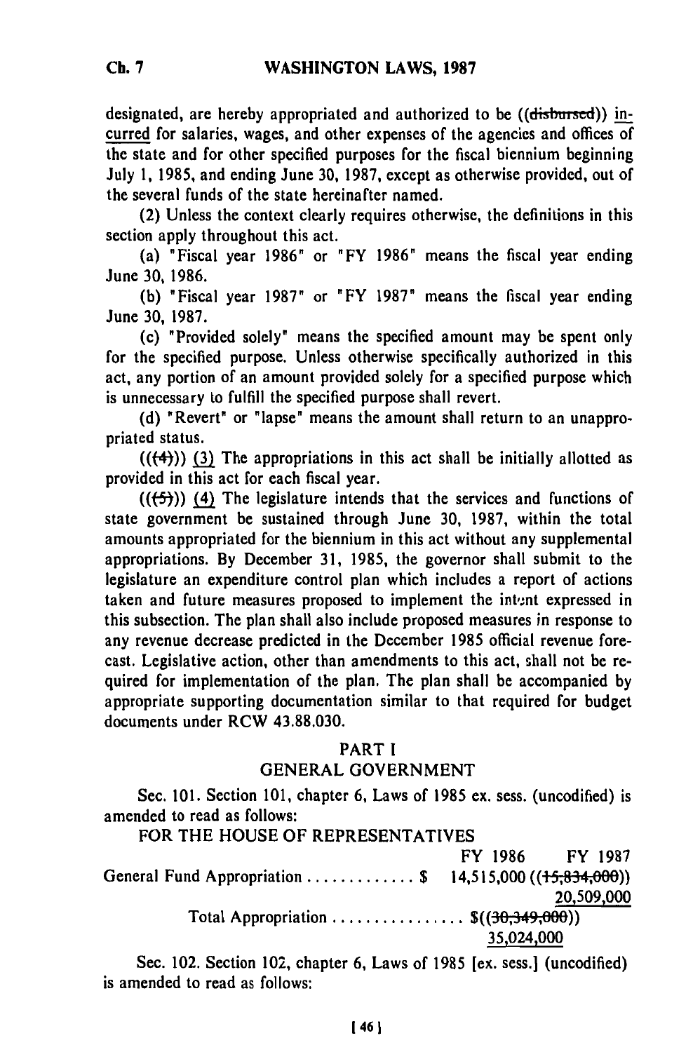designated, are hereby appropriated and authorized to be ((~~disbursed~~)) <u>incurred</u> for salaries, wages, and other expenses of the agencies and offices of the state and for other specified purposes for the fiscal biennium beginning July 1, 1985, and ending June 30, 1987, except as otherwise provided, out of the several funds of the state hereinafter named.

(2) Unless the context clearly requires otherwise, the definitions in this section apply throughout this act.

(a) "Fiscal year 1986" or "FY 1986" means the fiscal year ending June 30, 1986.

(b) "Fiscal year 1987" or "FY 1987" means the fiscal year ending June 30, 1987.

(c) "Provided solely" means the specified amount may be spent only for the specified purpose. Unless otherwise specifically authorized in this act, any portion of an amount provided solely for a specified purpose which is unnecessary to fulfill the specified purpose shall revert.

(d) "Revert" or "lapse" means the amount shall return to an unappropriated status.

((~~(4)~~)) <u>(3)</u> The appropriations in this act shall be initially allotted as provided in this act for each fiscal year.

((~~(5)~~)) <u>(4)</u> The legislature intends that the services and functions of state government be sustained through June 30, 1987, within the total amounts appropriated for the biennium in this act without any supplemental appropriations. By December 31, 1985, the governor shall submit to the legislature an expenditure control plan which includes a report of actions taken and future measures proposed to implement the intent expressed in this subsection. The plan shall also include proposed measures in response to any revenue decrease predicted in the December 1985 official revenue forecast. Legislative action, other than amendments to this act, shall not be required for implementation of the plan. The plan shall be accompanied by appropriate supporting documentation similar to that required for budget documents under RCW 43.88.030.

## PART I
## GENERAL GOVERNMENT

Sec. 101. Section 101, chapter 6, Laws of 1985 ex. sess. (uncodified) is amended to read as follows:

FOR THE HOUSE OF REPRESENTATIVES

| | FY 1986 | FY 1987 |
|---|---|---|
| General Fund Appropriation . . . . . . . . . . . . . $ | 14,515,000 | ((~~15,834,000~~)) <u>20,509,000</u> |
| Total Appropriation . . . . . . . . . . . . . . . . $((~~30,349,000~~)) <u>35,024,000</u> | | |

Sec. 102. Section 102, chapter 6, Laws of 1985 [ex. sess.] (uncodified) is amended to read as follows: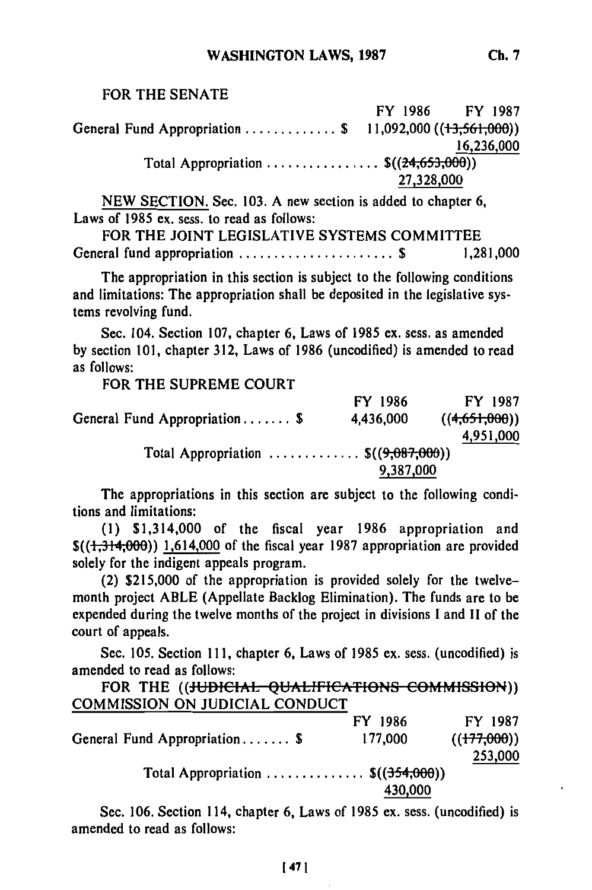FOR THE SENATE

| | FY 1986 | FY 1987 |
|---|---|---|
| General Fund Appropriation . . . . . . . . . . . . . $ | 11,092,000 | ((~~13,561,000~~)) 16,236,000 |
| Total Appropriation . . . . . . . . . . . . . . . . $((~~24,653,000~~)) 27,328,000 | | |

NEW SECTION. Sec. 103. A new section is added to chapter 6, Laws of 1985 ex. sess. to read as follows:

FOR THE JOINT LEGISLATIVE SYSTEMS COMMITTEE

General fund appropriation . . . . . . . . . . . . . . . . . . . . . . $ 1,281,000

The appropriation in this section is subject to the following conditions and limitations: The appropriation shall be deposited in the legislative systems revolving fund.

Sec. 104. Section 107, chapter 6, Laws of 1985 ex. sess. as amended by section 101, chapter 312, Laws of 1986 (uncodified) is amended to read as follows:

FOR THE SUPREME COURT

| | FY 1986 | FY 1987 |
|---|---|---|
| General Fund Appropriation . . . . . . . $ | 4,436,000 | ((~~4,651,000~~)) 4,951,000 |
| Total Appropriation . . . . . . . . . . . . . $((~~9,087,000~~)) 9,387,000 | | |

The appropriations in this section are subject to the following conditions and limitations:

(1) $1,314,000 of the fiscal year 1986 appropriation and $((~~1,314,000~~)) 1,614,000 of the fiscal year 1987 appropriation are provided solely for the indigent appeals program.

(2) $215,000 of the appropriation is provided solely for the twelve-month project ABLE (Appellate Backlog Elimination). The funds are to be expended during the twelve months of the project in divisions I and II of the court of appeals.

Sec. 105. Section 111, chapter 6, Laws of 1985 ex. sess. (uncodified) is amended to read as follows:

FOR THE ((~~JUDICIAL QUALIFICATIONS COMMISSION~~)) COMMISSION ON JUDICIAL CONDUCT

| | FY 1986 | FY 1987 |
|---|---|---|
| General Fund Appropriation . . . . . . . $ | 177,000 | ((~~177,000~~)) 253,000 |
| Total Appropriation . . . . . . . . . . . . . . $((~~354,000~~)) 430,000 | | |

Sec. 106. Section 114, chapter 6, Laws of 1985 ex. sess. (uncodified) is amended to read as follows: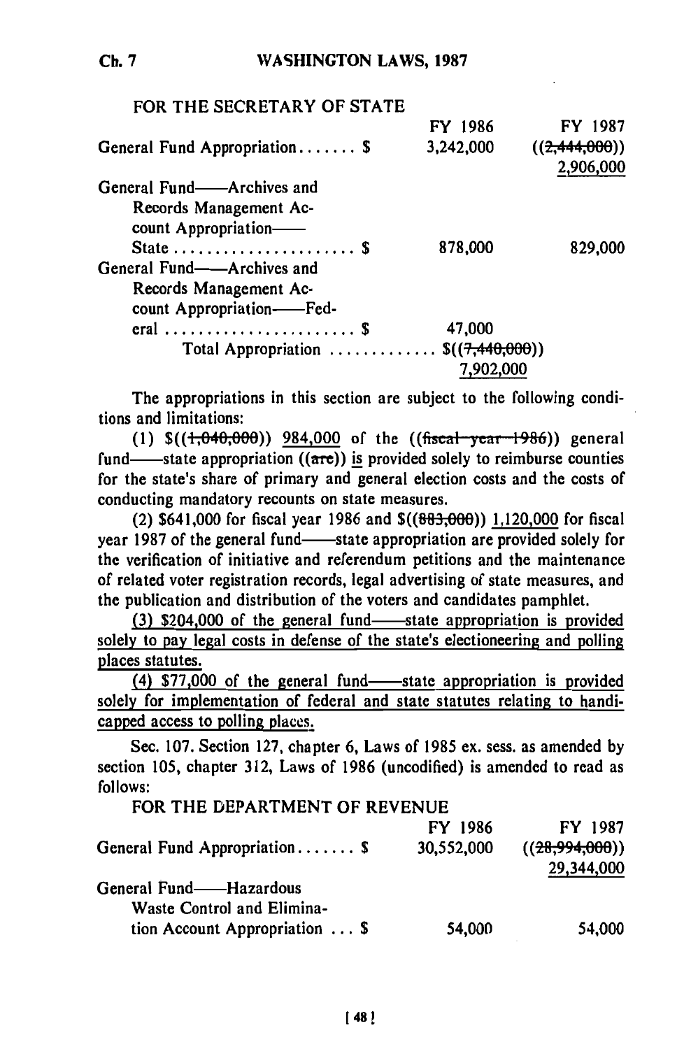FOR THE SECRETARY OF STATE

| | FY 1986 | FY 1987 |
|---|---|---|
| General Fund Appropriation....... $ | 3,242,000 | ((~~2,444,000~~)) 2,906,000 |
| General Fund——Archives and Records Management Account Appropriation——State ..................... $ | 878,000 | 829,000 |
| General Fund——Archives and Records Management Account Appropriation——Federal ....................... $ | 47,000 | |
| Total Appropriation ............. | $((~~7,440,000~~)) 7,902,000 | |

The appropriations in this section are subject to the following conditions and limitations:

(1) $((~~1,040,000~~)) 984,000 of the ((~~fiscal year 1986~~)) general fund——state appropriation ((~~are~~)) is provided solely to reimburse counties for the state's share of primary and general election costs and the costs of conducting mandatory recounts on state measures.

(2) $641,000 for fiscal year 1986 and $((~~883,000~~)) 1,120,000 for fiscal year 1987 of the general fund——state appropriation are provided solely for the verification of initiative and referendum petitions and the maintenance of related voter registration records, legal advertising of state measures, and the publication and distribution of the voters and candidates pamphlet.

(3) $204,000 of the general fund——state appropriation is provided solely to pay legal costs in defense of the state's electioneering and polling places statutes.

(4) $77,000 of the general fund——state appropriation is provided solely for implementation of federal and state statutes relating to handicapped access to polling places.

Sec. 107. Section 127, chapter 6, Laws of 1985 ex. sess. as amended by section 105, chapter 312, Laws of 1986 (uncodified) is amended to read as follows:

FOR THE DEPARTMENT OF REVENUE

| | FY 1986 | FY 1987 |
|---|---|---|
| General Fund Appropriation....... $ | 30,552,000 | ((~~28,994,000~~)) 29,344,000 |
| General Fund——Hazardous Waste Control and Elimination Account Appropriation ... $ | 54,000 | 54,000 |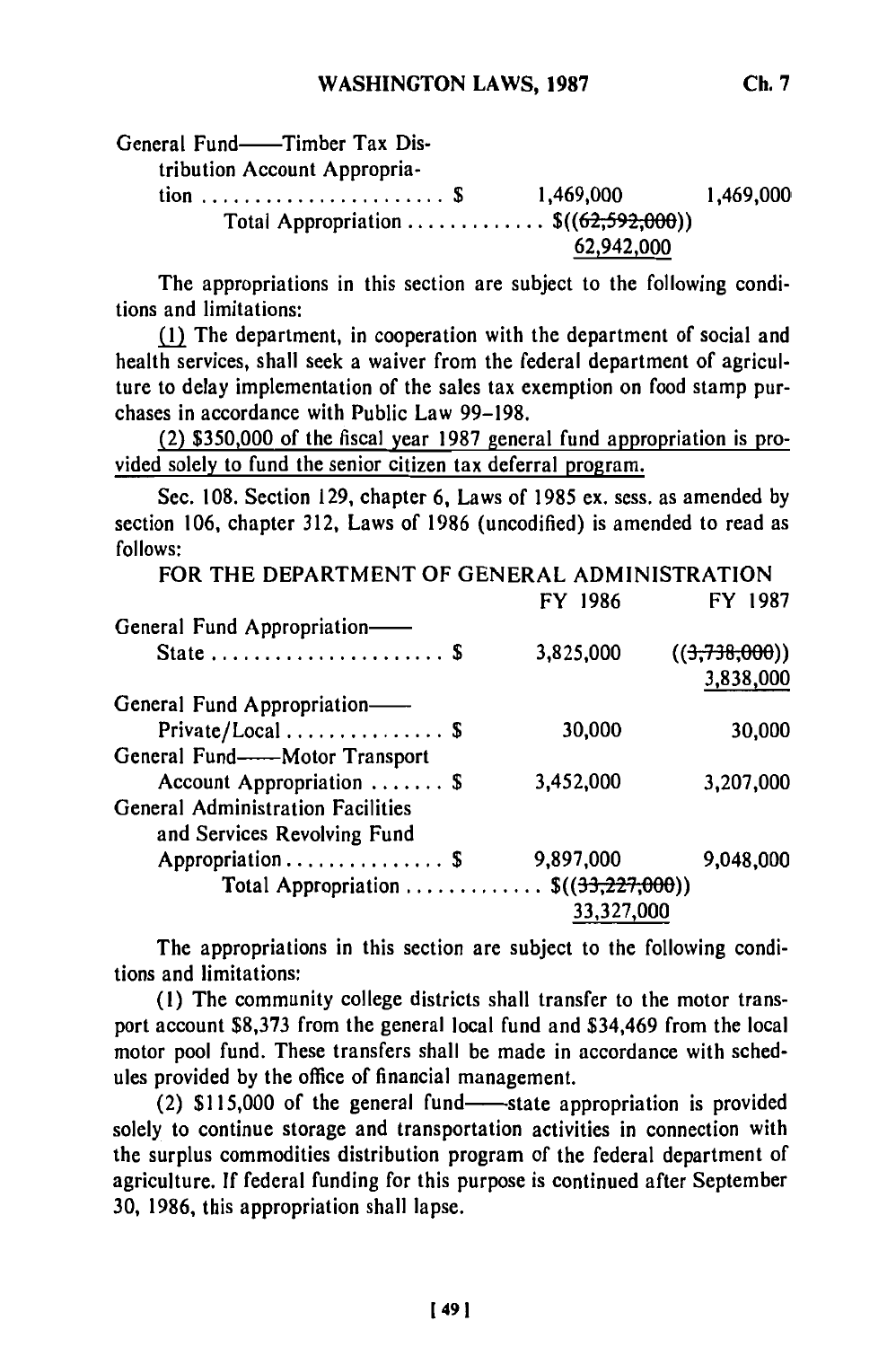| | FY 1986 | FY 1987 |
|---|---|---|
| General Fund——Timber Tax Distribution Account Appropriation . . . . . . . . . . . . . . . . . . . . . . . $ | 1,469,000 | 1,469,000 |
| Total Appropriation . . . . . . . . . . . . . $((~~62,592,000~~)) 62,942,000 | | |

The appropriations in this section are subject to the following conditions and limitations:

(1) The department, in cooperation with the department of social and health services, shall seek a waiver from the federal department of agriculture to delay implementation of the sales tax exemption on food stamp purchases in accordance with Public Law 99-198.

(2) $350,000 of the fiscal year 1987 general fund appropriation is provided solely to fund the senior citizen tax deferral program.

Sec. 108. Section 129, chapter 6, Laws of 1985 ex. sess. as amended by section 106, chapter 312, Laws of 1986 (uncodified) is amended to read as follows:

FOR THE DEPARTMENT OF GENERAL ADMINISTRATION

| | FY 1986 | FY 1987 |
|---|---|---|
| General Fund Appropriation—— State . . . . . . . . . . . . . . . . . . . . . . $ | 3,825,000 | ((~~3,738,000~~)) 3,838,000 |
| General Fund Appropriation—— Private/Local . . . . . . . . . . . . . . . $ | 30,000 | 30,000 |
| General Fund——Motor Transport Account Appropriation . . . . . . . $ | 3,452,000 | 3,207,000 |
| General Administration Facilities and Services Revolving Fund Appropriation . . . . . . . . . . . . . . . $ | 9,897,000 | 9,048,000 |
| Total Appropriation . . . . . . . . . . . . . $((~~33,227,000~~)) 33,327,000 | | |

The appropriations in this section are subject to the following conditions and limitations:

(1) The community college districts shall transfer to the motor transport account $8,373 from the general local fund and $34,469 from the local motor pool fund. These transfers shall be made in accordance with schedules provided by the office of financial management.

(2) $115,000 of the general fund——state appropriation is provided solely to continue storage and transportation activities in connection with the surplus commodities distribution program of the federal department of agriculture. If federal funding for this purpose is continued after September 30, 1986, this appropriation shall lapse.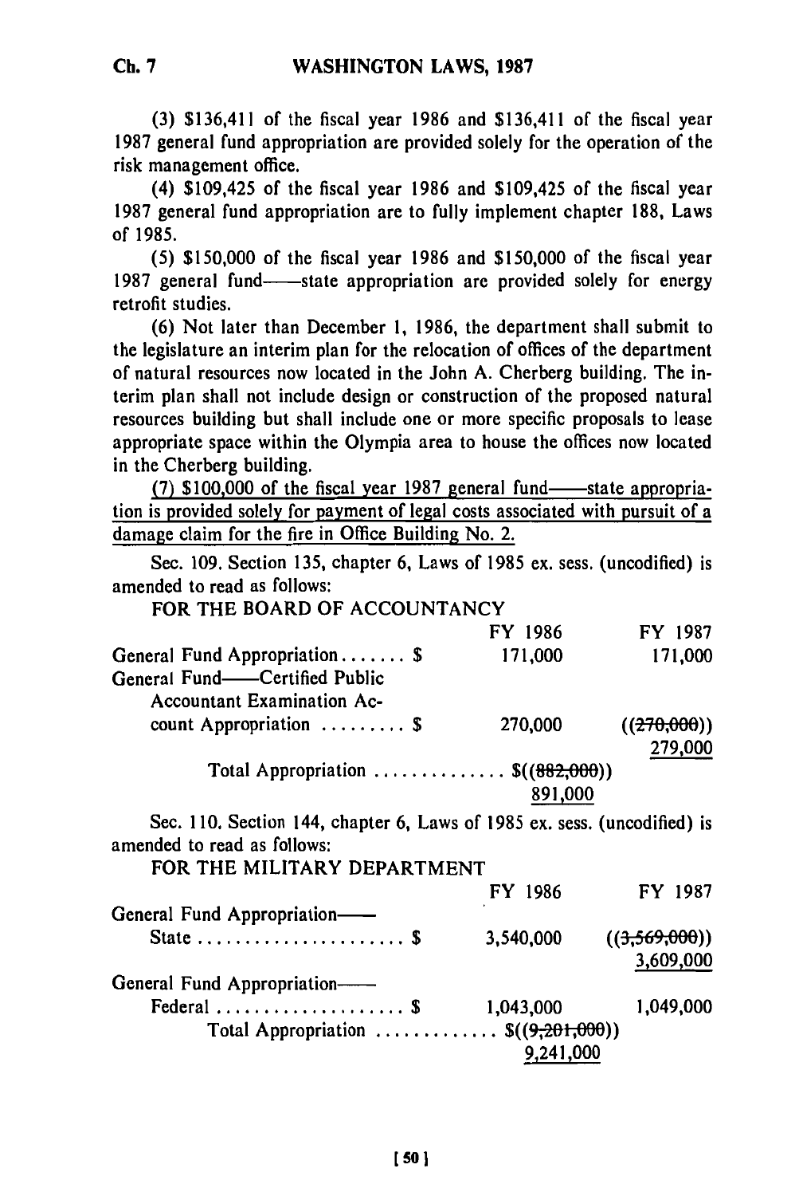(3) $136,411 of the fiscal year 1986 and $136,411 of the fiscal year 1987 general fund appropriation are provided solely for the operation of the risk management office.

(4) $109,425 of the fiscal year 1986 and $109,425 of the fiscal year 1987 general fund appropriation are to fully implement chapter 188, Laws of 1985.

(5) $150,000 of the fiscal year 1986 and $150,000 of the fiscal year 1987 general fund—state appropriation are provided solely for energy retrofit studies.

(6) Not later than December 1, 1986, the department shall submit to the legislature an interim plan for the relocation of offices of the department of natural resources now located in the John A. Cherberg building. The interim plan shall not include design or construction of the proposed natural resources building but shall include one or more specific proposals to lease appropriate space within the Olympia area to house the offices now located in the Cherberg building.

<u>(7) $100,000 of the fiscal year 1987 general fund—state appropriation is provided solely for payment of legal costs associated with pursuit of a damage claim for the fire in Office Building No. 2.</u>

Sec. 109. Section 135, chapter 6, Laws of 1985 ex. sess. (uncodified) is amended to read as follows:

FOR THE BOARD OF ACCOUNTANCY

| | FY 1986 | FY 1987 |
|---|---|---|
| General Fund Appropriation . . . . . . . $ | 171,000 | 171,000 |
| General Fund—Certified Public Accountant Examination Account Appropriation . . . . . . . . . $ | 270,000 | ((~~270,000~~)) <u>279,000</u> |
| Total Appropriation . . . . . . . . . . . . . . $((~~882,000~~)) <u>891,000</u> | | |

Sec. 110. Section 144, chapter 6, Laws of 1985 ex. sess. (uncodified) is amended to read as follows:

FOR THE MILITARY DEPARTMENT

| | FY 1986 | FY 1987 |
|---|---|---|
| General Fund Appropriation—State . . . . . . . . . . . . . . . . . . . . . . $ | 3,540,000 | ((~~3,569,000~~)) <u>3,609,000</u> |
| General Fund Appropriation—Federal . . . . . . . . . . . . . . . . . . . . $ | 1,043,000 | 1,049,000 |
| Total Appropriation . . . . . . . . . . . . . $((~~9,201,000~~)) <u>9,241,000</u> | | |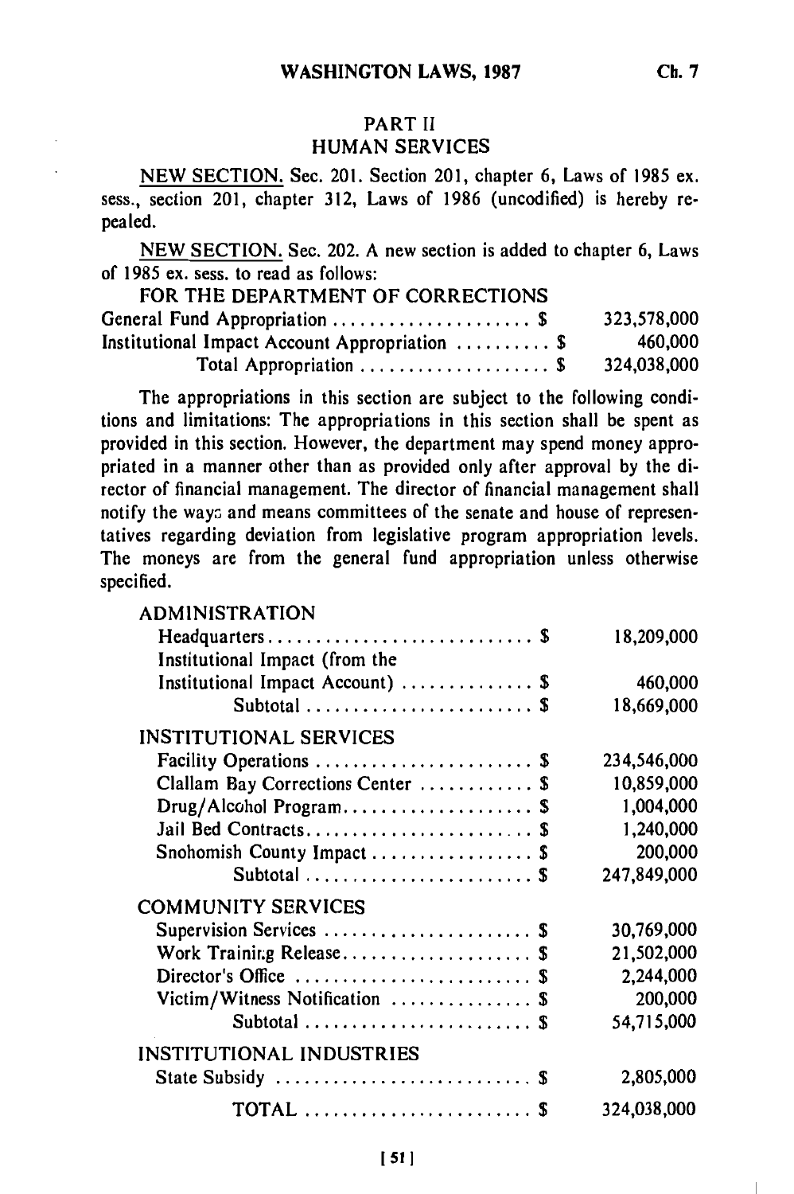## PART II
## HUMAN SERVICES

NEW SECTION. Sec. 201. Section 201, chapter 6, Laws of 1985 ex. sess., section 201, chapter 312, Laws of 1986 (uncodified) is hereby repealed.

NEW SECTION. Sec. 202. A new section is added to chapter 6, Laws of 1985 ex. sess. to read as follows:

FOR THE DEPARTMENT OF CORRECTIONS

| | |
|---|---|
| General Fund Appropriation . . . . . . . . . . . . . . . . . . . . . $ | 323,578,000 |
| Institutional Impact Account Appropriation . . . . . . . . . . $ | 460,000 |
| Total Appropriation . . . . . . . . . . . . . . . . . . . . $ | 324,038,000 |

The appropriations in this section are subject to the following conditions and limitations: The appropriations in this section shall be spent as provided in this section. However, the department may spend money appropriated in a manner other than as provided only after approval by the director of financial management. The director of financial management shall notify the ways and means committees of the senate and house of representatives regarding deviation from legislative program appropriation levels. The moneys are from the general fund appropriation unless otherwise specified.

| | |
|---|---|
| ADMINISTRATION | |
| Headquarters . . . . . . . . . . . . . . . . . . . . . . . . . . . . $ | 18,209,000 |
| Institutional Impact (from the Institutional Impact Account) . . . . . . . . . . . . . . $ | 460,000 |
| Subtotal . . . . . . . . . . . . . . . . . . . . . . . . $ | 18,669,000 |
| INSTITUTIONAL SERVICES | |
| Facility Operations . . . . . . . . . . . . . . . . . . . . . . . $ | 234,546,000 |
| Clallam Bay Corrections Center . . . . . . . . . . . . $ | 10,859,000 |
| Drug/Alcohol Program . . . . . . . . . . . . . . . . . . . . $ | 1,004,000 |
| Jail Bed Contracts . . . . . . . . . . . . . . . . . . . . . . . . $ | 1,240,000 |
| Snohomish County Impact . . . . . . . . . . . . . . . . . $ | 200,000 |
| Subtotal . . . . . . . . . . . . . . . . . . . . . . . . $ | 247,849,000 |
| COMMUNITY SERVICES | |
| Supervision Services . . . . . . . . . . . . . . . . . . . . . . $ | 30,769,000 |
| Work Training Release . . . . . . . . . . . . . . . . . . . . $ | 21,502,000 |
| Director's Office . . . . . . . . . . . . . . . . . . . . . . . . . $ | 2,244,000 |
| Victim/Witness Notification . . . . . . . . . . . . . . . $ | 200,000 |
| Subtotal . . . . . . . . . . . . . . . . . . . . . . . . $ | 54,715,000 |
| INSTITUTIONAL INDUSTRIES | |
| State Subsidy . . . . . . . . . . . . . . . . . . . . . . . . . . . $ | 2,805,000 |
| TOTAL . . . . . . . . . . . . . . . . . . . . . . . . $ | 324,038,000 |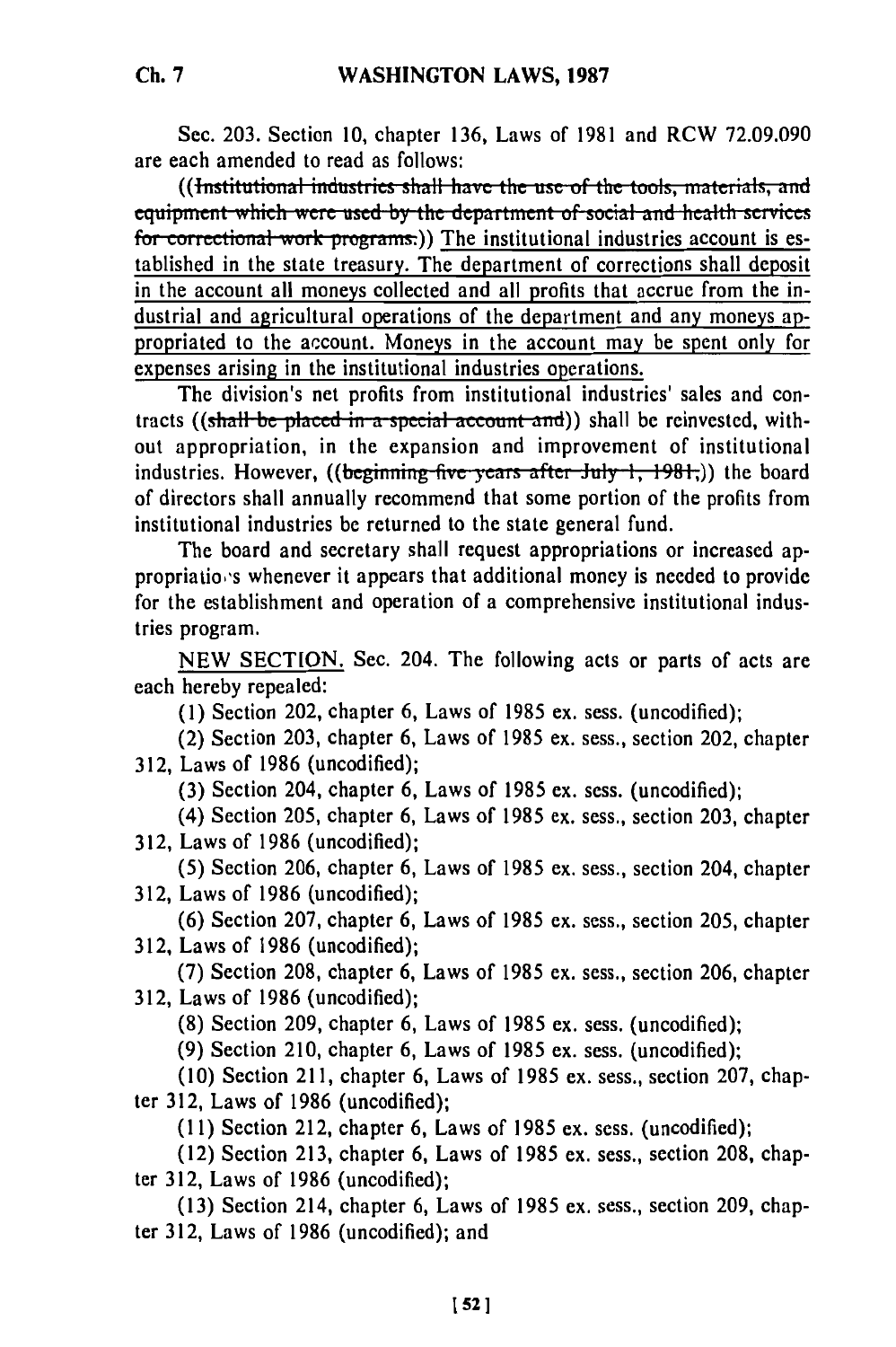Sec. 203. Section 10, chapter 136, Laws of 1981 and RCW 72.09.090 are each amended to read as follows:

((~~Institutional industries shall have the use of the tools, materials, and equipment which were used by the department of social and health services for correctional work programs.~~)) <u>The institutional industries account is established in the state treasury. The department of corrections shall deposit in the account all moneys collected and all profits that accrue from the industrial and agricultural operations of the department and any moneys appropriated to the account. Moneys in the account may be spent only for expenses arising in the institutional industries operations.</u>

The division's net profits from institutional industries' sales and contracts ((~~shall be placed in a special account and~~)) shall be reinvested, without appropriation, in the expansion and improvement of institutional industries. However, ((~~beginning five years after July 1, 1981,~~)) the board of directors shall annually recommend that some portion of the profits from institutional industries be returned to the state general fund.

The board and secretary shall request appropriations or increased appropriations whenever it appears that additional money is needed to provide for the establishment and operation of a comprehensive institutional industries program.

<u>NEW SECTION.</u> Sec. 204. The following acts or parts of acts are each hereby repealed:

(1) Section 202, chapter 6, Laws of 1985 ex. sess. (uncodified);

(2) Section 203, chapter 6, Laws of 1985 ex. sess., section 202, chapter 312, Laws of 1986 (uncodified);

(3) Section 204, chapter 6, Laws of 1985 ex. sess. (uncodified);

(4) Section 205, chapter 6, Laws of 1985 ex. sess., section 203, chapter 312, Laws of 1986 (uncodified);

(5) Section 206, chapter 6, Laws of 1985 ex. sess., section 204, chapter 312, Laws of 1986 (uncodified);

(6) Section 207, chapter 6, Laws of 1985 ex. sess., section 205, chapter 312, Laws of 1986 (uncodified);

(7) Section 208, chapter 6, Laws of 1985 ex. sess., section 206, chapter 312, Laws of 1986 (uncodified);

(8) Section 209, chapter 6, Laws of 1985 ex. sess. (uncodified);

(9) Section 210, chapter 6, Laws of 1985 ex. sess. (uncodified);

(10) Section 211, chapter 6, Laws of 1985 ex. sess., section 207, chapter 312, Laws of 1986 (uncodified);

(11) Section 212, chapter 6, Laws of 1985 ex. sess. (uncodified);

(12) Section 213, chapter 6, Laws of 1985 ex. sess., section 208, chapter 312, Laws of 1986 (uncodified);

(13) Section 214, chapter 6, Laws of 1985 ex. sess., section 209, chapter 312, Laws of 1986 (uncodified); and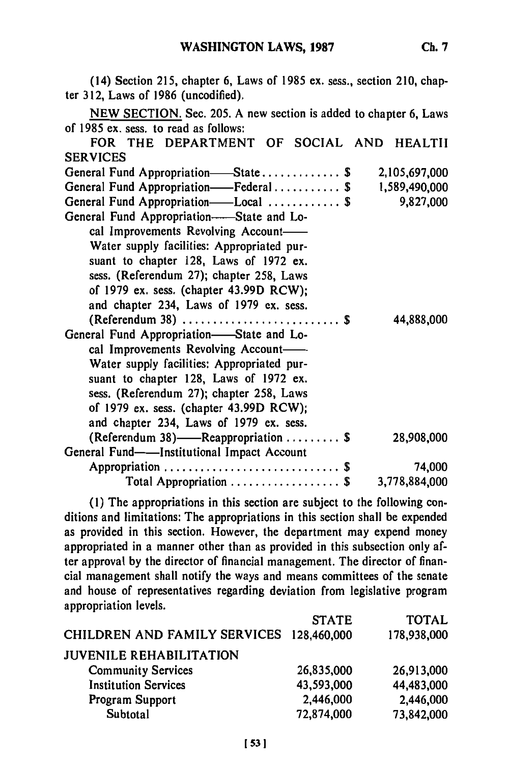(14) Section 215, chapter 6, Laws of 1985 ex. sess., section 210, chapter 312, Laws of 1986 (uncodified).

NEW SECTION. Sec. 205. A new section is added to chapter 6, Laws of 1985 ex. sess. to read as follows:

FOR THE DEPARTMENT OF SOCIAL AND HEALTH SERVICES

| | |
|---|---|
| General Fund Appropriation—State . . . . . . . . . . . . . $ | 2,105,697,000 |
| General Fund Appropriation—Federal . . . . . . . . . . . $ | 1,589,490,000 |
| General Fund Appropriation—Local . . . . . . . . . . . . $ | 9,827,000 |
| General Fund Appropriation—State and Local Improvements Revolving Account—Water supply facilities: Appropriated pursuant to chapter 128, Laws of 1972 ex. sess. (Referendum 27); chapter 258, Laws of 1979 ex. sess. (chapter 43.99D RCW); and chapter 234, Laws of 1979 ex. sess. (Referendum 38) . . . . . . . . . . . . . . . . . . . . . . . . . . $ | 44,888,000 |
| General Fund Appropriation—State and Local Improvements Revolving Account—Water supply facilities: Appropriated pursuant to chapter 128, Laws of 1972 ex. sess. (Referendum 27); chapter 258, Laws of 1979 ex. sess. (chapter 43.99D RCW); and chapter 234, Laws of 1979 ex. sess. (Referendum 38)—Reappropriation . . . . . . . . . $ | 28,908,000 |
| General Fund—Institutional Impact Account Appropriation . . . . . . . . . . . . . . . . . . . . . . . . . . . . $ | 74,000 |
| Total Appropriation . . . . . . . . . . . . . . . . . . $ | 3,778,884,000 |

(1) The appropriations in this section are subject to the following conditions and limitations: The appropriations in this section shall be expended as provided in this section. However, the department may expend money appropriated in a manner other than as provided in this subsection only after approval by the director of financial management. The director of financial management shall notify the ways and means committees of the senate and house of representatives regarding deviation from legislative program appropriation levels.

| | STATE | TOTAL |
|---|---|---|
| CHILDREN AND FAMILY SERVICES | 128,460,000 | 178,938,000 |
| JUVENILE REHABILITATION | | |
| Community Services | 26,835,000 | 26,913,000 |
| Institution Services | 43,593,000 | 44,483,000 |
| Program Support | 2,446,000 | 2,446,000 |
| Subtotal | 72,874,000 | 73,842,000 |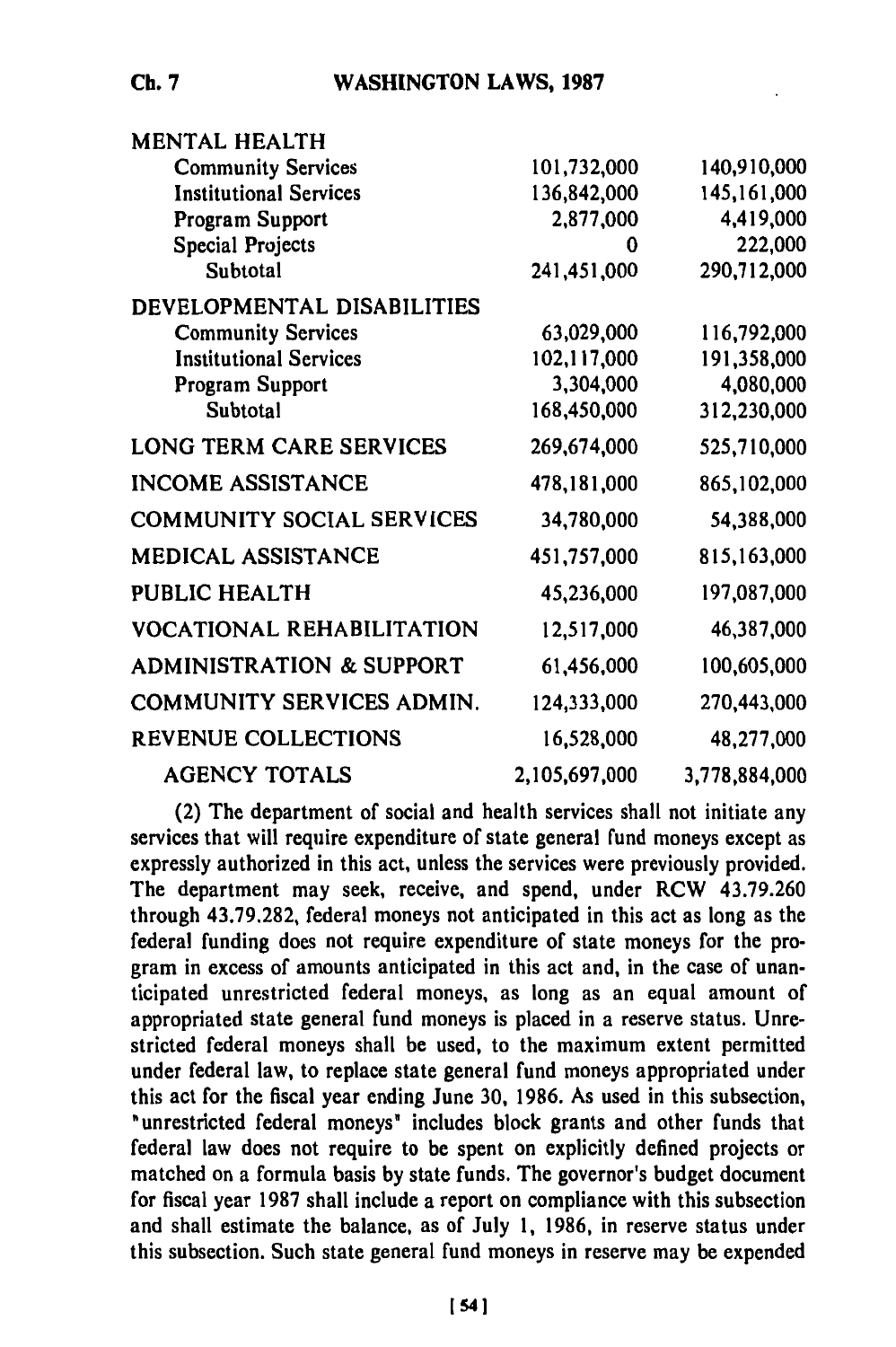| | | |
|---|---|---|
| MENTAL HEALTH | | |
| Community Services | 101,732,000 | 140,910,000 |
| Institutional Services | 136,842,000 | 145,161,000 |
| Program Support | 2,877,000 | 4,419,000 |
| Special Projects | 0 | 222,000 |
| Subtotal | 241,451,000 | 290,712,000 |
| DEVELOPMENTAL DISABILITIES | | |
| Community Services | 63,029,000 | 116,792,000 |
| Institutional Services | 102,117,000 | 191,358,000 |
| Program Support | 3,304,000 | 4,080,000 |
| Subtotal | 168,450,000 | 312,230,000 |
| LONG TERM CARE SERVICES | 269,674,000 | 525,710,000 |
| INCOME ASSISTANCE | 478,181,000 | 865,102,000 |
| COMMUNITY SOCIAL SERVICES | 34,780,000 | 54,388,000 |
| MEDICAL ASSISTANCE | 451,757,000 | 815,163,000 |
| PUBLIC HEALTH | 45,236,000 | 197,087,000 |
| VOCATIONAL REHABILITATION | 12,517,000 | 46,387,000 |
| ADMINISTRATION & SUPPORT | 61,456,000 | 100,605,000 |
| COMMUNITY SERVICES ADMIN. | 124,333,000 | 270,443,000 |
| REVENUE COLLECTIONS | 16,528,000 | 48,277,000 |
| AGENCY TOTALS | 2,105,697,000 | 3,778,884,000 |

(2) The department of social and health services shall not initiate any services that will require expenditure of state general fund moneys except as expressly authorized in this act, unless the services were previously provided. The department may seek, receive, and spend, under RCW 43.79.260 through 43.79.282, federal moneys not anticipated in this act as long as the federal funding does not require expenditure of state moneys for the program in excess of amounts anticipated in this act and, in the case of unanticipated unrestricted federal moneys, as long as an equal amount of appropriated state general fund moneys is placed in a reserve status. Unrestricted federal moneys shall be used, to the maximum extent permitted under federal law, to replace state general fund moneys appropriated under this act for the fiscal year ending June 30, 1986. As used in this subsection, "unrestricted federal moneys" includes block grants and other funds that federal law does not require to be spent on explicitly defined projects or matched on a formula basis by state funds. The governor's budget document for fiscal year 1987 shall include a report on compliance with this subsection and shall estimate the balance, as of July 1, 1986, in reserve status under this subsection. Such state general fund moneys in reserve may be expended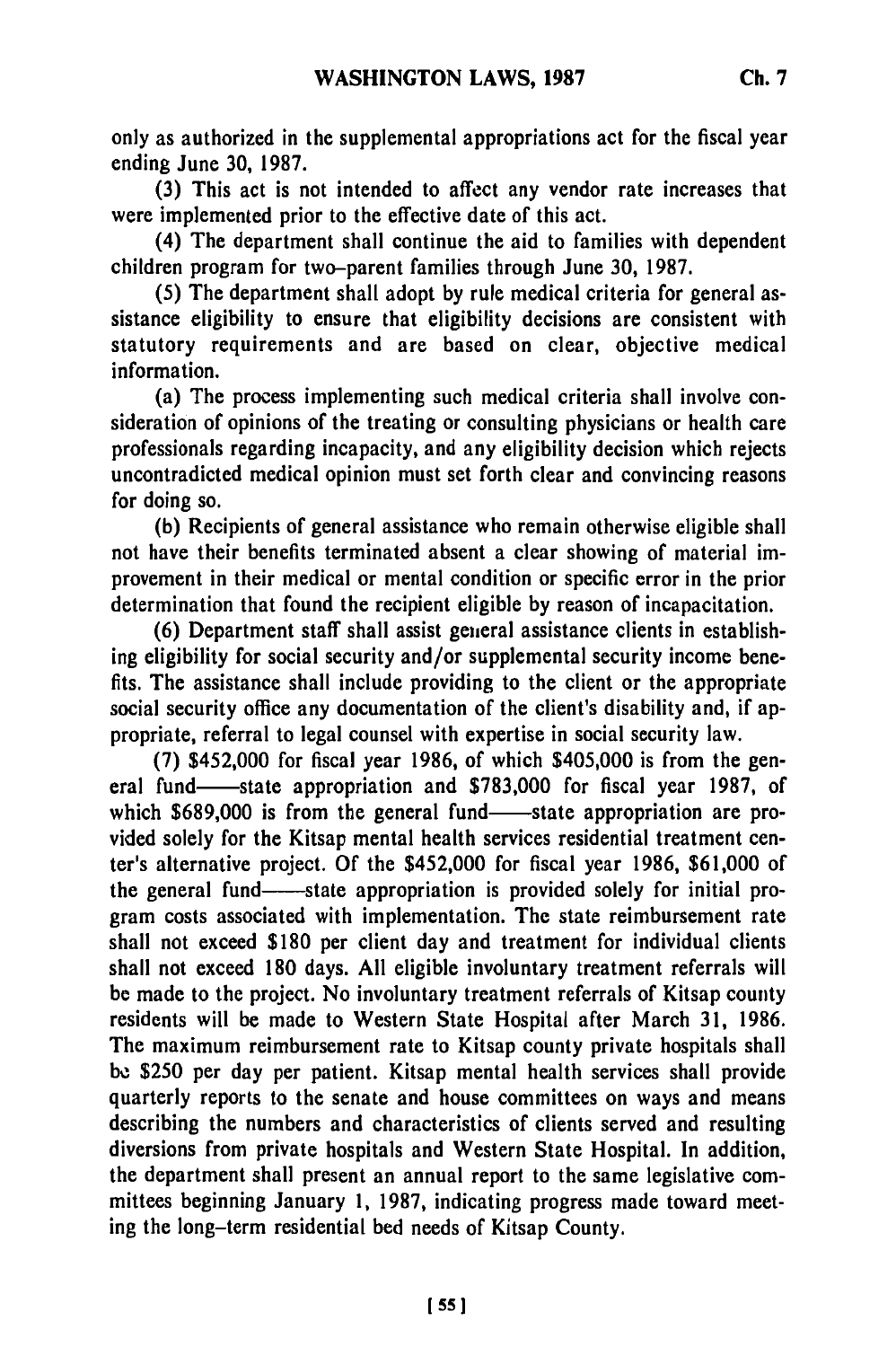only as authorized in the supplemental appropriations act for the fiscal year ending June 30, 1987.

(3) This act is not intended to affect any vendor rate increases that were implemented prior to the effective date of this act.

(4) The department shall continue the aid to families with dependent children program for two–parent families through June 30, 1987.

(5) The department shall adopt by rule medical criteria for general assistance eligibility to ensure that eligibility decisions are consistent with statutory requirements and are based on clear, objective medical information.

(a) The process implementing such medical criteria shall involve consideration of opinions of the treating or consulting physicians or health care professionals regarding incapacity, and any eligibility decision which rejects uncontradicted medical opinion must set forth clear and convincing reasons for doing so.

(b) Recipients of general assistance who remain otherwise eligible shall not have their benefits terminated absent a clear showing of material improvement in their medical or mental condition or specific error in the prior determination that found the recipient eligible by reason of incapacitation.

(6) Department staff shall assist general assistance clients in establishing eligibility for social security and/or supplemental security income benefits. The assistance shall include providing to the client or the appropriate social security office any documentation of the client's disability and, if appropriate, referral to legal counsel with expertise in social security law.

(7) $452,000 for fiscal year 1986, of which $405,000 is from the general fund——state appropriation and $783,000 for fiscal year 1987, of which $689,000 is from the general fund——state appropriation are provided solely for the Kitsap mental health services residential treatment center's alternative project. Of the $452,000 for fiscal year 1986, $61,000 of the general fund——state appropriation is provided solely for initial program costs associated with implementation. The state reimbursement rate shall not exceed $180 per client day and treatment for individual clients shall not exceed 180 days. All eligible involuntary treatment referrals will be made to the project. No involuntary treatment referrals of Kitsap county residents will be made to Western State Hospital after March 31, 1986. The maximum reimbursement rate to Kitsap county private hospitals shall be $250 per day per patient. Kitsap mental health services shall provide quarterly reports to the senate and house committees on ways and means describing the numbers and characteristics of clients served and resulting diversions from private hospitals and Western State Hospital. In addition, the department shall present an annual report to the same legislative committees beginning January 1, 1987, indicating progress made toward meeting the long–term residential bed needs of Kitsap County.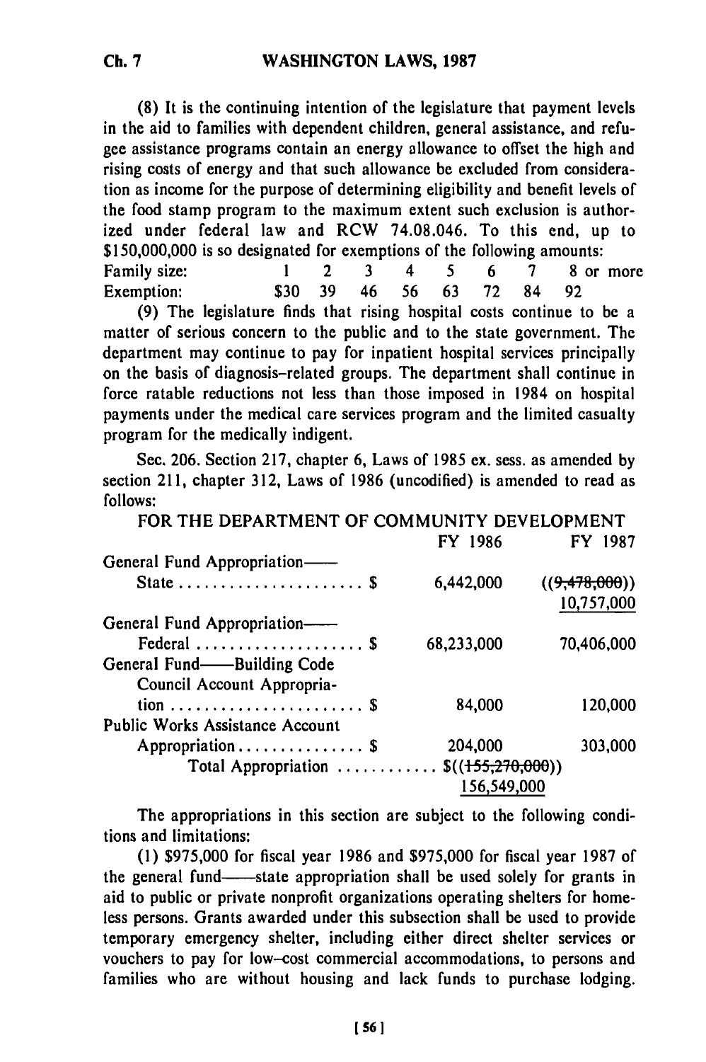(8) It is the continuing intention of the legislature that payment levels in the aid to families with dependent children, general assistance, and refugee assistance programs contain an energy allowance to offset the high and rising costs of energy and that such allowance be excluded from consideration as income for the purpose of determining eligibility and benefit levels of the food stamp program to the maximum extent such exclusion is authorized under federal law and RCW 74.08.046. To this end, up to $150,000,000 is so designated for exemptions of the following amounts:

| Family size: | 1 | 2 | 3 | 4 | 5 | 6 | 7 | 8 or more |
|---|---|---|---|---|---|---|---|---|
| Exemption: | $30 | 39 | 46 | 56 | 63 | 72 | 84 | 92 |

(9) The legislature finds that rising hospital costs continue to be a matter of serious concern to the public and to the state government. The department may continue to pay for inpatient hospital services principally on the basis of diagnosis-related groups. The department shall continue in force ratable reductions not less than those imposed in 1984 on hospital payments under the medical care services program and the limited casualty program for the medically indigent.

Sec. 206. Section 217, chapter 6, Laws of 1985 ex. sess. as amended by section 211, chapter 312, Laws of 1986 (uncodified) is amended to read as follows:

FOR THE DEPARTMENT OF COMMUNITY DEVELOPMENT

| | FY 1986 | FY 1987 |
|---|---|---|
| General Fund Appropriation—— State . . . . . . . . . . . . . . . . . . . . . . $ | 6,442,000 | ((~~9,478,000~~)) <u>10,757,000</u> |
| General Fund Appropriation—— Federal . . . . . . . . . . . . . . . . . . . . $ | 68,233,000 | 70,406,000 |
| General Fund——Building Code Council Account Appropriation . . . . . . . . . . . . . . . . . . . . . . . $ | 84,000 | 120,000 |
| Public Works Assistance Account Appropriation . . . . . . . . . . . . . . . $ | 204,000 | 303,000 |
| Total Appropriation . . . . . . . . . . . . $((~~155,270,000~~)) <u>156,549,000</u> | | |

The appropriations in this section are subject to the following conditions and limitations:

(1) $975,000 for fiscal year 1986 and $975,000 for fiscal year 1987 of the general fund——state appropriation shall be used solely for grants in aid to public or private nonprofit organizations operating shelters for homeless persons. Grants awarded under this subsection shall be used to provide temporary emergency shelter, including either direct shelter services or vouchers to pay for low-cost commercial accommodations, to persons and families who are without housing and lack funds to purchase lodging.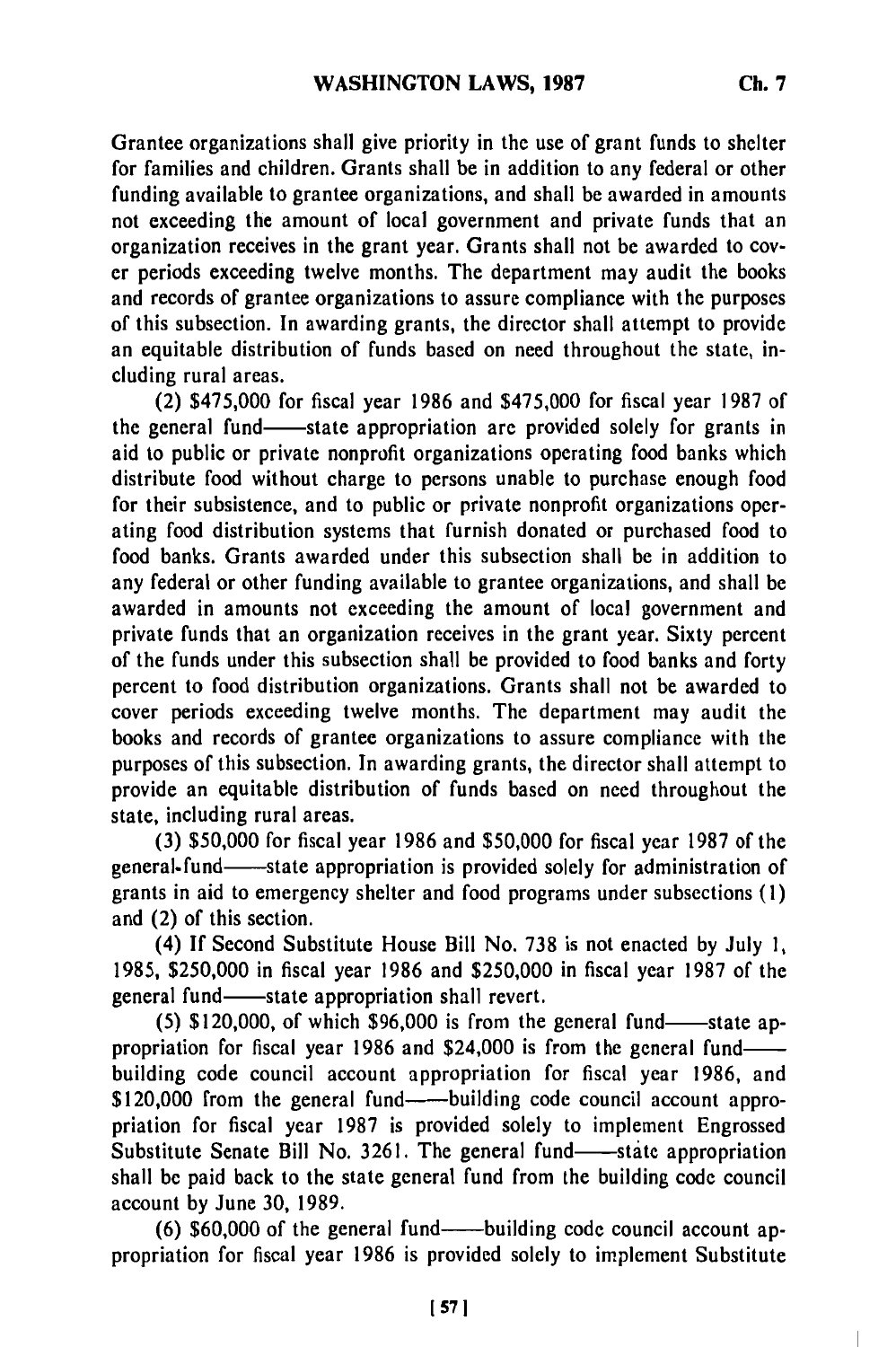Grantee organizations shall give priority in the use of grant funds to shelter for families and children. Grants shall be in addition to any federal or other funding available to grantee organizations, and shall be awarded in amounts not exceeding the amount of local government and private funds that an organization receives in the grant year. Grants shall not be awarded to cover periods exceeding twelve months. The department may audit the books and records of grantee organizations to assure compliance with the purposes of this subsection. In awarding grants, the director shall attempt to provide an equitable distribution of funds based on need throughout the state, including rural areas.

(2) $475,000 for fiscal year 1986 and $475,000 for fiscal year 1987 of the general fund——state appropriation are provided solely for grants in aid to public or private nonprofit organizations operating food banks which distribute food without charge to persons unable to purchase enough food for their subsistence, and to public or private nonprofit organizations operating food distribution systems that furnish donated or purchased food to food banks. Grants awarded under this subsection shall be in addition to any federal or other funding available to grantee organizations, and shall be awarded in amounts not exceeding the amount of local government and private funds that an organization receives in the grant year. Sixty percent of the funds under this subsection shall be provided to food banks and forty percent to food distribution organizations. Grants shall not be awarded to cover periods exceeding twelve months. The department may audit the books and records of grantee organizations to assure compliance with the purposes of this subsection. In awarding grants, the director shall attempt to provide an equitable distribution of funds based on need throughout the state, including rural areas.

(3) $50,000 for fiscal year 1986 and $50,000 for fiscal year 1987 of the general fund——state appropriation is provided solely for administration of grants in aid to emergency shelter and food programs under subsections (1) and (2) of this section.

(4) If Second Substitute House Bill No. 738 is not enacted by July 1, 1985, $250,000 in fiscal year 1986 and $250,000 in fiscal year 1987 of the general fund——state appropriation shall revert.

(5) $120,000, of which $96,000 is from the general fund——state appropriation for fiscal year 1986 and $24,000 is from the general fund——building code council account appropriation for fiscal year 1986, and $120,000 from the general fund——building code council account appropriation for fiscal year 1987 is provided solely to implement Engrossed Substitute Senate Bill No. 3261. The general fund——state appropriation shall be paid back to the state general fund from the building code council account by June 30, 1989.

(6) $60,000 of the general fund——building code council account appropriation for fiscal year 1986 is provided solely to implement Substitute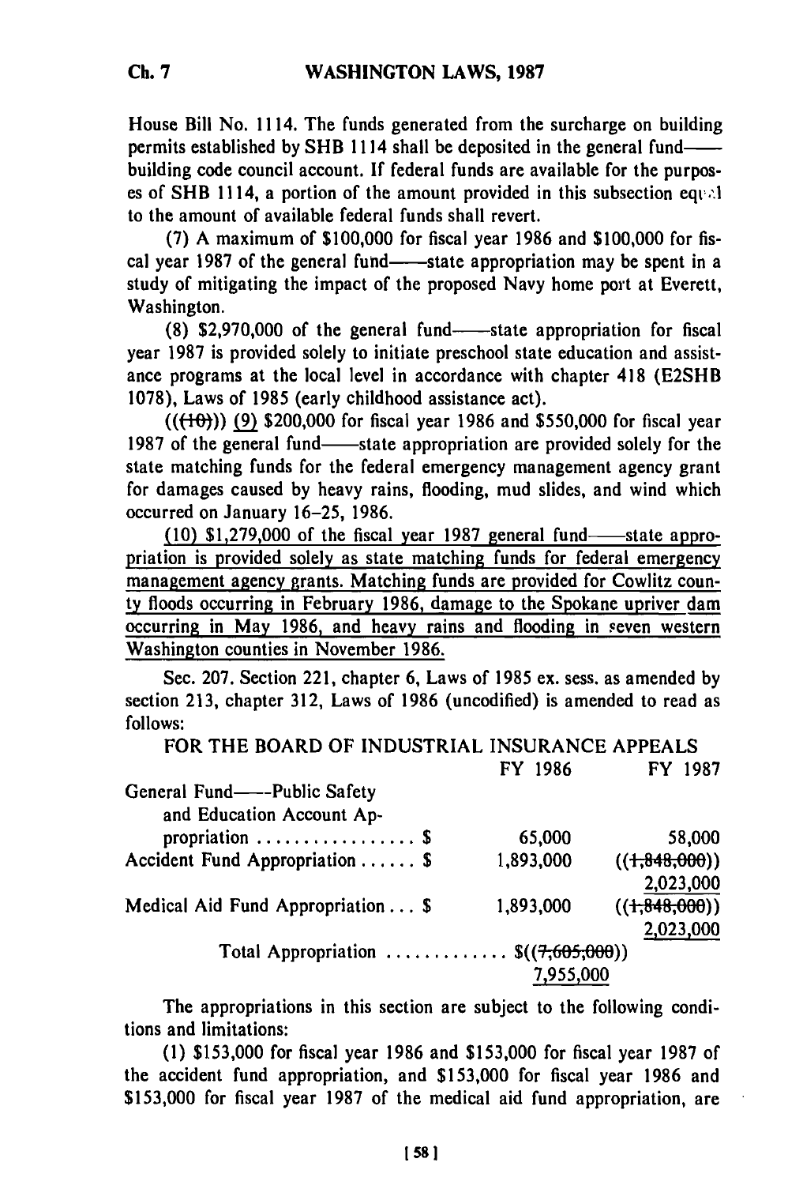House Bill No. 1114. The funds generated from the surcharge on building permits established by SHB 1114 shall be deposited in the general fund——building code council account. If federal funds are available for the purposes of SHB 1114, a portion of the amount provided in this subsection equal to the amount of available federal funds shall revert.

(7) A maximum of $100,000 for fiscal year 1986 and $100,000 for fiscal year 1987 of the general fund——state appropriation may be spent in a study of mitigating the impact of the proposed Navy home port at Everett, Washington.

(8) $2,970,000 of the general fund——state appropriation for fiscal year 1987 is provided solely to initiate preschool state education and assistance programs at the local level in accordance with chapter 418 (E2SHB 1078), Laws of 1985 (early childhood assistance act).

(((~~(10)~~))) (9) $200,000 for fiscal year 1986 and $550,000 for fiscal year 1987 of the general fund——state appropriation are provided solely for the state matching funds for the federal emergency management agency grant for damages caused by heavy rains, flooding, mud slides, and wind which occurred on January 16–25, 1986.

(10) $1,279,000 of the fiscal year 1987 general fund——state appropriation is provided solely as state matching funds for federal emergency management agency grants. Matching funds are provided for Cowlitz county floods occurring in February 1986, damage to the Spokane upriver dam occurring in May 1986, and heavy rains and flooding in seven western Washington counties in November 1986.

Sec. 207. Section 221, chapter 6, Laws of 1985 ex. sess. as amended by section 213, chapter 312, Laws of 1986 (uncodified) is amended to read as follows:

FOR THE BOARD OF INDUSTRIAL INSURANCE APPEALS

| | FY 1986 | FY 1987 |
|---|---|---|
| General Fund——Public Safety and Education Account Appropriation . . . . . . . . . . . . . . . . $ | 65,000 | 58,000 |
| Accident Fund Appropriation . . . . . . $ | 1,893,000 | ((~~1,848,000~~)) 2,023,000 |
| Medical Aid Fund Appropriation . . . $ | 1,893,000 | ((~~1,848,000~~)) 2,023,000 |
| Total Appropriation . . . . . . . . . . . . . $((~~7,605,000~~)) 7,955,000 | | |

The appropriations in this section are subject to the following conditions and limitations:

(1) $153,000 for fiscal year 1986 and $153,000 for fiscal year 1987 of the accident fund appropriation, and $153,000 for fiscal year 1986 and $153,000 for fiscal year 1987 of the medical aid fund appropriation, are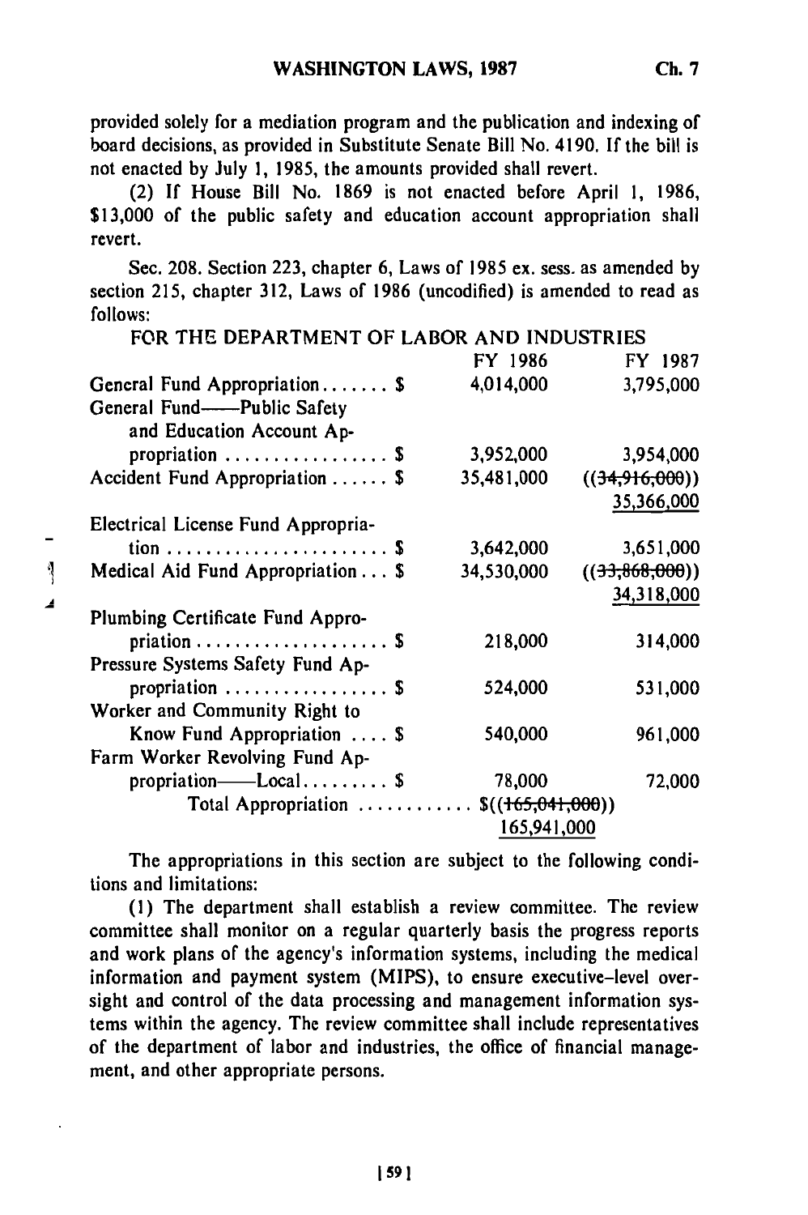provided solely for a mediation program and the publication and indexing of board decisions, as provided in Substitute Senate Bill No. 4190. If the bill is not enacted by July 1, 1985, the amounts provided shall revert.

(2) If House Bill No. 1869 is not enacted before April 1, 1986, $13,000 of the public safety and education account appropriation shall revert.

Sec. 208. Section 223, chapter 6, Laws of 1985 ex. sess. as amended by section 215, chapter 312, Laws of 1986 (uncodified) is amended to read as follows:

FOR THE DEPARTMENT OF LABOR AND INDUSTRIES

| | FY 1986 | FY 1987 |
|---|---|---|
| General Fund Appropriation....... $ | 4,014,000 | 3,795,000 |
| General Fund——Public Safety and Education Account Appropriation ................ $ | 3,952,000 | 3,954,000 |
| Accident Fund Appropriation ...... $ | 35,481,000 | ((~~34,916,000~~)) 35,366,000 |
| Electrical License Fund Appropriation ....................... $ | 3,642,000 | 3,651,000 |
| Medical Aid Fund Appropriation ... $ | 34,530,000 | ((~~33,868,000~~)) 34,318,000 |
| Plumbing Certificate Fund Appropriation ..................... $ | 218,000 | 314,000 |
| Pressure Systems Safety Fund Appropriation ................. $ | 524,000 | 531,000 |
| Worker and Community Right to Know Fund Appropriation .... $ | 540,000 | 961,000 |
| Farm Worker Revolving Fund Appropriation——Local......... $ | 78,000 | 72,000 |
| Total Appropriation ............ | $((~~165,041,000~~)) 165,941,000 | |

The appropriations in this section are subject to the following conditions and limitations:

(1) The department shall establish a review committee. The review committee shall monitor on a regular quarterly basis the progress reports and work plans of the agency's information systems, including the medical information and payment system (MIPS), to ensure executive-level oversight and control of the data processing and management information systems within the agency. The review committee shall include representatives of the department of labor and industries, the office of financial management, and other appropriate persons.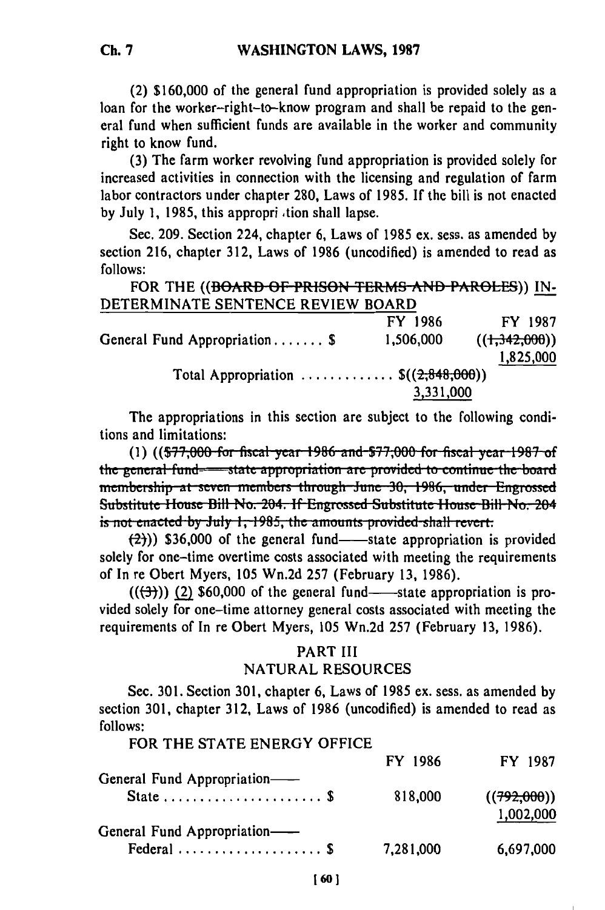(2) $160,000 of the general fund appropriation is provided solely as a loan for the worker-right-to-know program and shall be repaid to the general fund when sufficient funds are available in the worker and community right to know fund.

(3) The farm worker revolving fund appropriation is provided solely for increased activities in connection with the licensing and regulation of farm labor contractors under chapter 280, Laws of 1985. If the bill is not enacted by July 1, 1985, this appropriation shall lapse.

Sec. 209. Section 224, chapter 6, Laws of 1985 ex. sess. as amended by section 216, chapter 312, Laws of 1986 (uncodified) is amended to read as follows:

FOR THE ((~~BOARD OF PRISON TERMS AND PAROLES~~)) INDETERMINATE SENTENCE REVIEW BOARD

| | FY 1986 | FY 1987 |
|---|---|---|
| General Fund Appropriation ....... $ | 1,506,000 | ((~~1,342,000~~)) 1,825,000 |
| Total Appropriation ............. $((~~2,848,000~~)) 3,331,000 | | |

The appropriations in this section are subject to the following conditions and limitations:

(1) ((~~$77,000 for fiscal year 1986 and $77,000 for fiscal year 1987 of the general fund—state appropriation are provided to continue the board membership at seven members through June 30, 1986, under Engrossed Substitute House Bill No. 204. If Engrossed Substitute House Bill No. 204 is not enacted by July 1, 1985, the amounts provided shall revert.~~

~~(2)~~)) $36,000 of the general fund—state appropriation is provided solely for one-time overtime costs associated with meeting the requirements of In re Obert Myers, 105 Wn.2d 257 (February 13, 1986).

((~~(3)~~)) (2) $60,000 of the general fund—state appropriation is provided solely for one-time attorney general costs associated with meeting the requirements of In re Obert Myers, 105 Wn.2d 257 (February 13, 1986).

## PART III
## NATURAL RESOURCES

Sec. 301. Section 301, chapter 6, Laws of 1985 ex. sess. as amended by section 301, chapter 312, Laws of 1986 (uncodified) is amended to read as follows:

FOR THE STATE ENERGY OFFICE

| | FY 1986 | FY 1987 |
|---|---|---|
| General Fund Appropriation—State ....................... $ | 818,000 | ((~~792,000~~)) 1,002,000 |
| General Fund Appropriation—Federal .................... $ | 7,281,000 | 6,697,000 |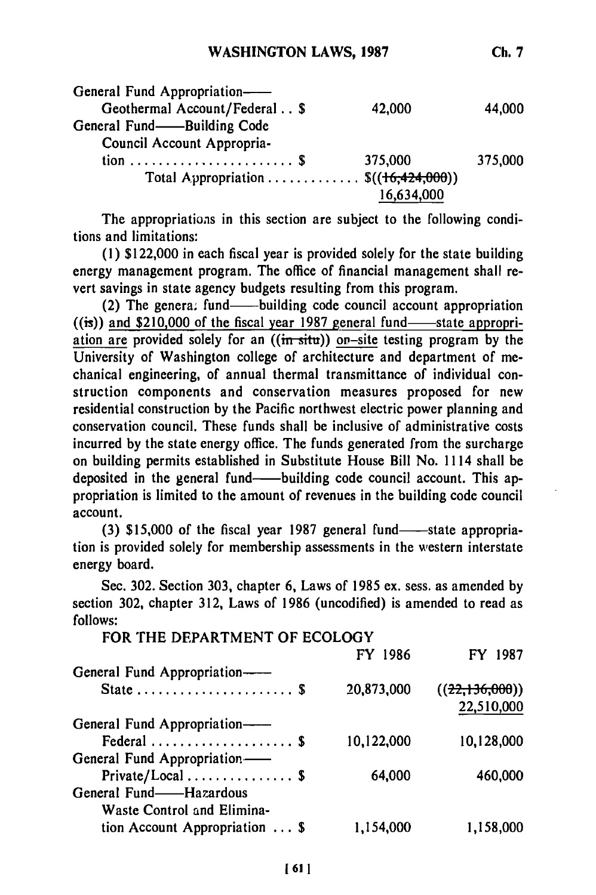| | | |
|---|---|---|
| General Fund Appropriation—— Geothermal Account/Federal . . $ | 42,000 | 44,000 |
| General Fund——Building Code Council Account Appropriation . . . . . . . . . . . . . . . . . . . . . . . $ | 375,000 | 375,000 |
| Total Appropriation . . . . . . . . . . . . . $((~~16,424,000~~)) 16,634,000 | | |

The appropriations in this section are subject to the following conditions and limitations:

(1) $122,000 in each fiscal year is provided solely for the state building energy management program. The office of financial management shall revert savings in state agency budgets resulting from this program.

(2) The general fund——building code council account appropriation ((~~is~~)) and $210,000 of the fiscal year 1987 general fund——state appropriation are provided solely for an ((~~in situ~~)) on-site testing program by the University of Washington college of architecture and department of mechanical engineering, of annual thermal transmittance of individual construction components and conservation measures proposed for new residential construction by the Pacific northwest electric power planning and conservation council. These funds shall be inclusive of administrative costs incurred by the state energy office. The funds generated from the surcharge on building permits established in Substitute House Bill No. 1114 shall be deposited in the general fund——building code council account. This appropriation is limited to the amount of revenues in the building code council account.

(3) $15,000 of the fiscal year 1987 general fund——state appropriation is provided solely for membership assessments in the western interstate energy board.

Sec. 302. Section 303, chapter 6, Laws of 1985 ex. sess. as amended by section 302, chapter 312, Laws of 1986 (uncodified) is amended to read as follows:

FOR THE DEPARTMENT OF ECOLOGY

| | FY 1986 | FY 1987 |
|---|---|---|
| General Fund Appropriation—— State . . . . . . . . . . . . . . . . . . . . . . $ | 20,873,000 | ((~~22,136,000~~)) 22,510,000 |
| General Fund Appropriation—— Federal . . . . . . . . . . . . . . . . . . . . $ | 10,122,000 | 10,128,000 |
| General Fund Appropriation—— Private/Local . . . . . . . . . . . . . . . $ | 64,000 | 460,000 |
| General Fund——Hazardous Waste Control and Elimination Account Appropriation . . . $ | 1,154,000 | 1,158,000 |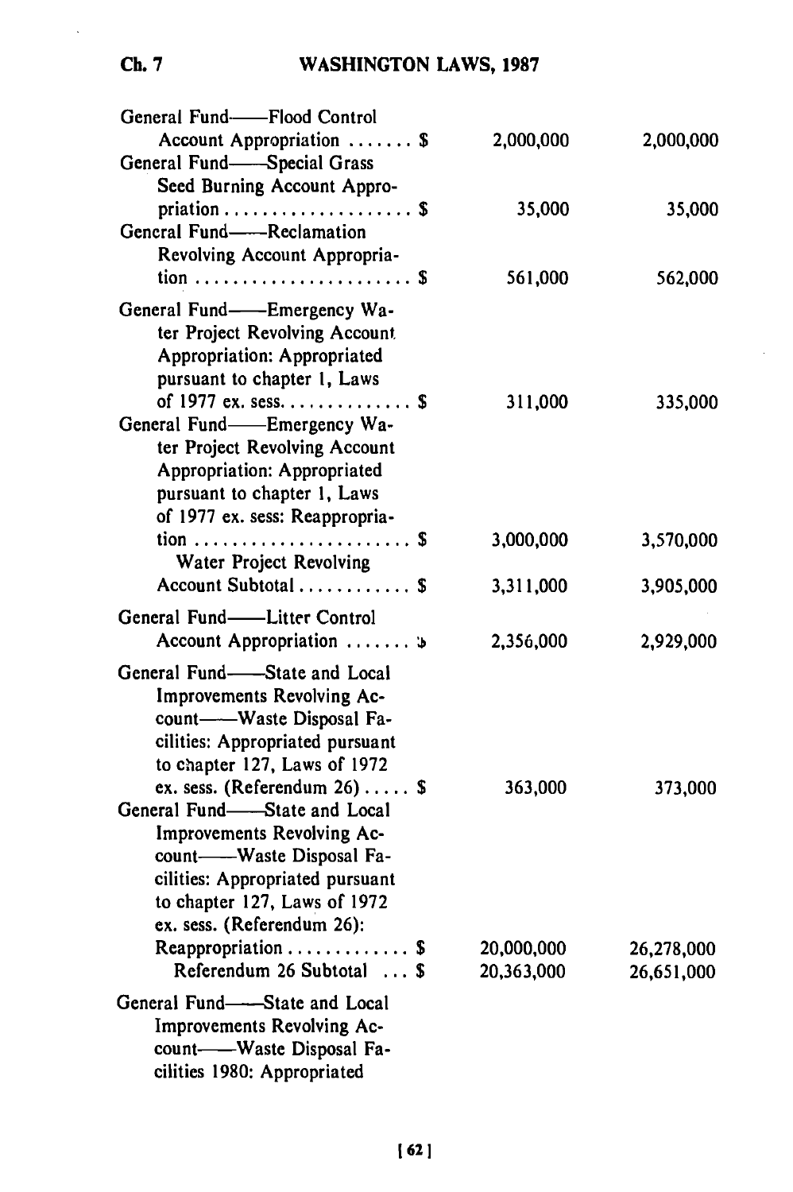| | | |
|---|---|---|
| General Fund——Flood Control Account Appropriation ....... $ | 2,000,000 | 2,000,000 |
| General Fund——Special Grass Seed Burning Account Appropriation .................... $ | 35,000 | 35,000 |
| General Fund——Reclamation Revolving Account Appropriation ....................... $ | 561,000 | 562,000 |
| General Fund——Emergency Water Project Revolving Account Appropriation: Appropriated pursuant to chapter 1, Laws of 1977 ex. sess. ............. $ | 311,000 | 335,000 |
| General Fund——Emergency Water Project Revolving Account Appropriation: Appropriated pursuant to chapter 1, Laws of 1977 ex. sess: Reappropriation ....................... $ | 3,000,000 | 3,570,000 |
| Water Project Revolving Account Subtotal ............ $ | 3,311,000 | 3,905,000 |
| General Fund——Litter Control Account Appropriation ....... $ | 2,356,000 | 2,929,000 |
| General Fund——State and Local Improvements Revolving Account——Waste Disposal Facilities: Appropriated pursuant to chapter 127, Laws of 1972 ex. sess. (Referendum 26) ..... $ | 363,000 | 373,000 |
| General Fund——State and Local Improvements Revolving Account——Waste Disposal Facilities: Appropriated pursuant to chapter 127, Laws of 1972 ex. sess. (Referendum 26): Reappropriation ............. $ | 20,000,000 | 26,278,000 |
| Referendum 26 Subtotal ... $ | 20,363,000 | 26,651,000 |

General Fund——State and Local Improvements Revolving Account——Waste Disposal Facilities 1980: Appropriated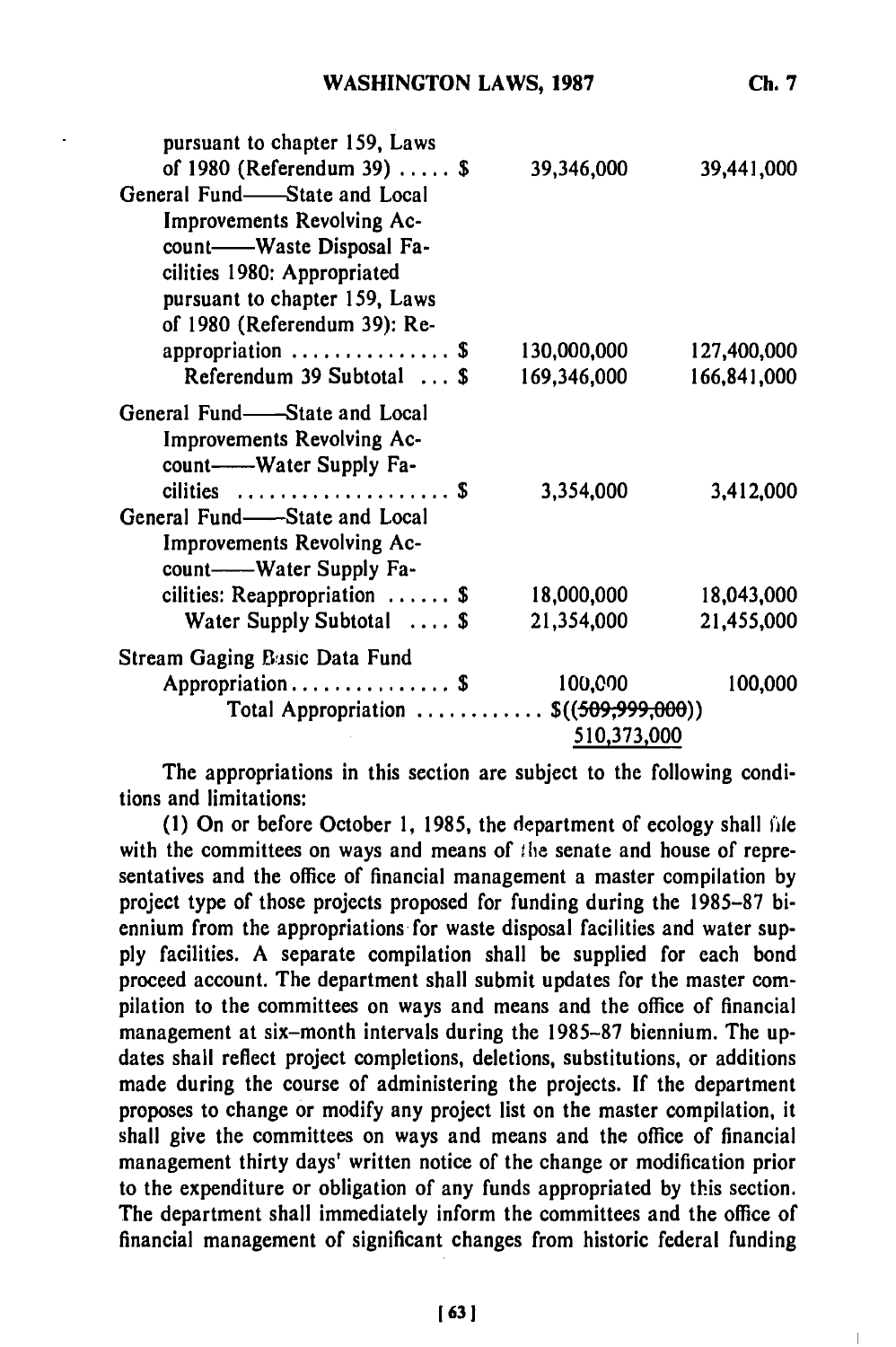| | | |
|---|---|---|
| pursuant to chapter 159, Laws of 1980 (Referendum 39) ..... $ | 39,346,000 | 39,441,000 |
| General Fund——State and Local Improvements Revolving Account——Waste Disposal Facilities 1980: Appropriated pursuant to chapter 159, Laws of 1980 (Referendum 39): Reappropriation ............... $ | 130,000,000 | 127,400,000 |
| Referendum 39 Subtotal ... $ | 169,346,000 | 166,841,000 |
| General Fund——State and Local Improvements Revolving Account——Water Supply Facilities .................... $ | 3,354,000 | 3,412,000 |
| General Fund——State and Local Improvements Revolving Account——Water Supply Facilities: Reappropriation ...... $ | 18,000,000 | 18,043,000 |
| Water Supply Subtotal .... $ | 21,354,000 | 21,455,000 |
| Stream Gaging Basic Data Fund Appropriation............... $ | 100,000 | 100,000 |
| Total Appropriation ............ | $((~~509,999,000~~)) 510,373,000 | |

The appropriations in this section are subject to the following conditions and limitations:

(1) On or before October 1, 1985, the department of ecology shall file with the committees on ways and means of the senate and house of representatives and the office of financial management a master compilation by project type of those projects proposed for funding during the 1985-87 biennium from the appropriations for waste disposal facilities and water supply facilities. A separate compilation shall be supplied for each bond proceed account. The department shall submit updates for the master compilation to the committees on ways and means and the office of financial management at six-month intervals during the 1985-87 biennium. The updates shall reflect project completions, deletions, substitutions, or additions made during the course of administering the projects. If the department proposes to change or modify any project list on the master compilation, it shall give the committees on ways and means and the office of financial management thirty days' written notice of the change or modification prior to the expenditure or obligation of any funds appropriated by this section. The department shall immediately inform the committees and the office of financial management of significant changes from historic federal funding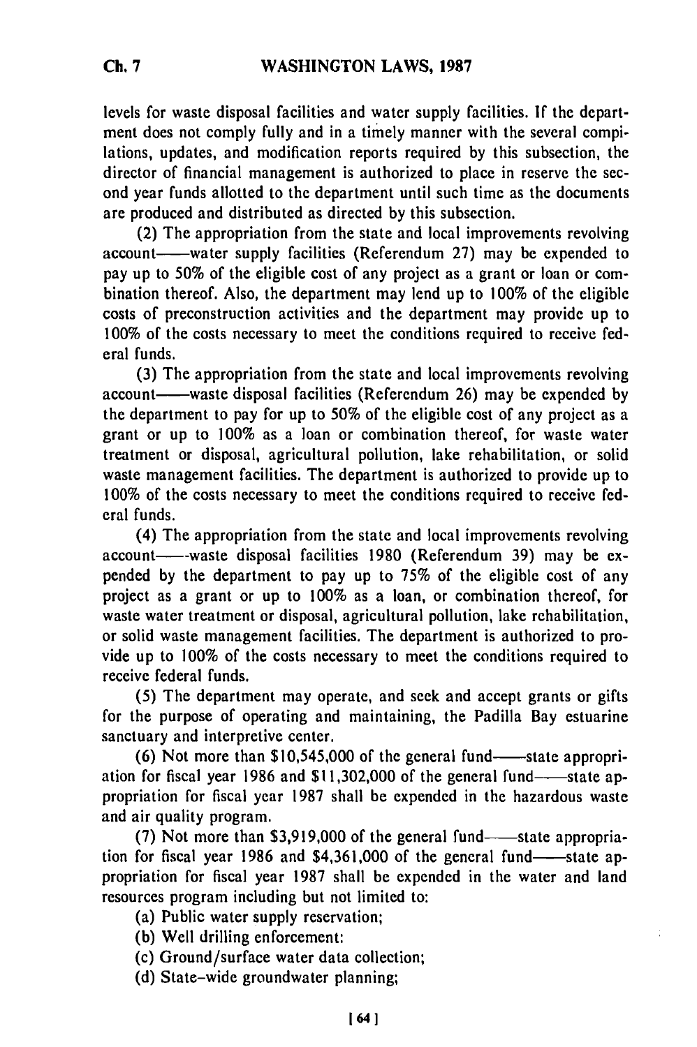levels for waste disposal facilities and water supply facilities. If the department does not comply fully and in a timely manner with the several compilations, updates, and modification reports required by this subsection, the director of financial management is authorized to place in reserve the second year funds allotted to the department until such time as the documents are produced and distributed as directed by this subsection.

(2) The appropriation from the state and local improvements revolving account——water supply facilities (Referendum 27) may be expended to pay up to 50% of the eligible cost of any project as a grant or loan or combination thereof. Also, the department may lend up to 100% of the eligible costs of preconstruction activities and the department may provide up to 100% of the costs necessary to meet the conditions required to receive federal funds.

(3) The appropriation from the state and local improvements revolving account——waste disposal facilities (Referendum 26) may be expended by the department to pay for up to 50% of the eligible cost of any project as a grant or up to 100% as a loan or combination thereof, for waste water treatment or disposal, agricultural pollution, lake rehabilitation, or solid waste management facilities. The department is authorized to provide up to 100% of the costs necessary to meet the conditions required to receive federal funds.

(4) The appropriation from the state and local improvements revolving account——waste disposal facilities 1980 (Referendum 39) may be expended by the department to pay up to 75% of the eligible cost of any project as a grant or up to 100% as a loan, or combination thereof, for waste water treatment or disposal, agricultural pollution, lake rehabilitation, or solid waste management facilities. The department is authorized to provide up to 100% of the costs necessary to meet the conditions required to receive federal funds.

(5) The department may operate, and seek and accept grants or gifts for the purpose of operating and maintaining, the Padilla Bay estuarine sanctuary and interpretive center.

(6) Not more than $10,545,000 of the general fund——state appropriation for fiscal year 1986 and $11,302,000 of the general fund——state appropriation for fiscal year 1987 shall be expended in the hazardous waste and air quality program.

(7) Not more than $3,919,000 of the general fund——state appropriation for fiscal year 1986 and $4,361,000 of the general fund——state appropriation for fiscal year 1987 shall be expended in the water and land resources program including but not limited to:

(a) Public water supply reservation;

(b) Well drilling enforcement:

(c) Ground/surface water data collection;

(d) State-wide groundwater planning;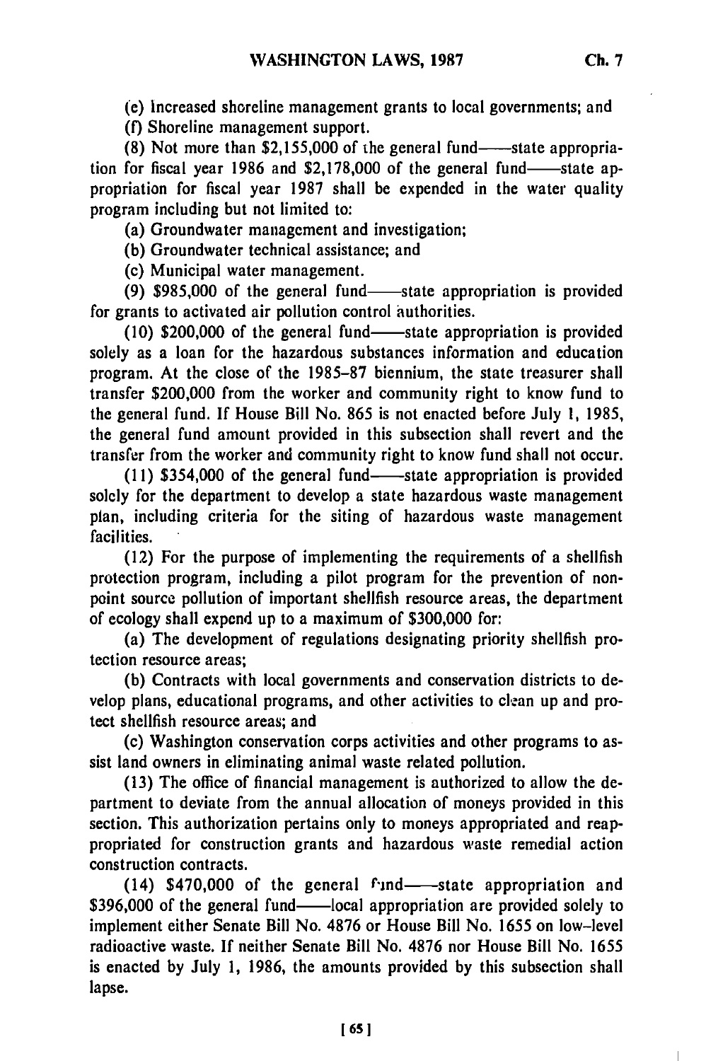(e) Increased shoreline management grants to local governments; and

(f) Shoreline management support.

(8) Not more than $2,155,000 of the general fund——state appropriation for fiscal year 1986 and $2,178,000 of the general fund——state appropriation for fiscal year 1987 shall be expended in the water quality program including but not limited to:

(a) Groundwater management and investigation;

(b) Groundwater technical assistance; and

(c) Municipal water management.

(9) $985,000 of the general fund——state appropriation is provided for grants to activated air pollution control authorities.

(10) $200,000 of the general fund——state appropriation is provided solely as a loan for the hazardous substances information and education program. At the close of the 1985-87 biennium, the state treasurer shall transfer $200,000 from the worker and community right to know fund to the general fund. If House Bill No. 865 is not enacted before July 1, 1985, the general fund amount provided in this subsection shall revert and the transfer from the worker and community right to know fund shall not occur.

(11) $354,000 of the general fund——state appropriation is provided solely for the department to develop a state hazardous waste management plan, including criteria for the siting of hazardous waste management facilities.

(12) For the purpose of implementing the requirements of a shellfish protection program, including a pilot program for the prevention of nonpoint source pollution of important shellfish resource areas, the department of ecology shall expend up to a maximum of $300,000 for:

(a) The development of regulations designating priority shellfish protection resource areas;

(b) Contracts with local governments and conservation districts to develop plans, educational programs, and other activities to clean up and protect shellfish resource areas; and

(c) Washington conservation corps activities and other programs to assist land owners in eliminating animal waste related pollution.

(13) The office of financial management is authorized to allow the department to deviate from the annual allocation of moneys provided in this section. This authorization pertains only to moneys appropriated and reappropriated for construction grants and hazardous waste remedial action construction contracts.

(14) $470,000 of the general fund——state appropriation and $396,000 of the general fund——local appropriation are provided solely to implement either Senate Bill No. 4876 or House Bill No. 1655 on low-level radioactive waste. If neither Senate Bill No. 4876 nor House Bill No. 1655 is enacted by July 1, 1986, the amounts provided by this subsection shall lapse.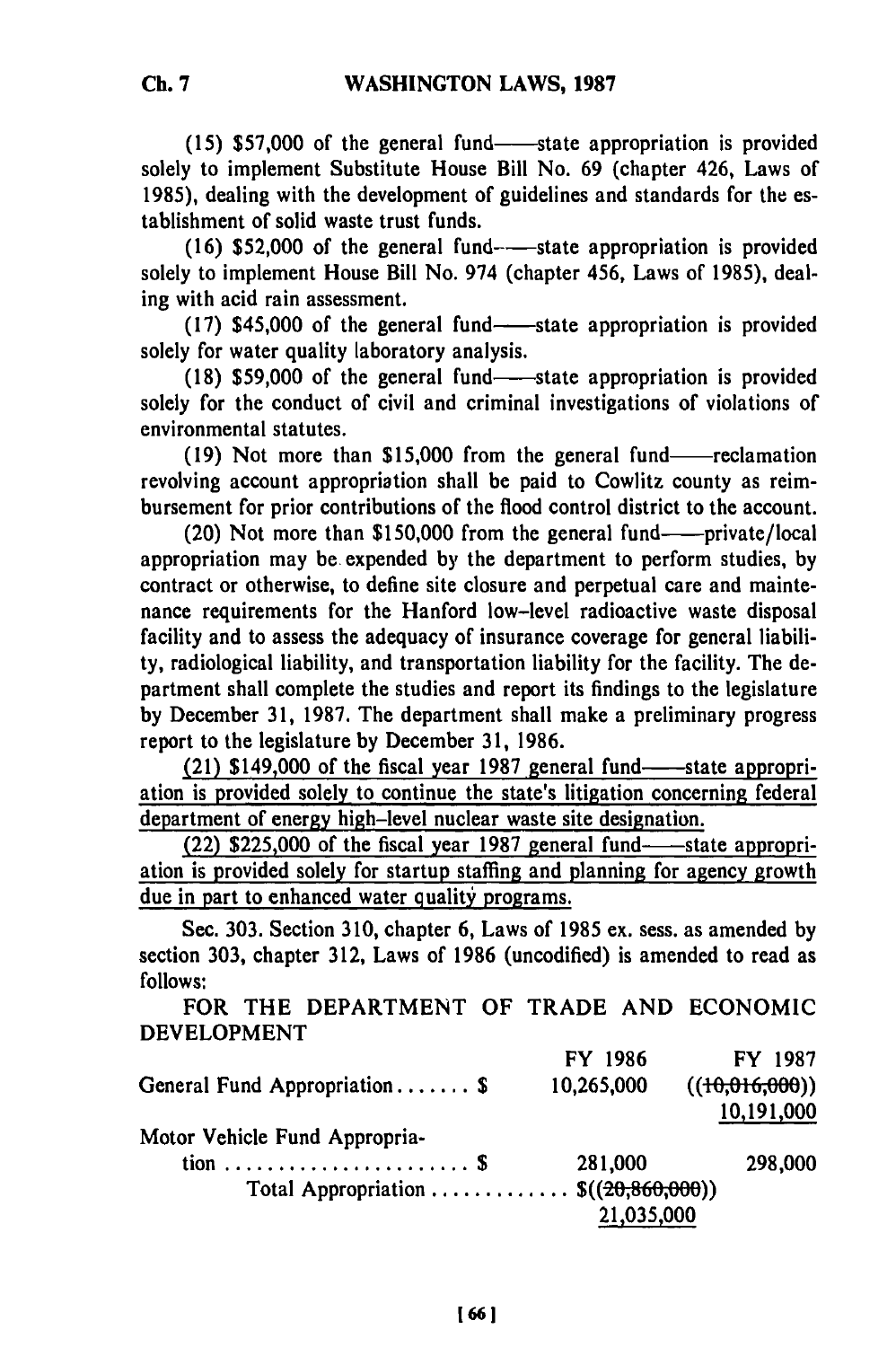(15) $57,000 of the general fund——state appropriation is provided solely to implement Substitute House Bill No. 69 (chapter 426, Laws of 1985), dealing with the development of guidelines and standards for the establishment of solid waste trust funds.

(16) $52,000 of the general fund——state appropriation is provided solely to implement House Bill No. 974 (chapter 456, Laws of 1985), dealing with acid rain assessment.

(17) $45,000 of the general fund——state appropriation is provided solely for water quality laboratory analysis.

(18) $59,000 of the general fund——state appropriation is provided solely for the conduct of civil and criminal investigations of violations of environmental statutes.

(19) Not more than $15,000 from the general fund——reclamation revolving account appropriation shall be paid to Cowlitz county as reimbursement for prior contributions of the flood control district to the account.

(20) Not more than $150,000 from the general fund——private/local appropriation may be expended by the department to perform studies, by contract or otherwise, to define site closure and perpetual care and maintenance requirements for the Hanford low-level radioactive waste disposal facility and to assess the adequacy of insurance coverage for general liability, radiological liability, and transportation liability for the facility. The department shall complete the studies and report its findings to the legislature by December 31, 1987. The department shall make a preliminary progress report to the legislature by December 31, 1986.

<u>(21) $149,000 of the fiscal year 1987 general fund——state appropriation is provided solely to continue the state's litigation concerning federal department of energy high-level nuclear waste site designation.</u>

<u>(22) $225,000 of the fiscal year 1987 general fund——state appropriation is provided solely for startup staffing and planning for agency growth due in part to enhanced water quality programs.</u>

Sec. 303. Section 310, chapter 6, Laws of 1985 ex. sess. as amended by section 303, chapter 312, Laws of 1986 (uncodified) is amended to read as follows:

FOR THE DEPARTMENT OF TRADE AND ECONOMIC DEVELOPMENT

| | FY 1986 | FY 1987 |
|---|---|---|
| General Fund Appropriation . . . . . . . $ | 10,265,000 | ((~~10,016,000~~)) <u>10,191,000</u> |
| Motor Vehicle Fund Appropriation . . . . . . . . . . . . . . . . . . . . . . . $ | 281,000 | 298,000 |
| Total Appropriation . . . . . . . . . . . . . $((~~20,860,000~~)) <u>21,035,000</u> | | |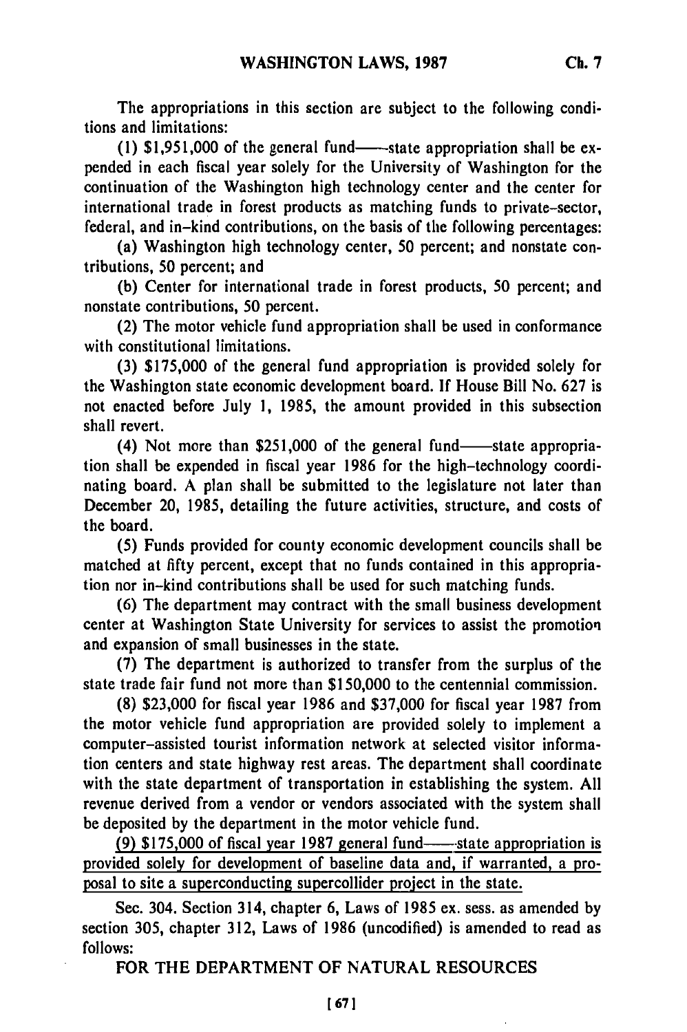The appropriations in this section are subject to the following conditions and limitations:

(1) $1,951,000 of the general fund—state appropriation shall be expended in each fiscal year solely for the University of Washington for the continuation of the Washington high technology center and the center for international trade in forest products as matching funds to private-sector, federal, and in-kind contributions, on the basis of the following percentages:

(a) Washington high technology center, 50 percent; and nonstate contributions, 50 percent; and

(b) Center for international trade in forest products, 50 percent; and nonstate contributions, 50 percent.

(2) The motor vehicle fund appropriation shall be used in conformance with constitutional limitations.

(3) $175,000 of the general fund appropriation is provided solely for the Washington state economic development board. If House Bill No. 627 is not enacted before July 1, 1985, the amount provided in this subsection shall revert.

(4) Not more than $251,000 of the general fund—state appropriation shall be expended in fiscal year 1986 for the high-technology coordinating board. A plan shall be submitted to the legislature not later than December 20, 1985, detailing the future activities, structure, and costs of the board.

(5) Funds provided for county economic development councils shall be matched at fifty percent, except that no funds contained in this appropriation nor in-kind contributions shall be used for such matching funds.

(6) The department may contract with the small business development center at Washington State University for services to assist the promotion and expansion of small businesses in the state.

(7) The department is authorized to transfer from the surplus of the state trade fair fund not more than $150,000 to the centennial commission.

(8) $23,000 for fiscal year 1986 and $37,000 for fiscal year 1987 from the motor vehicle fund appropriation are provided solely to implement a computer-assisted tourist information network at selected visitor information centers and state highway rest areas. The department shall coordinate with the state department of transportation in establishing the system. All revenue derived from a vendor or vendors associated with the system shall be deposited by the department in the motor vehicle fund.

<u>(9) $175,000 of fiscal year 1987 general fund—state appropriation is provided solely for development of baseline data and, if warranted, a proposal to site a superconducting supercollider project in the state.</u>

Sec. 304. Section 314, chapter 6, Laws of 1985 ex. sess. as amended by section 305, chapter 312, Laws of 1986 (uncodified) is amended to read as follows:

FOR THE DEPARTMENT OF NATURAL RESOURCES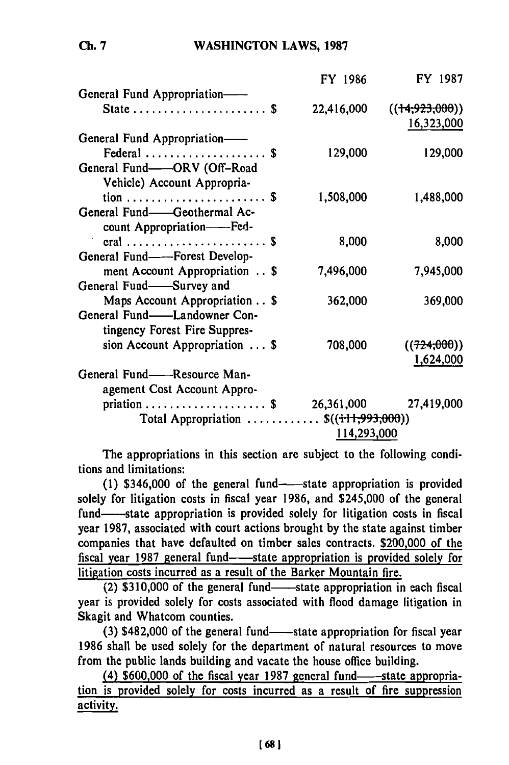| | FY 1986 | FY 1987 |
|---|---|---|
| General Fund Appropriation—— State . . . . . . . . . . . . . . . . . . . . . $ | 22,416,000 | ((~~14,923,000~~)) <u>16,323,000</u> |
| General Fund Appropriation—— Federal . . . . . . . . . . . . . . . . . . . $ | 129,000 | 129,000 |
| General Fund——ORV (Off-Road Vehicle) Account Appropriation . . . . . . . . . . . . . . . . . . . . . . $ | 1,508,000 | 1,488,000 |
| General Fund——Geothermal Account Appropriation——Federal . . . . . . . . . . . . . . . . . . . . . . $ | 8,000 | 8,000 |
| General Fund——Forest Development Account Appropriation . . $ | 7,496,000 | 7,945,000 |
| General Fund——Survey and Maps Account Appropriation . . $ | 362,000 | 369,000 |
| General Fund——Landowner Contingency Forest Fire Suppression Account Appropriation . . . $ | 708,000 | ((~~724,000~~)) <u>1,624,000</u> |
| General Fund——Resource Management Cost Account Appropriation . . . . . . . . . . . . . . . . . . . $ | 26,361,000 | 27,419,000 |
| Total Appropriation . . . . . . . . . . . . $((~~111,993,000~~)) <u>114,293,000</u> | | |

The appropriations in this section are subject to the following conditions and limitations:

(1) $346,000 of the general fund——state appropriation is provided solely for litigation costs in fiscal year 1986, and $245,000 of the general fund——state appropriation is provided solely for litigation costs in fiscal year 1987, associated with court actions brought by the state against timber companies that have defaulted on timber sales contracts. <u>$200,000 of the fiscal year 1987 general fund——state appropriation is provided solely for litigation costs incurred as a result of the Barker Mountain fire.</u>

(2) $310,000 of the general fund——state appropriation in each fiscal year is provided solely for costs associated with flood damage litigation in Skagit and Whatcom counties.

(3) $482,000 of the general fund——state appropriation for fiscal year 1986 shall be used solely for the department of natural resources to move from the public lands building and vacate the house office building.

<u>(4) $600,000 of the fiscal year 1987 general fund——state appropriation is provided solely for costs incurred as a result of fire suppression activity.</u>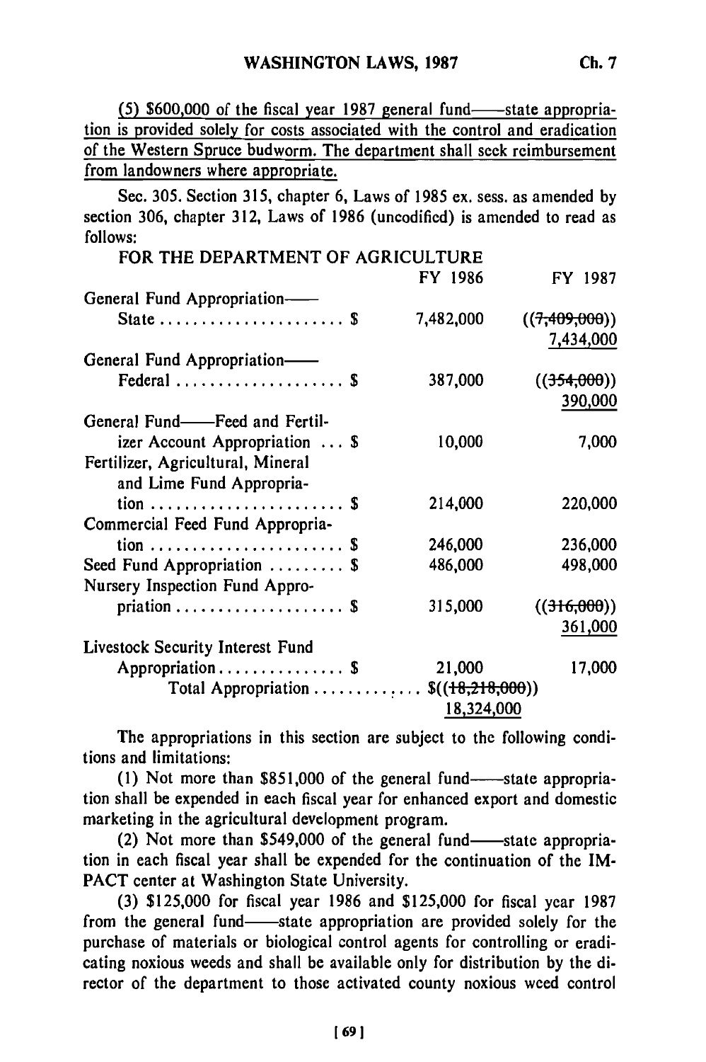(5) $600,000 of the fiscal year 1987 general fund——state appropriation is provided solely for costs associated with the control and eradication of the Western Spruce budworm. The department shall seek reimbursement from landowners where appropriate.

Sec. 305. Section 315, chapter 6, Laws of 1985 ex. sess. as amended by section 306, chapter 312, Laws of 1986 (uncodified) is amended to read as follows:

FOR THE DEPARTMENT OF AGRICULTURE

| | FY 1986 | FY 1987 |
|---|---|---|
| General Fund Appropriation—— State . . . . . . . . . . . . . . . . . . . . . . $ | 7,482,000 | ((~~7,409,000~~)) 7,434,000 |
| General Fund Appropriation—— Federal . . . . . . . . . . . . . . . . . . . . $ | 387,000 | ((~~354,000~~)) 390,000 |
| General Fund——Feed and Fertilizer Account Appropriation . . . $ | 10,000 | 7,000 |
| Fertilizer, Agricultural, Mineral and Lime Fund Appropriation . . . . . . . . . . . . . . . . . . . . . . . $ | 214,000 | 220,000 |
| Commercial Feed Fund Appropriation . . . . . . . . . . . . . . . . . . . . . . . $ | 246,000 | 236,000 |
| Seed Fund Appropriation . . . . . . . . . $ | 486,000 | 498,000 |
| Nursery Inspection Fund Appropriation . . . . . . . . . . . . . . . . . . . . $ | 315,000 | ((~~316,000~~)) 361,000 |
| Livestock Security Interest Fund Appropriation . . . . . . . . . . . . . . . $ | 21,000 | 17,000 |
| Total Appropriation . . . . . . . . . . . . . | $((~~18,218,000~~)) 18,324,000 | |

The appropriations in this section are subject to the following conditions and limitations:

(1) Not more than $851,000 of the general fund——state appropriation shall be expended in each fiscal year for enhanced export and domestic marketing in the agricultural development program.

(2) Not more than $549,000 of the general fund——state appropriation in each fiscal year shall be expended for the continuation of the IMPACT center at Washington State University.

(3) $125,000 for fiscal year 1986 and $125,000 for fiscal year 1987 from the general fund——state appropriation are provided solely for the purchase of materials or biological control agents for controlling or eradicating noxious weeds and shall be available only for distribution by the director of the department to those activated county noxious weed control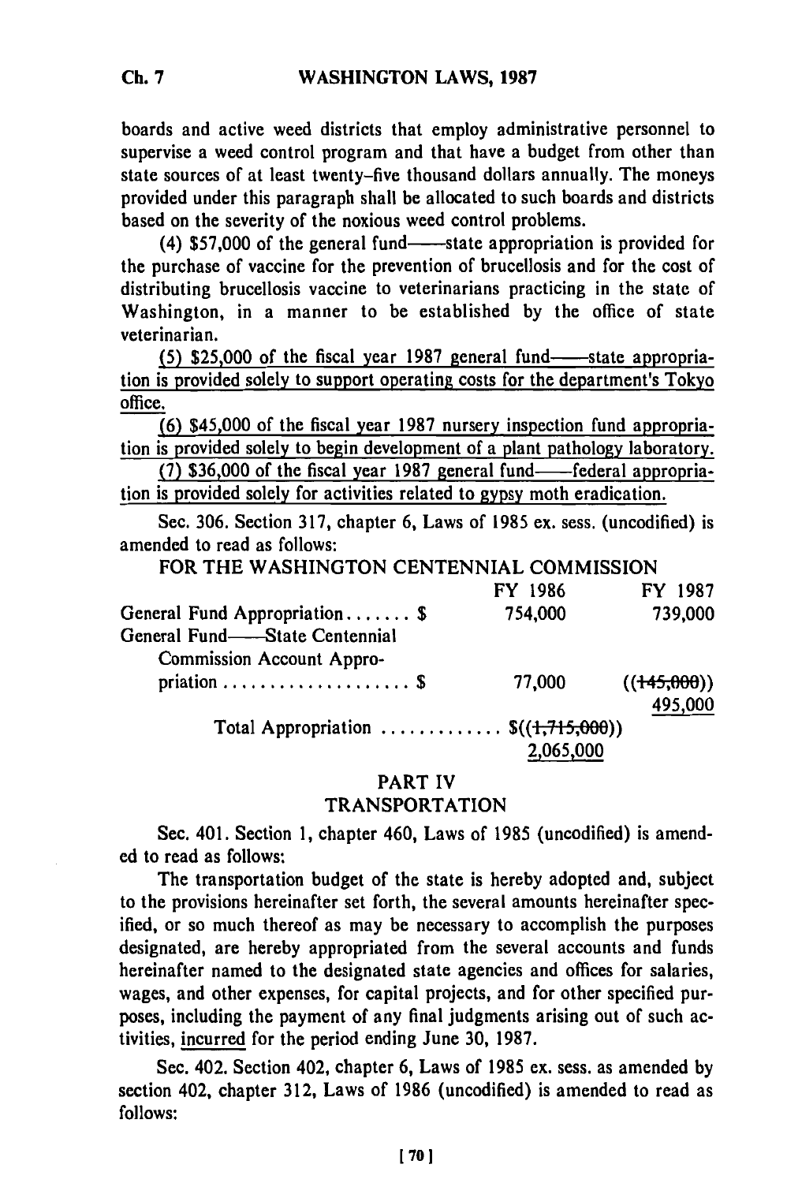boards and active weed districts that employ administrative personnel to supervise a weed control program and that have a budget from other than state sources of at least twenty-five thousand dollars annually. The moneys provided under this paragraph shall be allocated to such boards and districts based on the severity of the noxious weed control problems.

(4) $57,000 of the general fund——state appropriation is provided for the purchase of vaccine for the prevention of brucellosis and for the cost of distributing brucellosis vaccine to veterinarians practicing in the state of Washington, in a manner to be established by the office of state veterinarian.

(5) $25,000 of the fiscal year 1987 general fund——state appropriation is provided solely to support operating costs for the department's Tokyo office.

(6) $45,000 of the fiscal year 1987 nursery inspection fund appropriation is provided solely to begin development of a plant pathology laboratory.

(7) $36,000 of the fiscal year 1987 general fund——federal appropriation is provided solely for activities related to gypsy moth eradication.

Sec. 306. Section 317, chapter 6, Laws of 1985 ex. sess. (uncodified) is amended to read as follows:

FOR THE WASHINGTON CENTENNIAL COMMISSION

| | FY 1986 | FY 1987 |
|---|---|---|
| General Fund Appropriation . . . . . . . $ | 754,000 | 739,000 |
| General Fund——State Centennial Commission Account Appropriation . . . . . . . . . . . . . . . . . . . $ | 77,000 | ((~~145,000~~)) 495,000 |
| Total Appropriation . . . . . . . . . . . . . $((~~1,715,000~~)) 2,065,000 | | |

## PART IV
## TRANSPORTATION

Sec. 401. Section 1, chapter 460, Laws of 1985 (uncodified) is amended to read as follows:

The transportation budget of the state is hereby adopted and, subject to the provisions hereinafter set forth, the several amounts hereinafter specified, or so much thereof as may be necessary to accomplish the purposes designated, are hereby appropriated from the several accounts and funds hereinafter named to the designated state agencies and offices for salaries, wages, and other expenses, for capital projects, and for other specified purposes, including the payment of any final judgments arising out of such activities, incurred for the period ending June 30, 1987.

Sec. 402. Section 402, chapter 6, Laws of 1985 ex. sess. as amended by section 402, chapter 312, Laws of 1986 (uncodified) is amended to read as follows: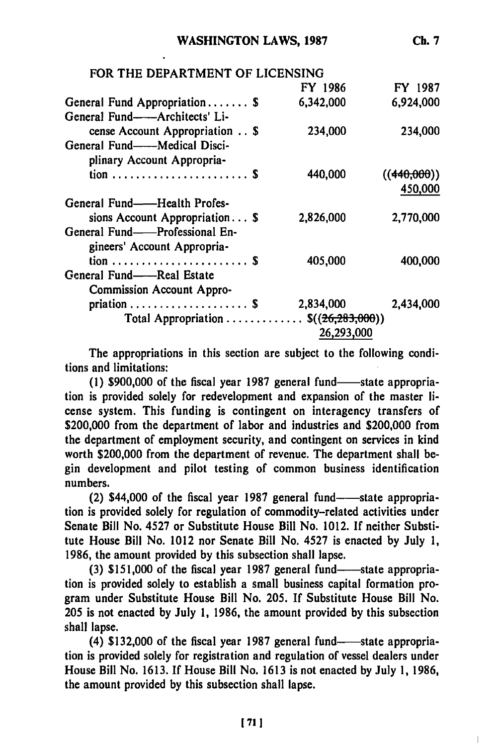FOR THE DEPARTMENT OF LICENSING

| | FY 1986 | FY 1987 |
|---|---|---|
| General Fund Appropriation . . . . . . . $ | 6,342,000 | 6,924,000 |
| General Fund——Architects' License Account Appropriation . . $ | 234,000 | 234,000 |
| General Fund——Medical Disciplinary Account Appropriation . . . . . . . . . . . . . . . . . . . . . . . $ | 440,000 | ((~~440,000~~)) 450,000 |
| General Fund——Health Professions Account Appropriation . . . $ | 2,826,000 | 2,770,000 |
| General Fund——Professional Engineers' Account Appropriation . . . . . . . . . . . . . . . . . . . . . . . $ | 405,000 | 400,000 |
| General Fund——Real Estate Commission Account Appropriation . . . . . . . . . . . . . . . . . . . . $ | 2,834,000 | 2,434,000 |
| Total Appropriation . . . . . . . . . . . . $((~~26,283,000~~)) 26,293,000 | | |

The appropriations in this section are subject to the following conditions and limitations:

(1) $900,000 of the fiscal year 1987 general fund——state appropriation is provided solely for redevelopment and expansion of the master license system. This funding is contingent on interagency transfers of $200,000 from the department of labor and industries and $200,000 from the department of employment security, and contingent on services in kind worth $200,000 from the department of revenue. The department shall begin development and pilot testing of common business identification numbers.

(2) $44,000 of the fiscal year 1987 general fund——state appropriation is provided solely for regulation of commodity-related activities under Senate Bill No. 4527 or Substitute House Bill No. 1012. If neither Substitute House Bill No. 1012 nor Senate Bill No. 4527 is enacted by July 1, 1986, the amount provided by this subsection shall lapse.

(3) $151,000 of the fiscal year 1987 general fund——state appropriation is provided solely to establish a small business capital formation program under Substitute House Bill No. 205. If Substitute House Bill No. 205 is not enacted by July 1, 1986, the amount provided by this subsection shall lapse.

(4) $132,000 of the fiscal year 1987 general fund——state appropriation is provided solely for registration and regulation of vessel dealers under House Bill No. 1613. If House Bill No. 1613 is not enacted by July 1, 1986, the amount provided by this subsection shall lapse.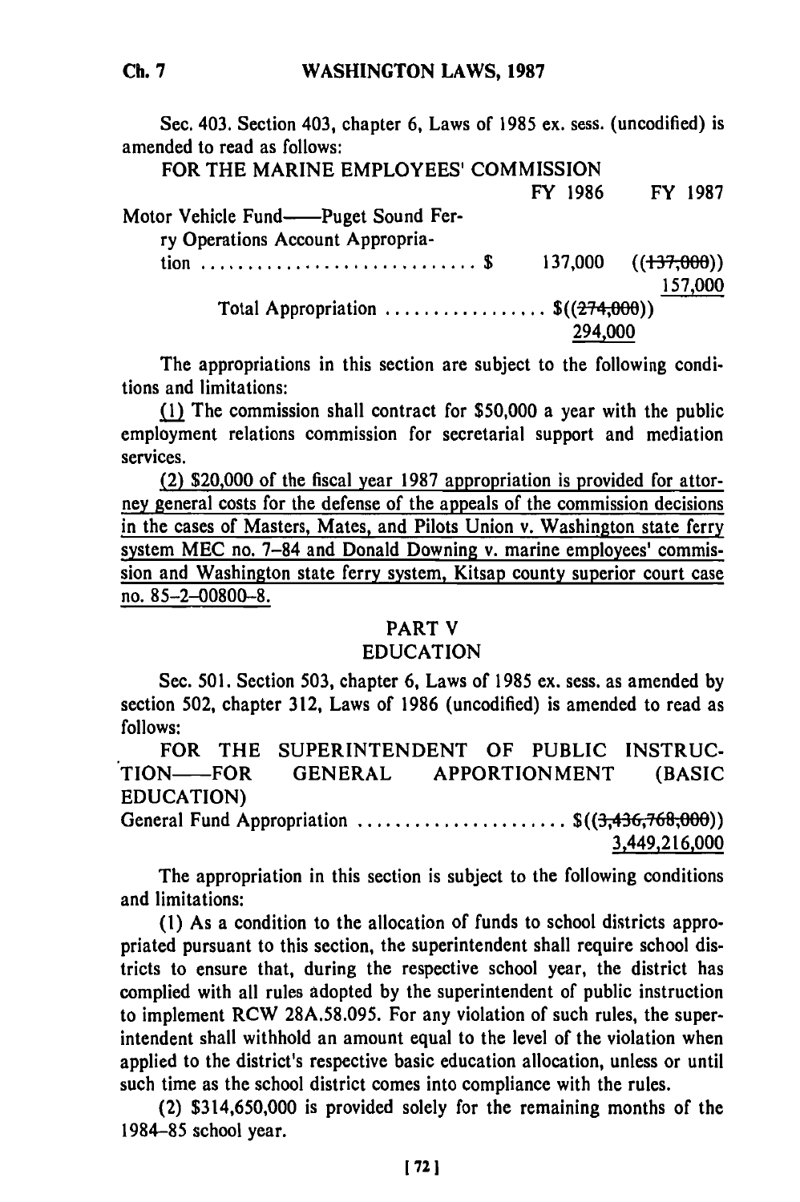Sec. 403. Section 403, chapter 6, Laws of 1985 ex. sess. (uncodified) is amended to read as follows:

FOR THE MARINE EMPLOYEES' COMMISSION

| | FY 1986 | FY 1987 |
|---|---|---|
| Motor Vehicle Fund——Puget Sound Ferry Operations Account Appropriation .............................. $ | 137,000 | ((~~137,000~~)) 157,000 |
| Total Appropriation ................ $((~~274,000~~)) 294,000 | | |

The appropriations in this section are subject to the following conditions and limitations:

(1) The commission shall contract for $50,000 a year with the public employment relations commission for secretarial support and mediation services.

(2) $20,000 of the fiscal year 1987 appropriation is provided for attorney general costs for the defense of the appeals of the commission decisions in the cases of Masters, Mates, and Pilots Union v. Washington state ferry system MEC no. 7–84 and Donald Downing v. marine employees' commission and Washington state ferry system, Kitsap county superior court case no. 85–2–00800–8.

## PART V
## EDUCATION

Sec. 501. Section 503, chapter 6, Laws of 1985 ex. sess. as amended by section 502, chapter 312, Laws of 1986 (uncodified) is amended to read as follows:

FOR THE SUPERINTENDENT OF PUBLIC INSTRUCTION——FOR GENERAL APPORTIONMENT (BASIC EDUCATION)

General Fund Appropriation ...................... $((~~3,436,768,000~~)) 3,449,216,000

The appropriation in this section is subject to the following conditions and limitations:

(1) As a condition to the allocation of funds to school districts appropriated pursuant to this section, the superintendent shall require school districts to ensure that, during the respective school year, the district has complied with all rules adopted by the superintendent of public instruction to implement RCW 28A.58.095. For any violation of such rules, the superintendent shall withhold an amount equal to the level of the violation when applied to the district's respective basic education allocation, unless or until such time as the school district comes into compliance with the rules.

(2) $314,650,000 is provided solely for the remaining months of the 1984–85 school year.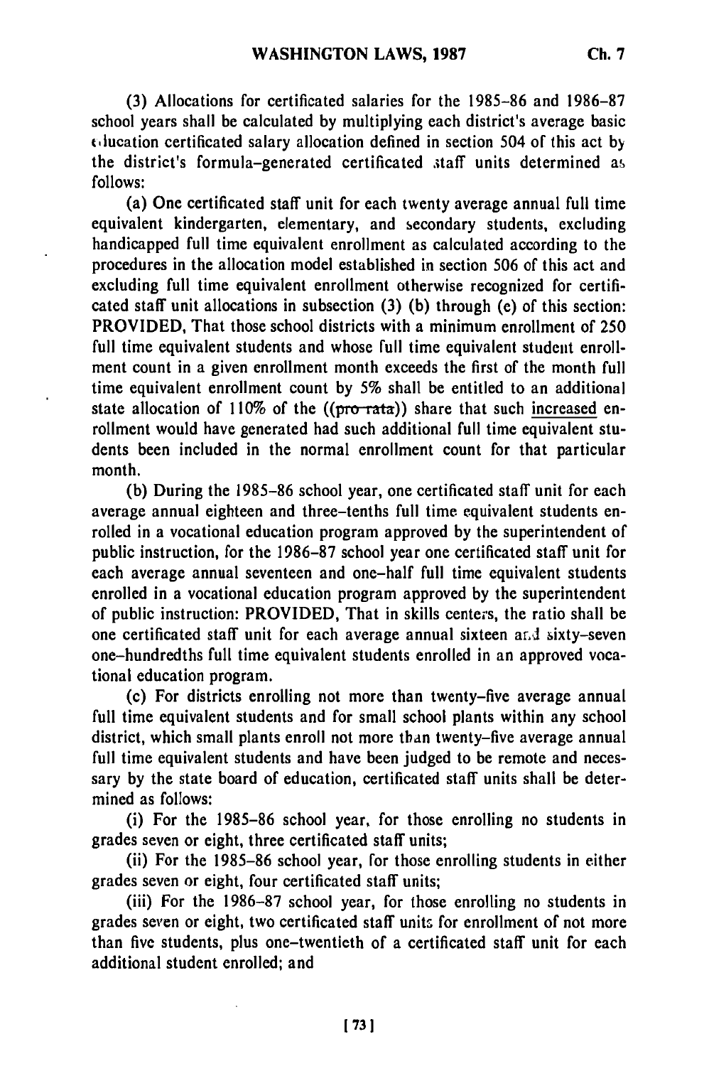(3) Allocations for certificated salaries for the 1985-86 and 1986-87 school years shall be calculated by multiplying each district's average basic education certificated salary allocation defined in section 504 of this act by the district's formula-generated certificated staff units determined as follows:

(a) One certificated staff unit for each twenty average annual full time equivalent kindergarten, elementary, and secondary students, excluding handicapped full time equivalent enrollment as calculated according to the procedures in the allocation model established in section 506 of this act and excluding full time equivalent enrollment otherwise recognized for certificated staff unit allocations in subsection (3) (b) through (e) of this section: PROVIDED, That those school districts with a minimum enrollment of 250 full time equivalent students and whose full time equivalent student enrollment count in a given enrollment month exceeds the first of the month full time equivalent enrollment count by 5% shall be entitled to an additional state allocation of 110% of the ((~~pro rata~~)) share that such increased enrollment would have generated had such additional full time equivalent students been included in the normal enrollment count for that particular month.

(b) During the 1985-86 school year, one certificated staff unit for each average annual eighteen and three-tenths full time equivalent students enrolled in a vocational education program approved by the superintendent of public instruction, for the 1986-87 school year one certificated staff unit for each average annual seventeen and one-half full time equivalent students enrolled in a vocational education program approved by the superintendent of public instruction: PROVIDED, That in skills centers, the ratio shall be one certificated staff unit for each average annual sixteen and sixty-seven one-hundredths full time equivalent students enrolled in an approved vocational education program.

(c) For districts enrolling not more than twenty-five average annual full time equivalent students and for small school plants within any school district, which small plants enroll not more than twenty-five average annual full time equivalent students and have been judged to be remote and necessary by the state board of education, certificated staff units shall be determined as follows:

(i) For the 1985-86 school year, for those enrolling no students in grades seven or eight, three certificated staff units;

(ii) For the 1985-86 school year, for those enrolling students in either grades seven or eight, four certificated staff units;

(iii) For the 1986-87 school year, for those enrolling no students in grades seven or eight, two certificated staff units for enrollment of not more than five students, plus one-twentieth of a certificated staff unit for each additional student enrolled; and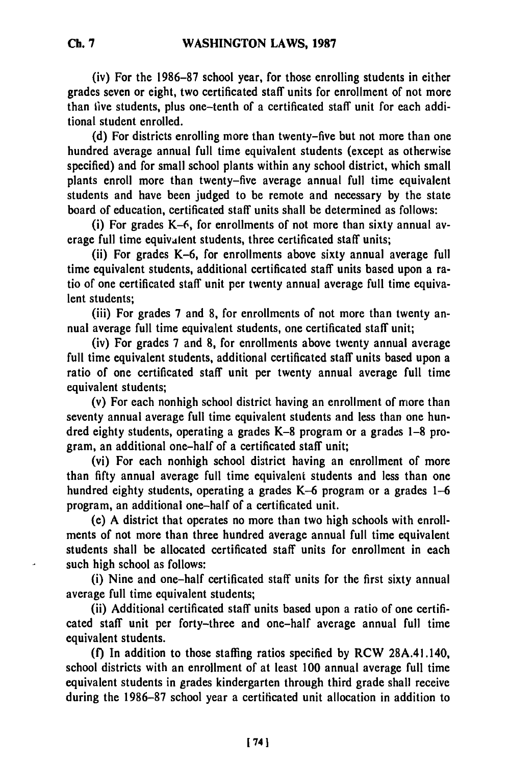(iv) For the 1986-87 school year, for those enrolling students in either grades seven or eight, two certificated staff units for enrollment of not more than five students, plus one-tenth of a certificated staff unit for each additional student enrolled.

(d) For districts enrolling more than twenty-five but not more than one hundred average annual full time equivalent students (except as otherwise specified) and for small school plants within any school district, which small plants enroll more than twenty-five average annual full time equivalent students and have been judged to be remote and necessary by the state board of education, certificated staff units shall be determined as follows:

(i) For grades K-6, for enrollments of not more than sixty annual average full time equivalent students, three certificated staff units;

(ii) For grades K-6, for enrollments above sixty annual average full time equivalent students, additional certificated staff units based upon a ratio of one certificated staff unit per twenty annual average full time equivalent students;

(iii) For grades 7 and 8, for enrollments of not more than twenty annual average full time equivalent students, one certificated staff unit;

(iv) For grades 7 and 8, for enrollments above twenty annual average full time equivalent students, additional certificated staff units based upon a ratio of one certificated staff unit per twenty annual average full time equivalent students;

(v) For each nonhigh school district having an enrollment of more than seventy annual average full time equivalent students and less than one hundred eighty students, operating a grades K-8 program or a grades 1-8 program, an additional one-half of a certificated staff unit;

(vi) For each nonhigh school district having an enrollment of more than fifty annual average full time equivalent students and less than one hundred eighty students, operating a grades K-6 program or a grades 1-6 program, an additional one-half of a certificated unit.

(e) A district that operates no more than two high schools with enrollments of not more than three hundred average annual full time equivalent students shall be allocated certificated staff units for enrollment in each such high school as follows:

(i) Nine and one-half certificated staff units for the first sixty annual average full time equivalent students;

(ii) Additional certificated staff units based upon a ratio of one certificated staff unit per forty-three and one-half average annual full time equivalent students.

(f) In addition to those staffing ratios specified by RCW 28A.41.140, school districts with an enrollment of at least 100 annual average full time equivalent students in grades kindergarten through third grade shall receive during the 1986-87 school year a certificated unit allocation in addition to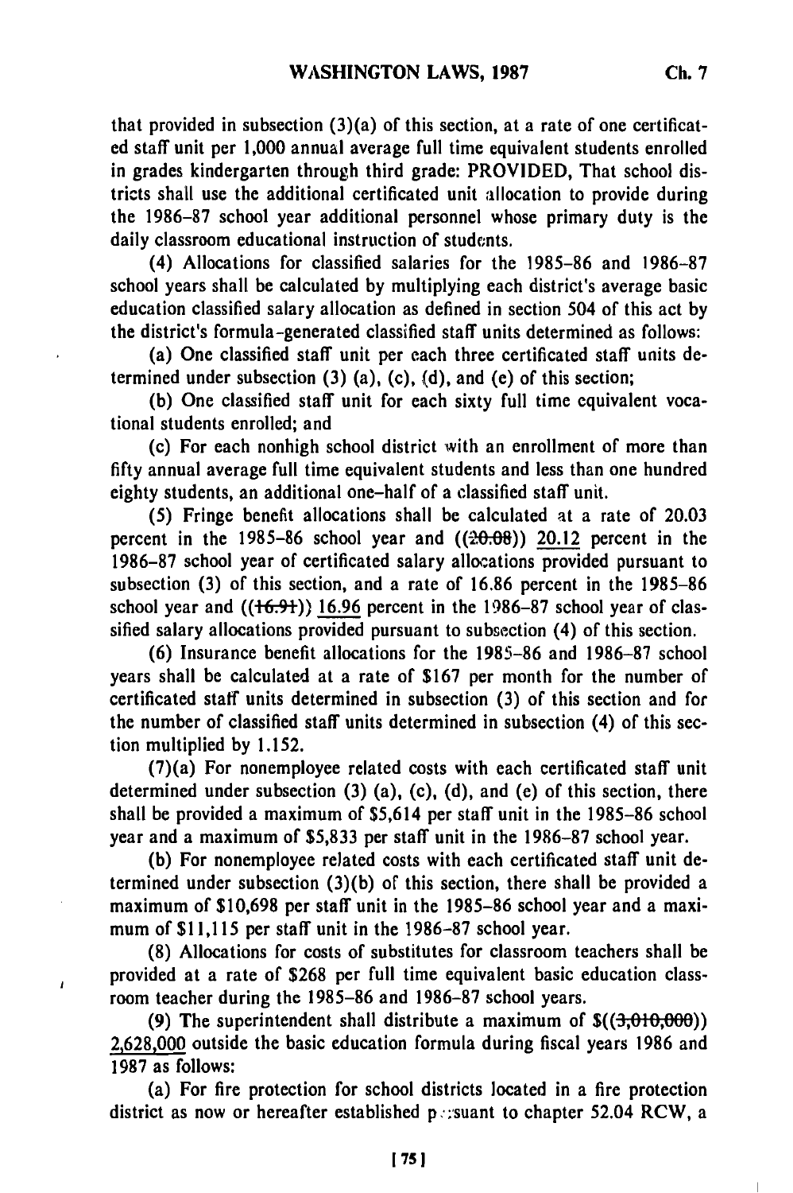that provided in subsection (3)(a) of this section, at a rate of one certificated staff unit per 1,000 annual average full time equivalent students enrolled in grades kindergarten through third grade: PROVIDED, That school districts shall use the additional certificated unit allocation to provide during the 1986-87 school year additional personnel whose primary duty is the daily classroom educational instruction of students.

(4) Allocations for classified salaries for the 1985-86 and 1986-87 school years shall be calculated by multiplying each district's average basic education classified salary allocation as defined in section 504 of this act by the district's formula-generated classified staff units determined as follows:

(a) One classified staff unit per each three certificated staff units determined under subsection (3) (a), (c), (d), and (e) of this section;

(b) One classified staff unit for each sixty full time equivalent vocational students enrolled; and

(c) For each nonhigh school district with an enrollment of more than fifty annual average full time equivalent students and less than one hundred eighty students, an additional one-half of a classified staff unit.

(5) Fringe benefit allocations shall be calculated at a rate of 20.03 percent in the 1985-86 school year and ((~~20.08~~)) 20.12 percent in the 1986-87 school year of certificated salary allocations provided pursuant to subsection (3) of this section, and a rate of 16.86 percent in the 1985-86 school year and ((~~16.91~~)) 16.96 percent in the 1986-87 school year of classified salary allocations provided pursuant to subsection (4) of this section.

(6) Insurance benefit allocations for the 1985-86 and 1986-87 school years shall be calculated at a rate of $167 per month for the number of certificated staff units determined in subsection (3) of this section and for the number of classified staff units determined in subsection (4) of this section multiplied by 1.152.

(7)(a) For nonemployee related costs with each certificated staff unit determined under subsection (3) (a), (c), (d), and (e) of this section, there shall be provided a maximum of $5,614 per staff unit in the 1985-86 school year and a maximum of $5,833 per staff unit in the 1986-87 school year.

(b) For nonemployee related costs with each certificated staff unit determined under subsection (3)(b) of this section, there shall be provided a maximum of $10,698 per staff unit in the 1985-86 school year and a maximum of $11,115 per staff unit in the 1986-87 school year.

(8) Allocations for costs of substitutes for classroom teachers shall be provided at a rate of $268 per full time equivalent basic education classroom teacher during the 1985-86 and 1986-87 school years.

(9) The superintendent shall distribute a maximum of $((~~3,010,000~~)) 2,628,000 outside the basic education formula during fiscal years 1986 and 1987 as follows:

(a) For fire protection for school districts located in a fire protection district as now or hereafter established pursuant to chapter 52.04 RCW, a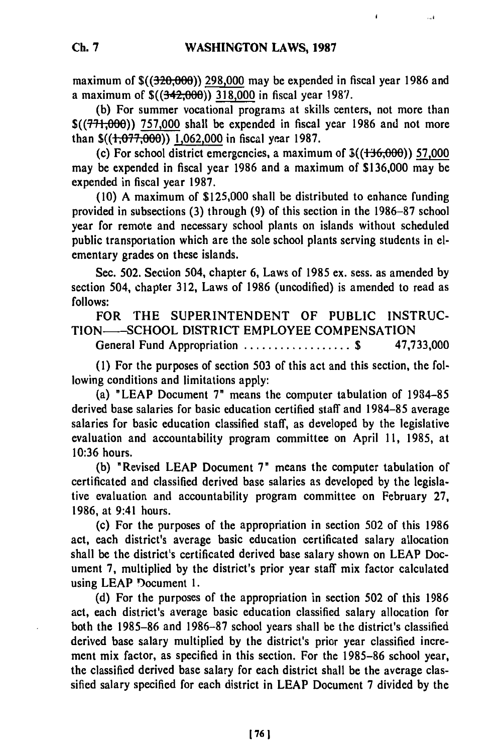maximum of $((~~320,000~~)) <u>298,000</u> may be expended in fiscal year 1986 and a maximum of $((~~342,000~~)) <u>318,000</u> in fiscal year 1987.

(b) For summer vocational programs at skills centers, not more than $((~~771,000~~)) <u>757,000</u> shall be expended in fiscal year 1986 and not more than $((~~1,077,000~~)) <u>1,062,000</u> in fiscal year 1987.

(c) For school district emergencies, a maximum of $((~~136,000~~)) <u>57,000</u> may be expended in fiscal year 1986 and a maximum of $136,000 may be expended in fiscal year 1987.

(10) A maximum of $125,000 shall be distributed to enhance funding provided in subsections (3) through (9) of this section in the 1986-87 school year for remote and necessary school plants on islands without scheduled public transportation which are the sole school plants serving students in elementary grades on these islands.

Sec. 502. Section 504, chapter 6, Laws of 1985 ex. sess. as amended by section 504, chapter 312, Laws of 1986 (uncodified) is amended to read as follows:

FOR THE SUPERINTENDENT OF PUBLIC INSTRUCTION—SCHOOL DISTRICT EMPLOYEE COMPENSATION

General Fund Appropriation .................. $ 47,733,000

(1) For the purposes of section 503 of this act and this section, the following conditions and limitations apply:

(a) "LEAP Document 7" means the computer tabulation of 1984-85 derived base salaries for basic education certified staff and 1984-85 average salaries for basic education classified staff, as developed by the legislative evaluation and accountability program committee on April 11, 1985, at 10:36 hours.

(b) "Revised LEAP Document 7" means the computer tabulation of certificated and classified derived base salaries as developed by the legislative evaluation and accountability program committee on February 27, 1986, at 9:41 hours.

(c) For the purposes of the appropriation in section 502 of this 1986 act, each district's average basic education certificated salary allocation shall be the district's certificated derived base salary shown on LEAP Document 7, multiplied by the district's prior year staff mix factor calculated using LEAP Document 1.

(d) For the purposes of the appropriation in section 502 of this 1986 act, each district's average basic education classified salary allocation for both the 1985-86 and 1986-87 school years shall be the district's classified derived base salary multiplied by the district's prior year classified increment mix factor, as specified in this section. For the 1985-86 school year, the classified derived base salary for each district shall be the average classified salary specified for each district in LEAP Document 7 divided by the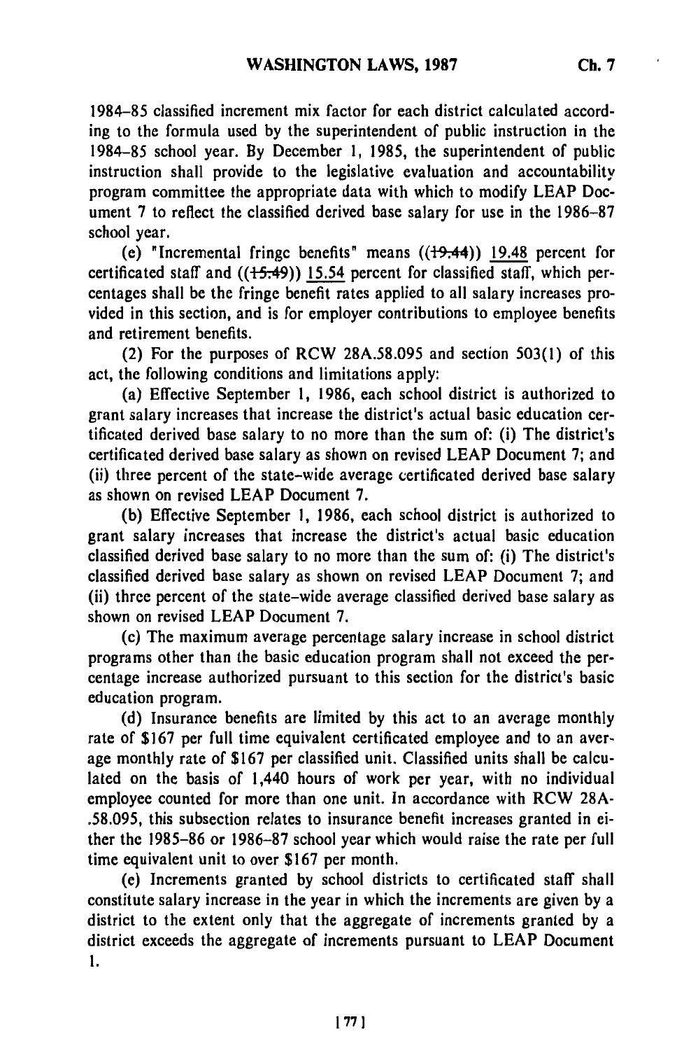1984-85 classified increment mix factor for each district calculated according to the formula used by the superintendent of public instruction in the 1984-85 school year. By December 1, 1985, the superintendent of public instruction shall provide to the legislative evaluation and accountability program committee the appropriate data with which to modify LEAP Document 7 to reflect the classified derived base salary for use in the 1986-87 school year.

(e) "Incremental fringe benefits" means ((~~19.44~~)) 19.48 percent for certificated staff and ((~~15.49~~)) 15.54 percent for classified staff, which percentages shall be the fringe benefit rates applied to all salary increases provided in this section, and is for employer contributions to employee benefits and retirement benefits.

(2) For the purposes of RCW 28A.58.095 and section 503(1) of this act, the following conditions and limitations apply:

(a) Effective September 1, 1986, each school district is authorized to grant salary increases that increase the district's actual basic education certificated derived base salary to no more than the sum of: (i) The district's certificated derived base salary as shown on revised LEAP Document 7; and (ii) three percent of the state-wide average certificated derived base salary as shown on revised LEAP Document 7.

(b) Effective September 1, 1986, each school district is authorized to grant salary increases that increase the district's actual basic education classified derived base salary to no more than the sum of: (i) The district's classified derived base salary as shown on revised LEAP Document 7; and (ii) three percent of the state-wide average classified derived base salary as shown on revised LEAP Document 7.

(c) The maximum average percentage salary increase in school district programs other than the basic education program shall not exceed the percentage increase authorized pursuant to this section for the district's basic education program.

(d) Insurance benefits are limited by this act to an average monthly rate of $167 per full time equivalent certificated employee and to an average monthly rate of $167 per classified unit. Classified units shall be calculated on the basis of 1,440 hours of work per year, with no individual employee counted for more than one unit. In accordance with RCW 28A-.58.095, this subsection relates to insurance benefit increases granted in either the 1985-86 or 1986-87 school year which would raise the rate per full time equivalent unit to over $167 per month.

(e) Increments granted by school districts to certificated staff shall constitute salary increase in the year in which the increments are given by a district to the extent only that the aggregate of increments granted by a district exceeds the aggregate of increments pursuant to LEAP Document 1.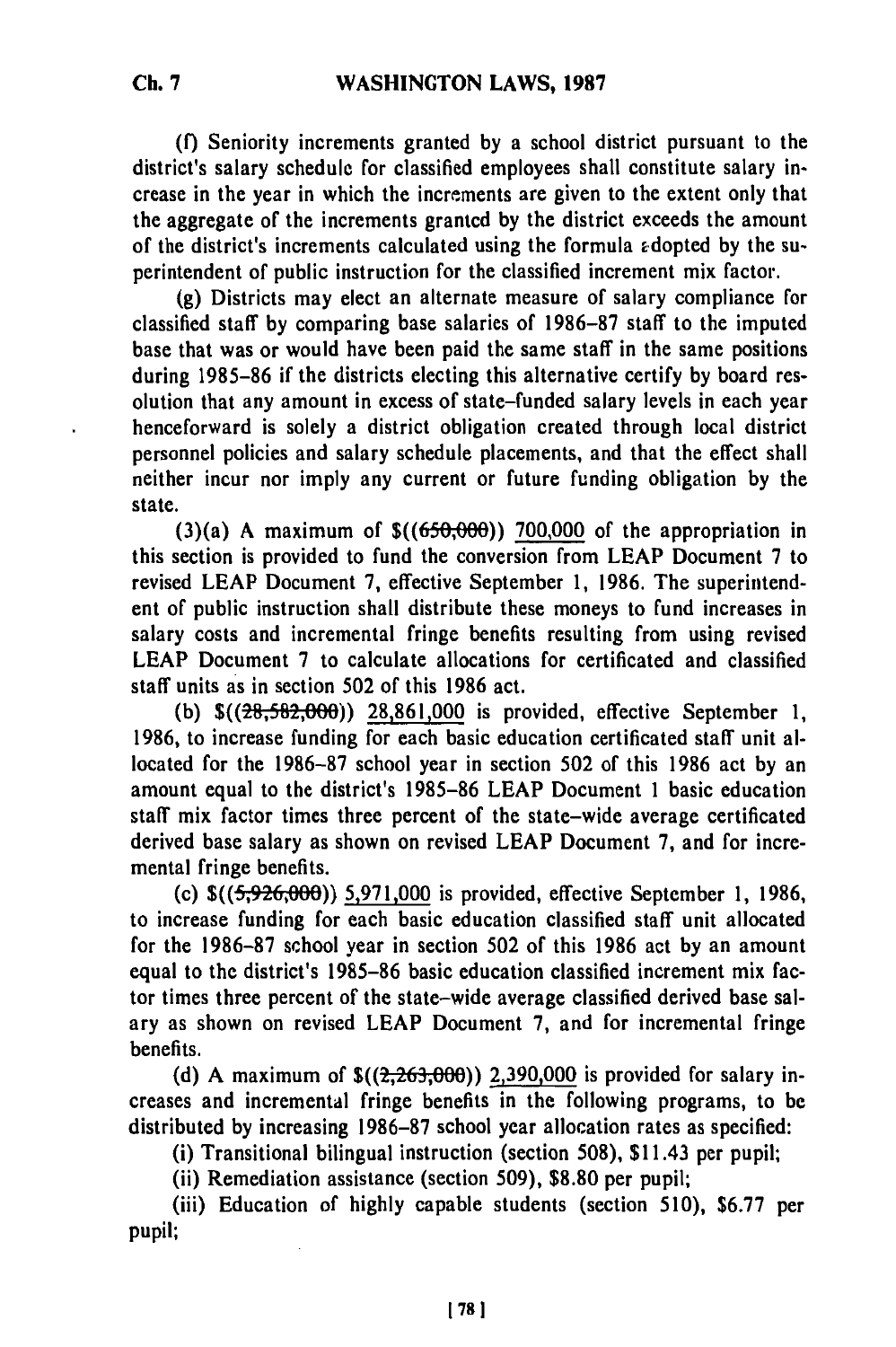(f) Seniority increments granted by a school district pursuant to the district's salary schedule for classified employees shall constitute salary increase in the year in which the increments are given to the extent only that the aggregate of the increments granted by the district exceeds the amount of the district's increments calculated using the formula adopted by the superintendent of public instruction for the classified increment mix factor.

(g) Districts may elect an alternate measure of salary compliance for classified staff by comparing base salaries of 1986-87 staff to the imputed base that was or would have been paid the same staff in the same positions during 1985-86 if the districts electing this alternative certify by board resolution that any amount in excess of state-funded salary levels in each year henceforward is solely a district obligation created through local district personnel policies and salary schedule placements, and that the effect shall neither incur nor imply any current or future funding obligation by the state.

(3)(a) A maximum of $((~~650,000~~)) <u>700,000</u> of the appropriation in this section is provided to fund the conversion from LEAP Document 7 to revised LEAP Document 7, effective September 1, 1986. The superintendent of public instruction shall distribute these moneys to fund increases in salary costs and incremental fringe benefits resulting from using revised LEAP Document 7 to calculate allocations for certificated and classified staff units as in section 502 of this 1986 act.

(b) $((~~28,582,000~~)) <u>28,861,000</u> is provided, effective September 1, 1986, to increase funding for each basic education certificated staff unit allocated for the 1986-87 school year in section 502 of this 1986 act by an amount equal to the district's 1985-86 LEAP Document 1 basic education staff mix factor times three percent of the state-wide average certificated derived base salary as shown on revised LEAP Document 7, and for incremental fringe benefits.

(c) $((~~5,926,000~~)) <u>5,971,000</u> is provided, effective September 1, 1986, to increase funding for each basic education classified staff unit allocated for the 1986-87 school year in section 502 of this 1986 act by an amount equal to the district's 1985-86 basic education classified increment mix factor times three percent of the state-wide average classified derived base salary as shown on revised LEAP Document 7, and for incremental fringe benefits.

(d) A maximum of $((~~2,263,000~~)) <u>2,390,000</u> is provided for salary increases and incremental fringe benefits in the following programs, to be distributed by increasing 1986-87 school year allocation rates as specified:

(i) Transitional bilingual instruction (section 508), $11.43 per pupil;

(ii) Remediation assistance (section 509), $8.80 per pupil;

(iii) Education of highly capable students (section 510), $6.77 per pupil;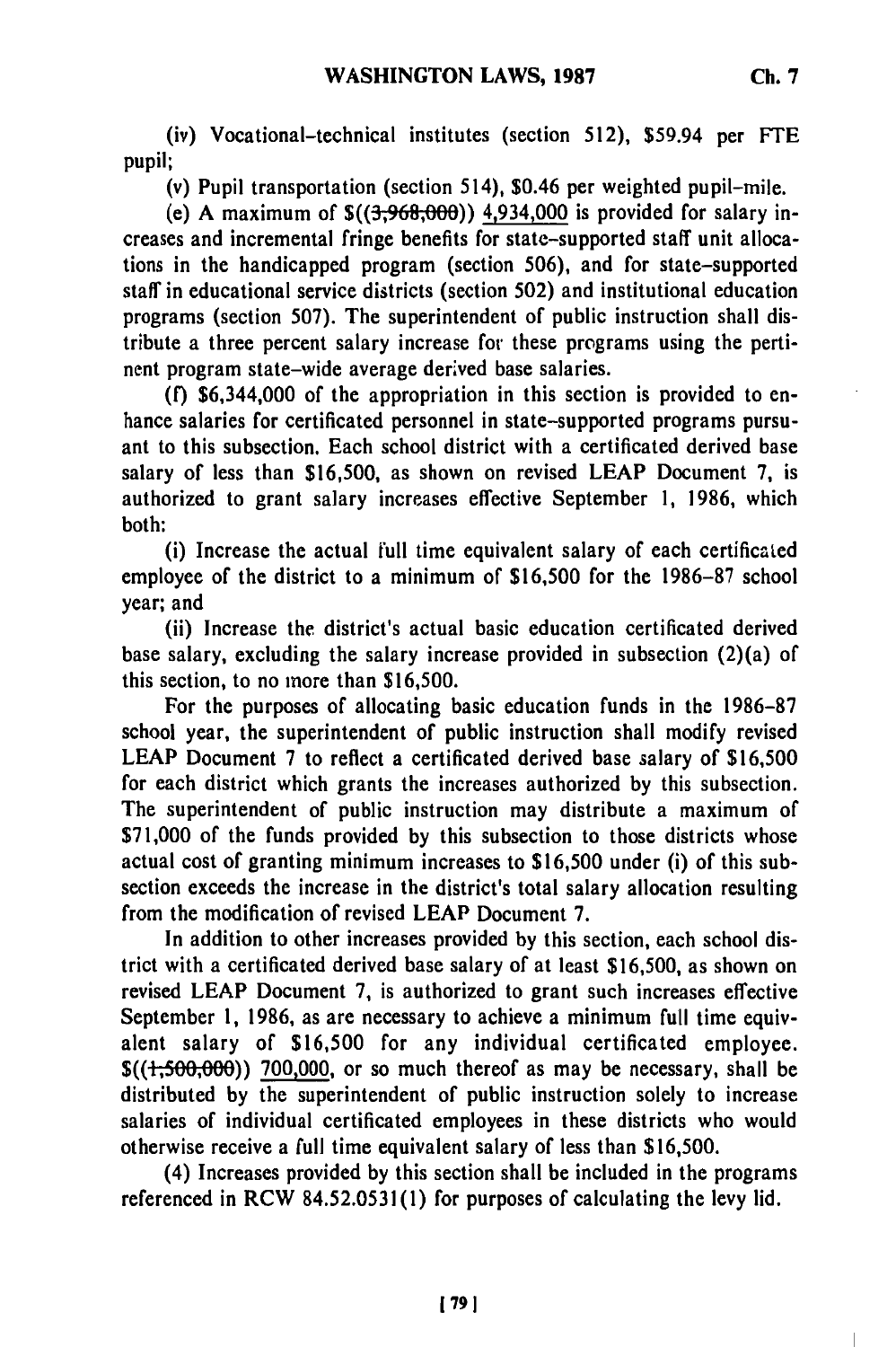(iv) Vocational-technical institutes (section 512), $59.94 per FTE pupil;

(v) Pupil transportation (section 514), $0.46 per weighted pupil-mile.

(e) A maximum of $((~~3,968,000~~)) 4,934,000 is provided for salary increases and incremental fringe benefits for state-supported staff unit allocations in the handicapped program (section 506), and for state-supported staff in educational service districts (section 502) and institutional education programs (section 507). The superintendent of public instruction shall distribute a three percent salary increase for these programs using the pertinent program state-wide average derived base salaries.

(f) $6,344,000 of the appropriation in this section is provided to enhance salaries for certificated personnel in state-supported programs pursuant to this subsection. Each school district with a certificated derived base salary of less than $16,500, as shown on revised LEAP Document 7, is authorized to grant salary increases effective September 1, 1986, which both:

(i) Increase the actual full time equivalent salary of each certificated employee of the district to a minimum of $16,500 for the 1986-87 school year; and

(ii) Increase the district's actual basic education certificated derived base salary, excluding the salary increase provided in subsection (2)(a) of this section, to no more than $16,500.

For the purposes of allocating basic education funds in the 1986-87 school year, the superintendent of public instruction shall modify revised LEAP Document 7 to reflect a certificated derived base salary of $16,500 for each district which grants the increases authorized by this subsection. The superintendent of public instruction may distribute a maximum of $71,000 of the funds provided by this subsection to those districts whose actual cost of granting minimum increases to $16,500 under (i) of this subsection exceeds the increase in the district's total salary allocation resulting from the modification of revised LEAP Document 7.

In addition to other increases provided by this section, each school district with a certificated derived base salary of at least $16,500, as shown on revised LEAP Document 7, is authorized to grant such increases effective September 1, 1986, as are necessary to achieve a minimum full time equivalent salary of $16,500 for any individual certificated employee. $((~~1,500,000~~)) 700,000, or so much thereof as may be necessary, shall be distributed by the superintendent of public instruction solely to increase salaries of individual certificated employees in these districts who would otherwise receive a full time equivalent salary of less than $16,500.

(4) Increases provided by this section shall be included in the programs referenced in RCW 84.52.0531(1) for purposes of calculating the levy lid.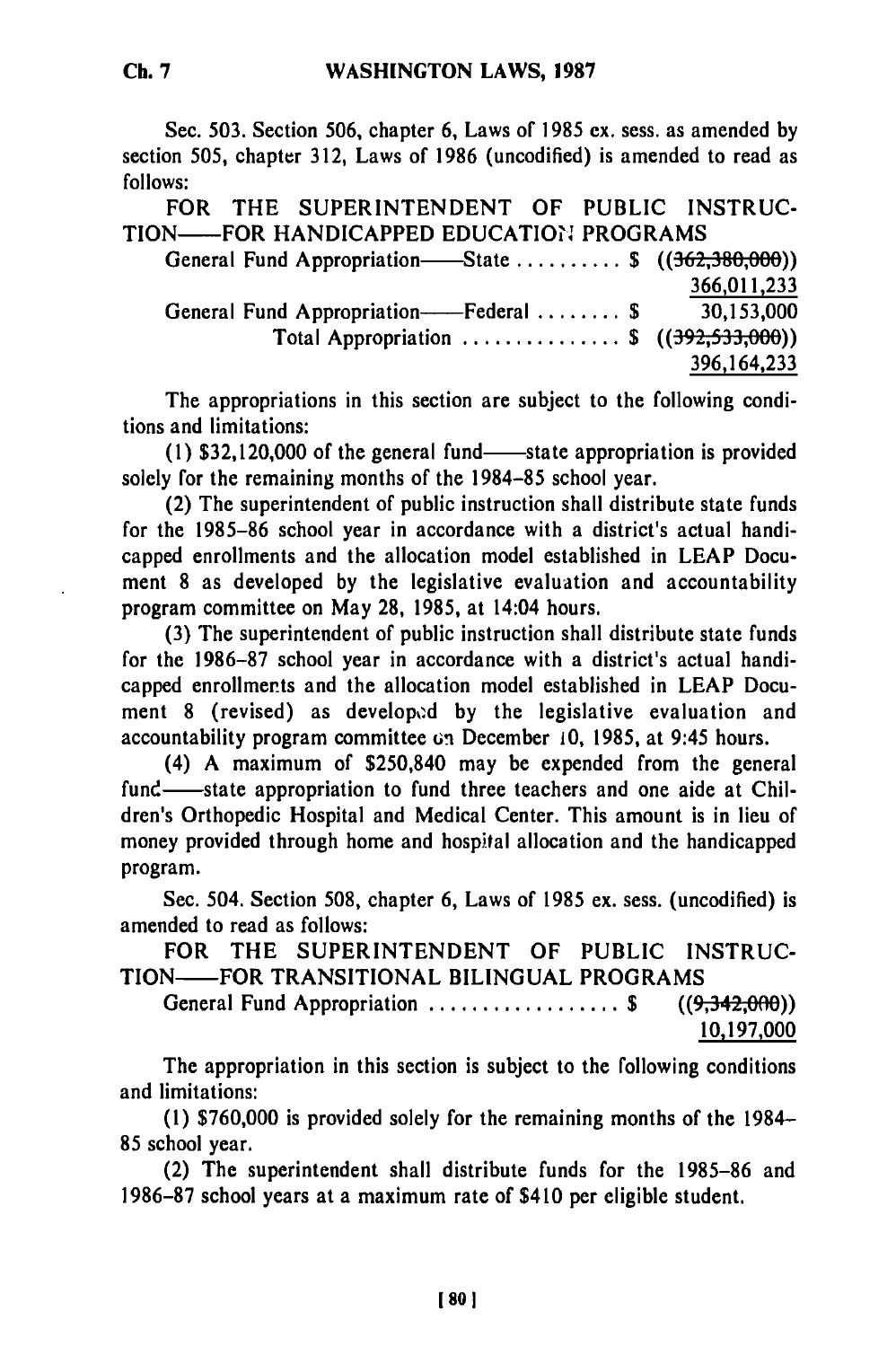Sec. 503. Section 506, chapter 6, Laws of 1985 ex. sess. as amended by section 505, chapter 312, Laws of 1986 (uncodified) is amended to read as follows:

FOR THE SUPERINTENDENT OF PUBLIC INSTRUCTION——FOR HANDICAPPED EDUCATION PROGRAMS

General Fund Appropriation——State .......... $ ((~~362,380,000~~)) 366,011,233

General Fund Appropriation——Federal ........ $ 30,153,000

Total Appropriation ............... $ ((~~392,533,000~~)) 396,164,233

The appropriations in this section are subject to the following conditions and limitations:

(1) $32,120,000 of the general fund——state appropriation is provided solely for the remaining months of the 1984-85 school year.

(2) The superintendent of public instruction shall distribute state funds for the 1985-86 school year in accordance with a district's actual handicapped enrollments and the allocation model established in LEAP Document 8 as developed by the legislative evaluation and accountability program committee on May 28, 1985, at 14:04 hours.

(3) The superintendent of public instruction shall distribute state funds for the 1986-87 school year in accordance with a district's actual handicapped enrollments and the allocation model established in LEAP Document 8 (revised) as developed by the legislative evaluation and accountability program committee on December 10, 1985, at 9:45 hours.

(4) A maximum of $250,840 may be expended from the general fund——state appropriation to fund three teachers and one aide at Children's Orthopedic Hospital and Medical Center. This amount is in lieu of money provided through home and hospital allocation and the handicapped program.

Sec. 504. Section 508, chapter 6, Laws of 1985 ex. sess. (uncodified) is amended to read as follows:

FOR THE SUPERINTENDENT OF PUBLIC INSTRUCTION——FOR TRANSITIONAL BILINGUAL PROGRAMS

General Fund Appropriation .................. $ ((~~9,342,000~~)) 10,197,000

The appropriation in this section is subject to the following conditions and limitations:

(1) $760,000 is provided solely for the remaining months of the 1984-85 school year.

(2) The superintendent shall distribute funds for the 1985-86 and 1986-87 school years at a maximum rate of $410 per eligible student.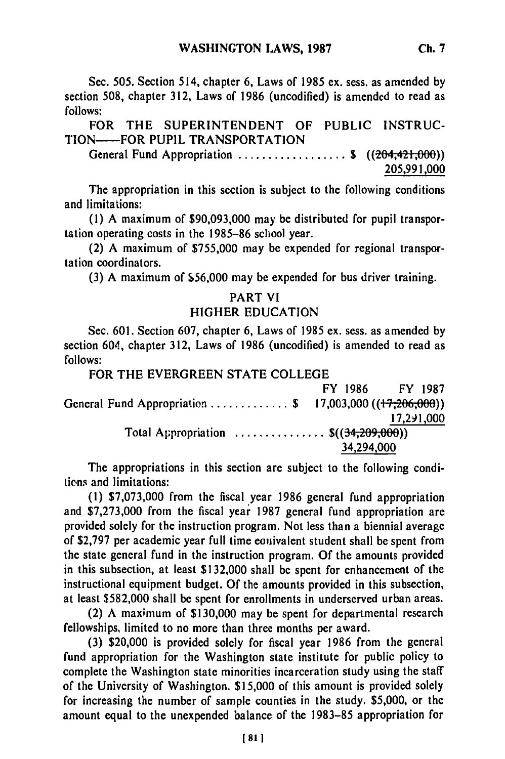Sec. 505. Section 514, chapter 6, Laws of 1985 ex. sess. as amended by section 508, chapter 312, Laws of 1986 (uncodified) is amended to read as follows:

FOR THE SUPERINTENDENT OF PUBLIC INSTRUCTION——FOR PUPIL TRANSPORTATION

General Fund Appropriation .................. $ ((~~204,421,000~~))
205,991,000

The appropriation in this section is subject to the following conditions and limitations:

(1) A maximum of $90,093,000 may be distributed for pupil transportation operating costs in the 1985–86 school year.

(2) A maximum of $755,000 may be expended for regional transportation coordinators.

(3) A maximum of $56,000 may be expended for bus driver training.

## PART VI
## HIGHER EDUCATION

Sec. 601. Section 607, chapter 6, Laws of 1985 ex. sess. as amended by section 604, chapter 312, Laws of 1986 (uncodified) is amended to read as follows:

FOR THE EVERGREEN STATE COLLEGE

| | FY 1986 | FY 1987 |
|---|---|---|
| General Fund Appropriation ............. $ | 17,003,000 | ((~~17,206,000~~)) 17,291,000 |
| Total Appropriation ............... $ | ((~~34,209,000~~)) 34,294,000 | |

The appropriations in this section are subject to the following conditions and limitations:

(1) $7,073,000 from the fiscal year 1986 general fund appropriation and $7,273,000 from the fiscal year 1987 general fund appropriation are provided solely for the instruction program. Not less than a biennial average of $2,797 per academic year full time equivalent student shall be spent from the state general fund in the instruction program. Of the amounts provided in this subsection, at least $132,000 shall be spent for enhancement of the instructional equipment budget. Of the amounts provided in this subsection, at least $582,000 shall be spent for enrollments in underserved urban areas.

(2) A maximum of $130,000 may be spent for departmental research fellowships, limited to no more than three months per award.

(3) $20,000 is provided solely for fiscal year 1986 from the general fund appropriation for the Washington state institute for public policy to complete the Washington state minorities incarceration study using the staff of the University of Washington. $15,000 of this amount is provided solely for increasing the number of sample counties in the study. $5,000, or the amount equal to the unexpended balance of the 1983–85 appropriation for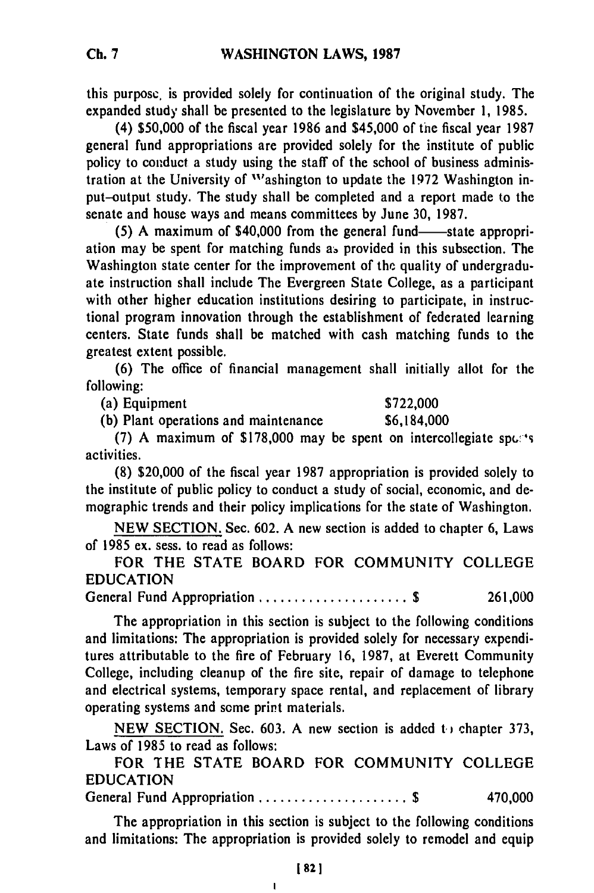this purpose, is provided solely for continuation of the original study. The expanded study shall be presented to the legislature by November 1, 1985.

(4) $50,000 of the fiscal year 1986 and $45,000 of the fiscal year 1987 general fund appropriations are provided solely for the institute of public policy to conduct a study using the staff of the school of business administration at the University of Washington to update the 1972 Washington input–output study. The study shall be completed and a report made to the senate and house ways and means committees by June 30, 1987.

(5) A maximum of $40,000 from the general fund——state appropriation may be spent for matching funds as provided in this subsection. The Washington state center for the improvement of the quality of undergraduate instruction shall include The Evergreen State College, as a participant with other higher education institutions desiring to participate, in instructional program innovation through the establishment of federated learning centers. State funds shall be matched with cash matching funds to the greatest extent possible.

(6) The office of financial management shall initially allot for the following:

| | |
|---|---|
| (a) Equipment | $722,000 |
| (b) Plant operations and maintenance | $6,184,000 |

(7) A maximum of $178,000 may be spent on intercollegiate sports activities.

(8) $20,000 of the fiscal year 1987 appropriation is provided solely to the institute of public policy to conduct a study of social, economic, and demographic trends and their policy implications for the state of Washington.

NEW SECTION. Sec. 602. A new section is added to chapter 6, Laws of 1985 ex. sess. to read as follows:

FOR THE STATE BOARD FOR COMMUNITY COLLEGE EDUCATION

General Fund Appropriation ...................... $ 261,000

The appropriation in this section is subject to the following conditions and limitations: The appropriation is provided solely for necessary expenditures attributable to the fire of February 16, 1987, at Everett Community College, including cleanup of the fire site, repair of damage to telephone and electrical systems, temporary space rental, and replacement of library operating systems and some print materials.

NEW SECTION. Sec. 603. A new section is added to chapter 373, Laws of 1985 to read as follows:

FOR THE STATE BOARD FOR COMMUNITY COLLEGE EDUCATION

General Fund Appropriation ...................... $ 470,000

The appropriation in this section is subject to the following conditions and limitations: The appropriation is provided solely to remodel and equip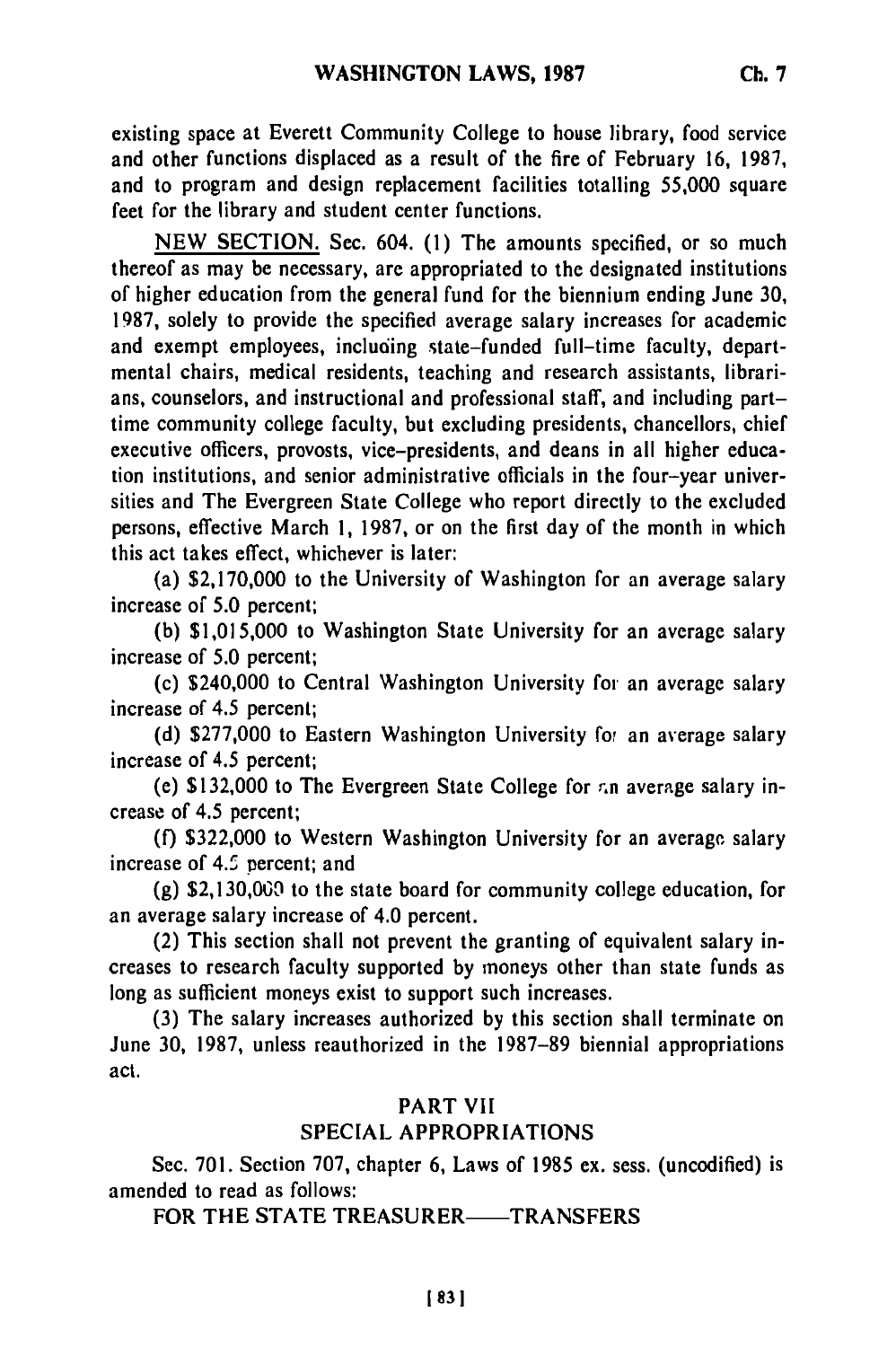existing space at Everett Community College to house library, food service and other functions displaced as a result of the fire of February 16, 1987, and to program and design replacement facilities totalling 55,000 square feet for the library and student center functions.

NEW SECTION. Sec. 604. (1) The amounts specified, or so much thereof as may be necessary, are appropriated to the designated institutions of higher education from the general fund for the biennium ending June 30, 1987, solely to provide the specified average salary increases for academic and exempt employees, including state-funded full-time faculty, departmental chairs, medical residents, teaching and research assistants, librarians, counselors, and instructional and professional staff, and including part-time community college faculty, but excluding presidents, chancellors, chief executive officers, provosts, vice-presidents, and deans in all higher education institutions, and senior administrative officials in the four-year universities and The Evergreen State College who report directly to the excluded persons, effective March 1, 1987, or on the first day of the month in which this act takes effect, whichever is later:

(a) $2,170,000 to the University of Washington for an average salary increase of 5.0 percent;

(b) $1,015,000 to Washington State University for an average salary increase of 5.0 percent;

(c) $240,000 to Central Washington University for an average salary increase of 4.5 percent;

(d) $277,000 to Eastern Washington University for an average salary increase of 4.5 percent;

(e) $132,000 to The Evergreen State College for an average salary increase of 4.5 percent;

(f) $322,000 to Western Washington University for an average salary increase of 4.5 percent; and

(g) $2,130,000 to the state board for community college education, for an average salary increase of 4.0 percent.

(2) This section shall not prevent the granting of equivalent salary increases to research faculty supported by moneys other than state funds as long as sufficient moneys exist to support such increases.

(3) The salary increases authorized by this section shall terminate on June 30, 1987, unless reauthorized in the 1987-89 biennial appropriations act.

## PART VII
## SPECIAL APPROPRIATIONS

Sec. 701. Section 707, chapter 6, Laws of 1985 ex. sess. (uncodified) is amended to read as follows:

FOR THE STATE TREASURER——TRANSFERS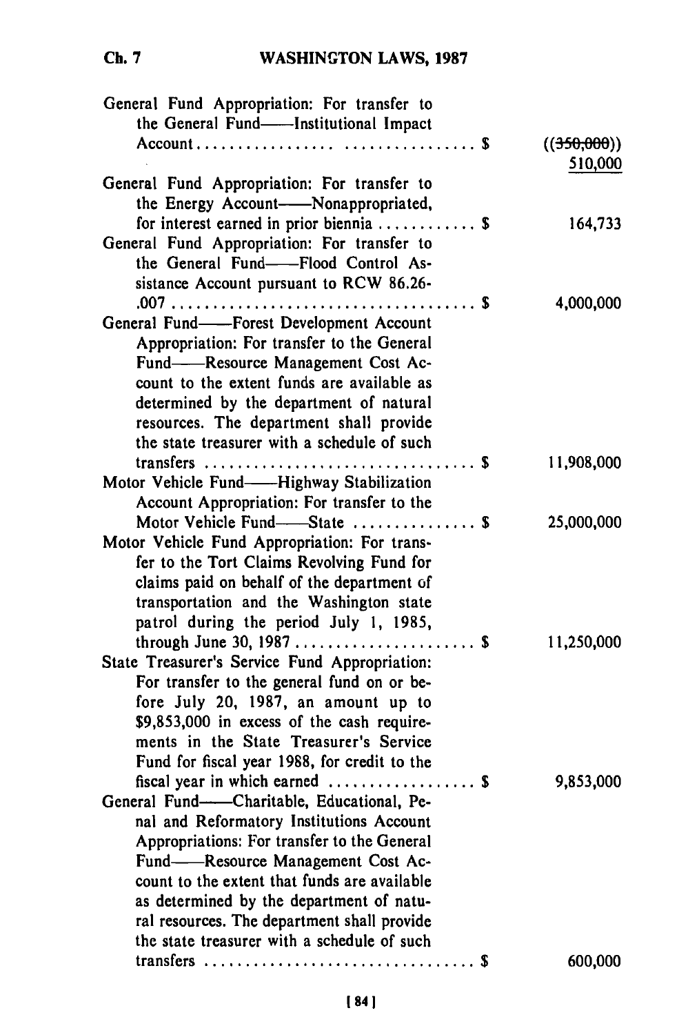General Fund Appropriation: For transfer to the General Fund—Institutional Impact Account . . . . . . . . . . . . . . . . . . . . . . . . . . . . . . . . $ ~~((350,000))~~ <u>510,000</u>

General Fund Appropriation: For transfer to the Energy Account—Nonappropriated, for interest earned in prior biennia . . . . . . . . . . . . $ 164,733

General Fund Appropriation: For transfer to the General Fund—Flood Control Assistance Account pursuant to RCW 86.26-.007 . . . . . . . . . . . . . . . . . . . . . . . . . . . . . . . . . . . . $ 4,000,000

General Fund—Forest Development Account Appropriation: For transfer to the General Fund—Resource Management Cost Account to the extent funds are available as determined by the department of natural resources. The department shall provide the state treasurer with a schedule of such transfers . . . . . . . . . . . . . . . . . . . . . . . . . . . . . . . . $ 11,908,000

Motor Vehicle Fund—Highway Stabilization Account Appropriation: For transfer to the Motor Vehicle Fund—State . . . . . . . . . . . . . . . $ 25,000,000

Motor Vehicle Fund Appropriation: For transfer to the Tort Claims Revolving Fund for claims paid on behalf of the department of transportation and the Washington state patrol during the period July 1, 1985, through June 30, 1987 . . . . . . . . . . . . . . . . . . . . . $ 11,250,000

State Treasurer's Service Fund Appropriation: For transfer to the general fund on or before July 20, 1987, an amount up to $9,853,000 in excess of the cash requirements in the State Treasurer's Service Fund for fiscal year 1988, for credit to the fiscal year in which earned . . . . . . . . . . . . . . . . . . $ 9,853,000

General Fund—Charitable, Educational, Penal and Reformatory Institutions Account Appropriations: For transfer to the General Fund—Resource Management Cost Account to the extent that funds are available as determined by the department of natural resources. The department shall provide the state treasurer with a schedule of such transfers . . . . . . . . . . . . . . . . . . . . . . . . . . . . . . . . $ 600,000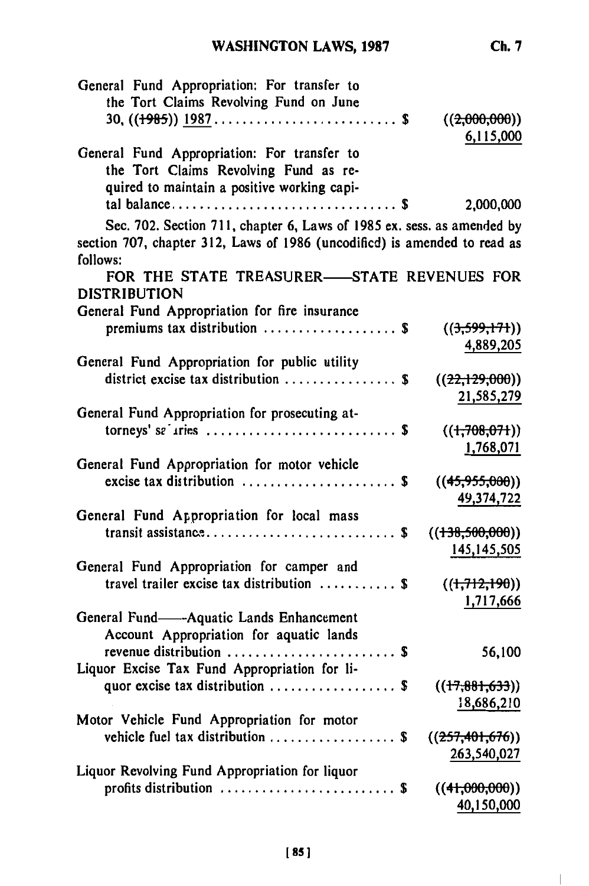General Fund Appropriation: For transfer to the Tort Claims Revolving Fund on June 30, ((~~1985~~)) 1987 .......................... $ ((~~2,000,000~~)) 6,115,000

General Fund Appropriation: For transfer to the Tort Claims Revolving Fund as required to maintain a positive working capital balance ............................... $ 2,000,000

Sec. 702. Section 711, chapter 6, Laws of 1985 ex. sess. as amended by section 707, chapter 312, Laws of 1986 (uncodified) is amended to read as follows:

FOR THE STATE TREASURER——STATE REVENUES FOR DISTRIBUTION

General Fund Appropriation for fire insurance premiums tax distribution .................. $ ((~~3,599,171~~)) 4,889,205

General Fund Appropriation for public utility district excise tax distribution ............... $ ((~~22,129,000~~)) 21,585,279

General Fund Appropriation for prosecuting attorneys' salaries .......................... $ ((~~1,708,071~~)) 1,768,071

General Fund Appropriation for motor vehicle excise tax distribution ..................... $ ((~~45,955,000~~)) 49,374,722

General Fund Appropriation for local mass transit assistance.......................... $ ((~~138,500,000~~)) 145,145,505

General Fund Appropriation for camper and travel trailer excise tax distribution .......... $ ((~~1,712,190~~)) 1,717,666

General Fund——Aquatic Lands Enhancement Account Appropriation for aquatic lands revenue distribution ....................... $ 56,100

Liquor Excise Tax Fund Appropriation for liquor excise tax distribution ................. $ ((~~17,881,633~~)) 18,686,210

Motor Vehicle Fund Appropriation for motor vehicle fuel tax distribution ................. $ ((~~257,401,676~~)) 263,540,027

Liquor Revolving Fund Appropriation for liquor profits distribution ........................ $ ((~~41,000,000~~)) 40,150,000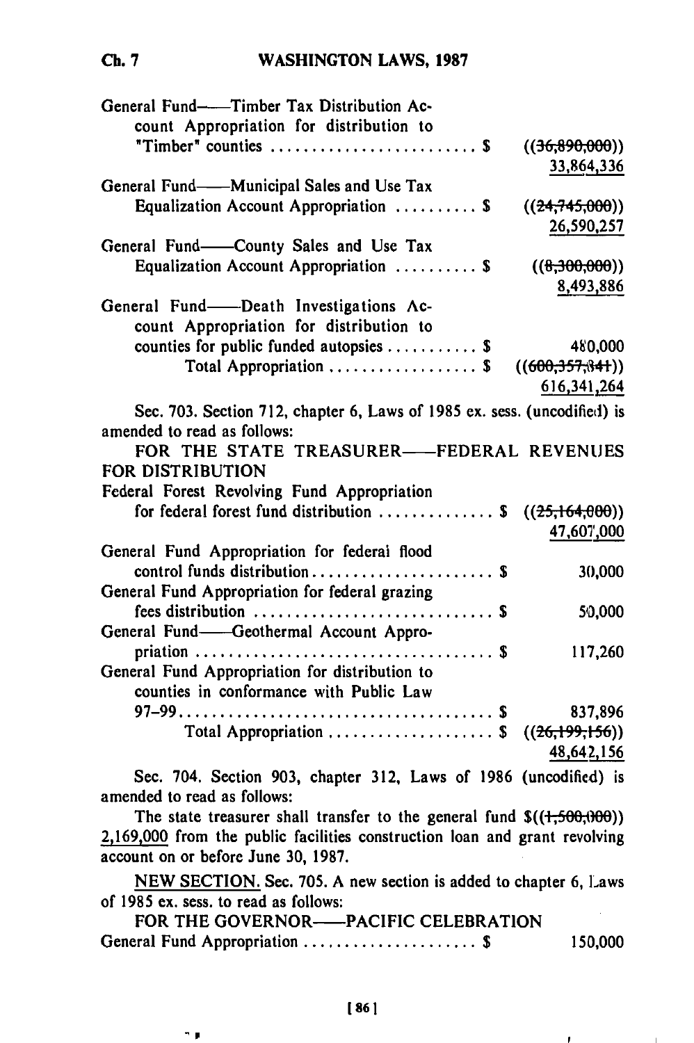General Fund——Timber Tax Distribution Account Appropriation for distribution to "Timber" counties ......................... $ ~~((36,890,000))~~ 33,864,336

General Fund——Municipal Sales and Use Tax Equalization Account Appropriation .......... $ ~~((24,745,000))~~ 26,590,257

General Fund——County Sales and Use Tax Equalization Account Appropriation .......... $ ~~((8,300,000))~~ 8,493,886

General Fund——Death Investigations Account Appropriation for distribution to counties for public funded autopsies ........... $ 480,000

Total Appropriation .................. $ ~~((600,357,341))~~ 616,341,264

Sec. 703. Section 712, chapter 6, Laws of 1985 ex. sess. (uncodified) is amended to read as follows:

FOR THE STATE TREASURER——FEDERAL REVENUES FOR DISTRIBUTION

Federal Forest Revolving Fund Appropriation for federal forest fund distribution ............. $ ~~((25,164,000))~~ 47,607,000

General Fund Appropriation for federal flood control funds distribution...................... $ 30,000

General Fund Appropriation for federal grazing fees distribution ............................ $ 50,000

General Fund——Geothermal Account Appropriation .................................... $ 117,260

General Fund Appropriation for distribution to counties in conformance with Public Law 97-99...................................... $ 837,896

Total Appropriation .................... $ ~~((26,199,156))~~ 48,642,156

Sec. 704. Section 903, chapter 312, Laws of 1986 (uncodified) is amended to read as follows:

The state treasurer shall transfer to the general fund $~~((1,500,000))~~ 2,169,000 from the public facilities construction loan and grant revolving account on or before June 30, 1987.

NEW SECTION. Sec. 705. A new section is added to chapter 6, Laws of 1985 ex. sess. to read as follows:

FOR THE GOVERNOR——PACIFIC CELEBRATION

General Fund Appropriation ..................... $ 150,000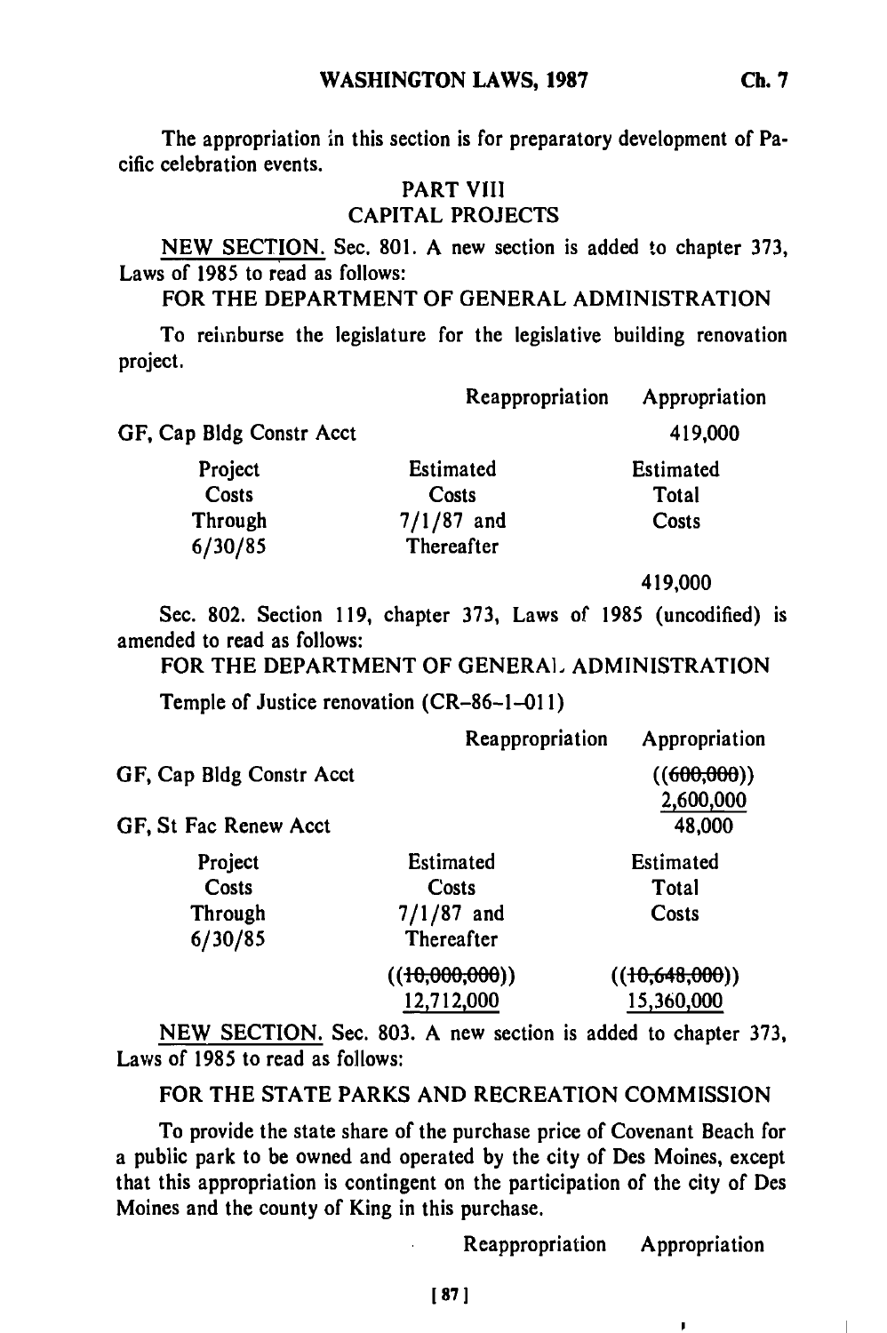The appropriation in this section is for preparatory development of Pacific celebration events.

## PART VIII
## CAPITAL PROJECTS

NEW SECTION. Sec. 801. A new section is added to chapter 373, Laws of 1985 to read as follows:

FOR THE DEPARTMENT OF GENERAL ADMINISTRATION

To reimburse the legislature for the legislative building renovation project.

| | Reappropriation | Appropriation |
|---|---|---|
| GF, Cap Bldg Constr Acct | | 419,000 |
| Project Costs Through 6/30/85 | Estimated Costs 7/1/87 and Thereafter | Estimated Total Costs |
| | | 419,000 |

Sec. 802. Section 119, chapter 373, Laws of 1985 (uncodified) is amended to read as follows:

FOR THE DEPARTMENT OF GENERAL ADMINISTRATION

Temple of Justice renovation (CR-86-1-011)

| | Reappropriation | Appropriation |
|---|---|---|
| GF, Cap Bldg Constr Acct | | ((~~600,000~~)) 2,600,000 |
| GF, St Fac Renew Acct | | 48,000 |
| Project Costs Through 6/30/85 | Estimated Costs 7/1/87 and Thereafter | Estimated Total Costs |
| | ((~~10,000,000~~)) 12,712,000 | ((~~10,648,000~~)) 15,360,000 |

NEW SECTION. Sec. 803. A new section is added to chapter 373, Laws of 1985 to read as follows:

FOR THE STATE PARKS AND RECREATION COMMISSION

To provide the state share of the purchase price of Covenant Beach for a public park to be owned and operated by the city of Des Moines, except that this appropriation is contingent on the participation of the city of Des Moines and the county of King in this purchase.

| | Reappropriation | Appropriation |
|---|---|---|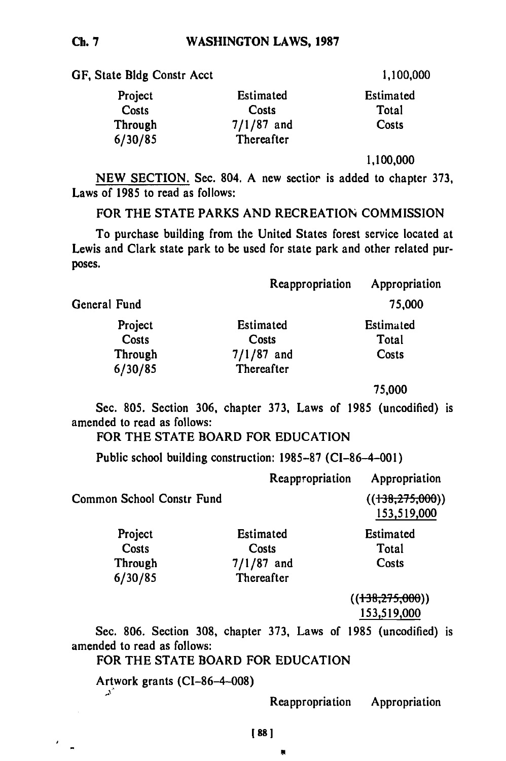GF, State Bldg Constr Acct 1,100,000

| Project Costs Through 6/30/85 | Estimated Costs 7/1/87 and Thereafter | Estimated Total Costs |
|---|---|---|
| | | 1,100,000 |

NEW SECTION. Sec. 804. A new section is added to chapter 373, Laws of 1985 to read as follows:

FOR THE STATE PARKS AND RECREATION COMMISSION

To purchase building from the United States forest service located at Lewis and Clark state park to be used for state park and other related purposes.

| | Reappropriation | Appropriation |
|---|---|---|
| General Fund | | 75,000 |

| Project Costs Through 6/30/85 | Estimated Costs 7/1/87 and Thereafter | Estimated Total Costs |
|---|---|---|
| | | 75,000 |

Sec. 805. Section 306, chapter 373, Laws of 1985 (uncodified) is amended to read as follows:

FOR THE STATE BOARD FOR EDUCATION

Public school building construction: 1985-87 (CI-86-4-001)

| | Reappropriation | Appropriation |
|---|---|---|
| Common School Constr Fund | | ((~~138,275,000~~)) 153,519,000 |

| Project Costs Through 6/30/85 | Estimated Costs 7/1/87 and Thereafter | Estimated Total Costs |
|---|---|---|
| | | ((~~138,275,000~~)) 153,519,000 |

Sec. 806. Section 308, chapter 373, Laws of 1985 (uncodified) is amended to read as follows:

FOR THE STATE BOARD FOR EDUCATION

Artwork grants (CI-86-4-008)

| | Reappropriation | Appropriation |
|---|---|---|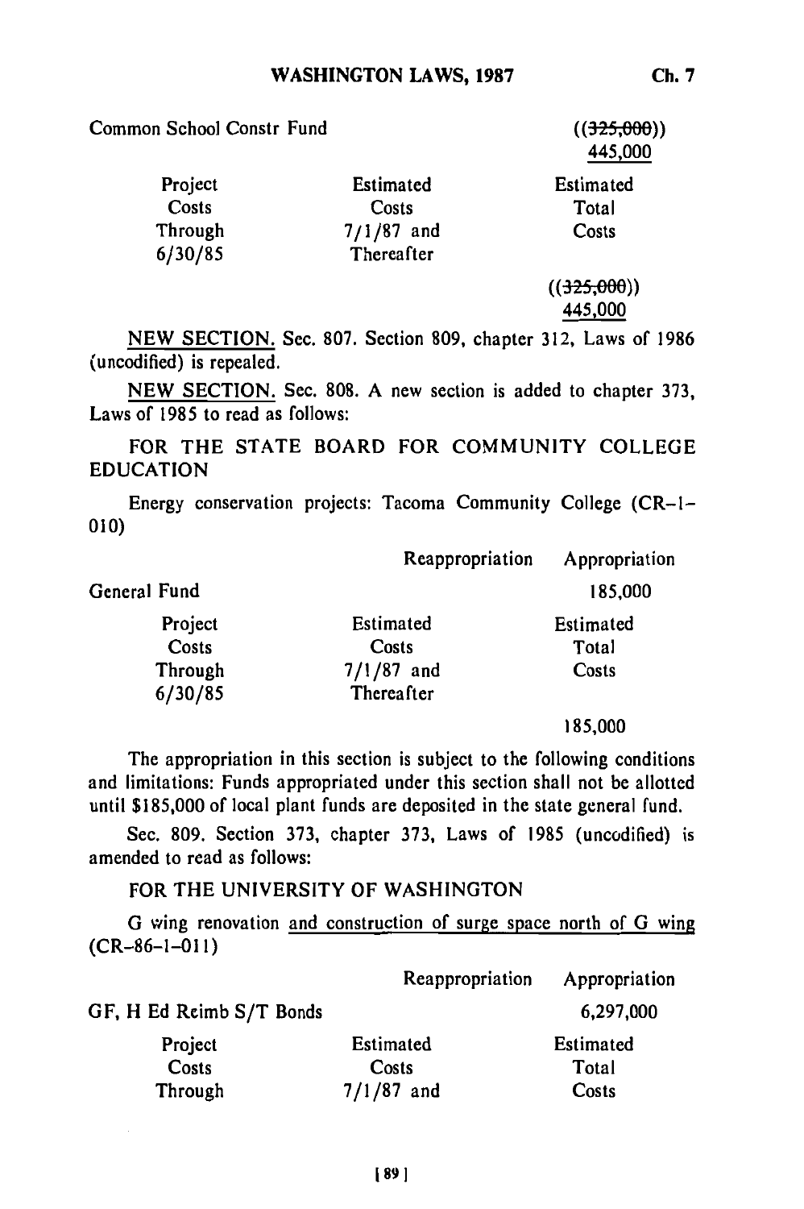| Common School Constr Fund | | ((~~325,000~~)) <u>445,000</u> |
|---|---|---|
| Project Costs Through 6/30/85 | Estimated Costs 7/1/87 and Thereafter | Estimated Total Costs |
| | | ((~~325,000~~)) <u>445,000</u> |

<u>NEW SECTION.</u> Sec. 807. Section 809, chapter 312, Laws of 1986 (uncodified) is repealed.

<u>NEW SECTION.</u> Sec. 808. A new section is added to chapter 373, Laws of 1985 to read as follows:

FOR THE STATE BOARD FOR COMMUNITY COLLEGE EDUCATION

Energy conservation projects: Tacoma Community College (CR-1-010)

| | Reappropriation | Appropriation |
|---|---|---|
| General Fund | | 185,000 |
| Project Costs Through 6/30/85 | Estimated Costs 7/1/87 and Thereafter | Estimated Total Costs |
| | | 185,000 |

The appropriation in this section is subject to the following conditions and limitations: Funds appropriated under this section shall not be allotted until $185,000 of local plant funds are deposited in the state general fund.

Sec. 809. Section 373, chapter 373, Laws of 1985 (uncodified) is amended to read as follows:

FOR THE UNIVERSITY OF WASHINGTON

G wing renovation <u>and construction of surge space north of G wing</u> (CR-86-1-011)

| | Reappropriation | Appropriation |
|---|---|---|
| GF, H Ed Reimb S/T Bonds | | 6,297,000 |
| Project Costs Through | Estimated Costs 7/1/87 and | Estimated Total Costs |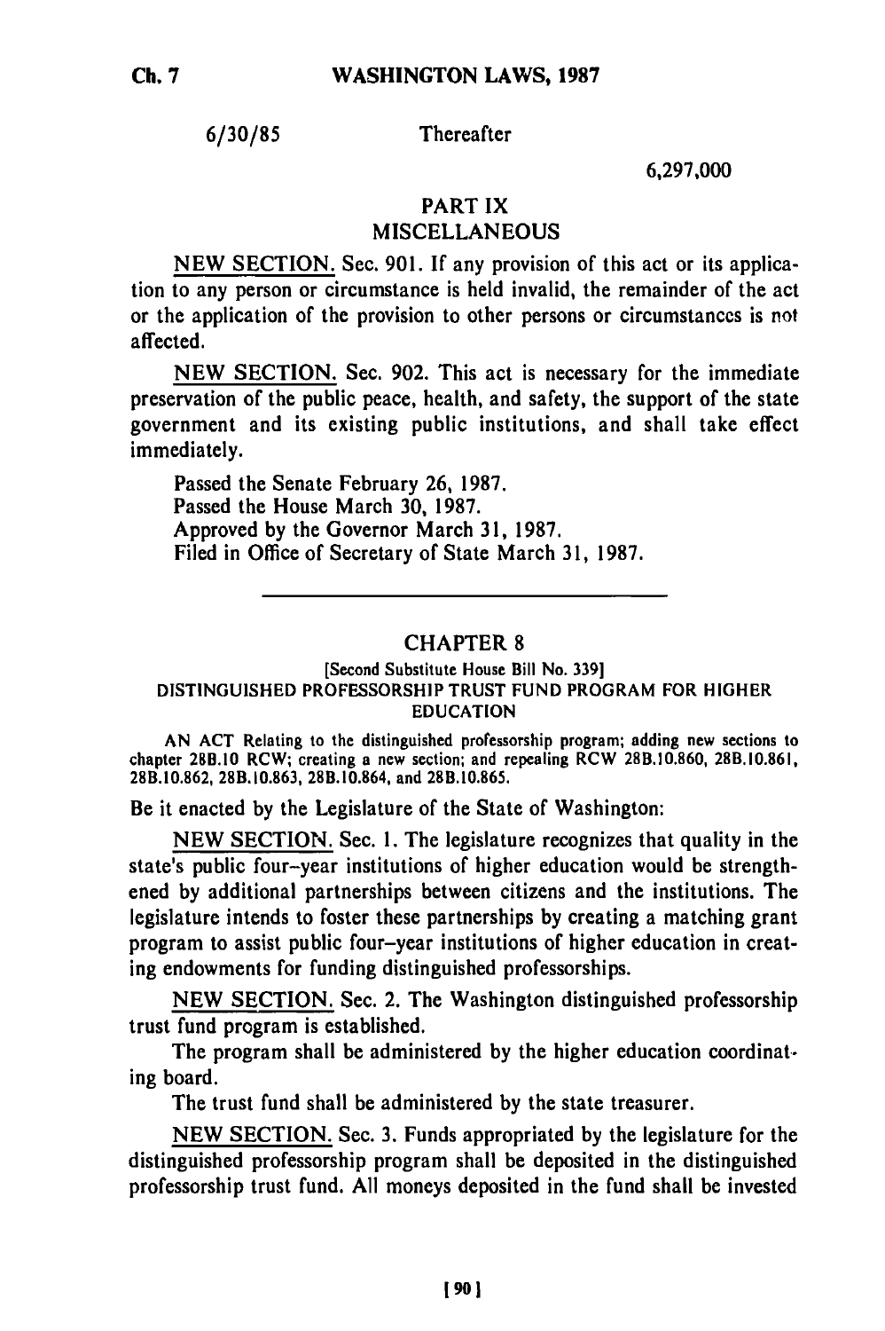| | | |
|---|---|---|
| 6/30/85 | Thereafter | 6,297,000 |

## PART IX
## MISCELLANEOUS

NEW SECTION. Sec. 901. If any provision of this act or its application to any person or circumstance is held invalid, the remainder of the act or the application of the provision to other persons or circumstances is not affected.

NEW SECTION. Sec. 902. This act is necessary for the immediate preservation of the public peace, health, and safety, the support of the state government and its existing public institutions, and shall take effect immediately.

Passed the Senate February 26, 1987.
Passed the House March 30, 1987.
Approved by the Governor March 31, 1987.
Filed in Office of Secretary of State March 31, 1987.

---

## CHAPTER 8

[Second Substitute House Bill No. 339]
DISTINGUISHED PROFESSORSHIP TRUST FUND PROGRAM FOR HIGHER EDUCATION

AN ACT Relating to the distinguished professorship program; adding new sections to chapter 28B.10 RCW; creating a new section; and repealing RCW 28B.10.860, 28B.10.861, 28B.10.862, 28B.10.863, 28B.10.864, and 28B.10.865.

Be it enacted by the Legislature of the State of Washington:

NEW SECTION. Sec. 1. The legislature recognizes that quality in the state's public four-year institutions of higher education would be strengthened by additional partnerships between citizens and the institutions. The legislature intends to foster these partnerships by creating a matching grant program to assist public four-year institutions of higher education in creating endowments for funding distinguished professorships.

NEW SECTION. Sec. 2. The Washington distinguished professorship trust fund program is established.

The program shall be administered by the higher education coordinating board.

The trust fund shall be administered by the state treasurer.

NEW SECTION. Sec. 3. Funds appropriated by the legislature for the distinguished professorship program shall be deposited in the distinguished professorship trust fund. All moneys deposited in the fund shall be invested